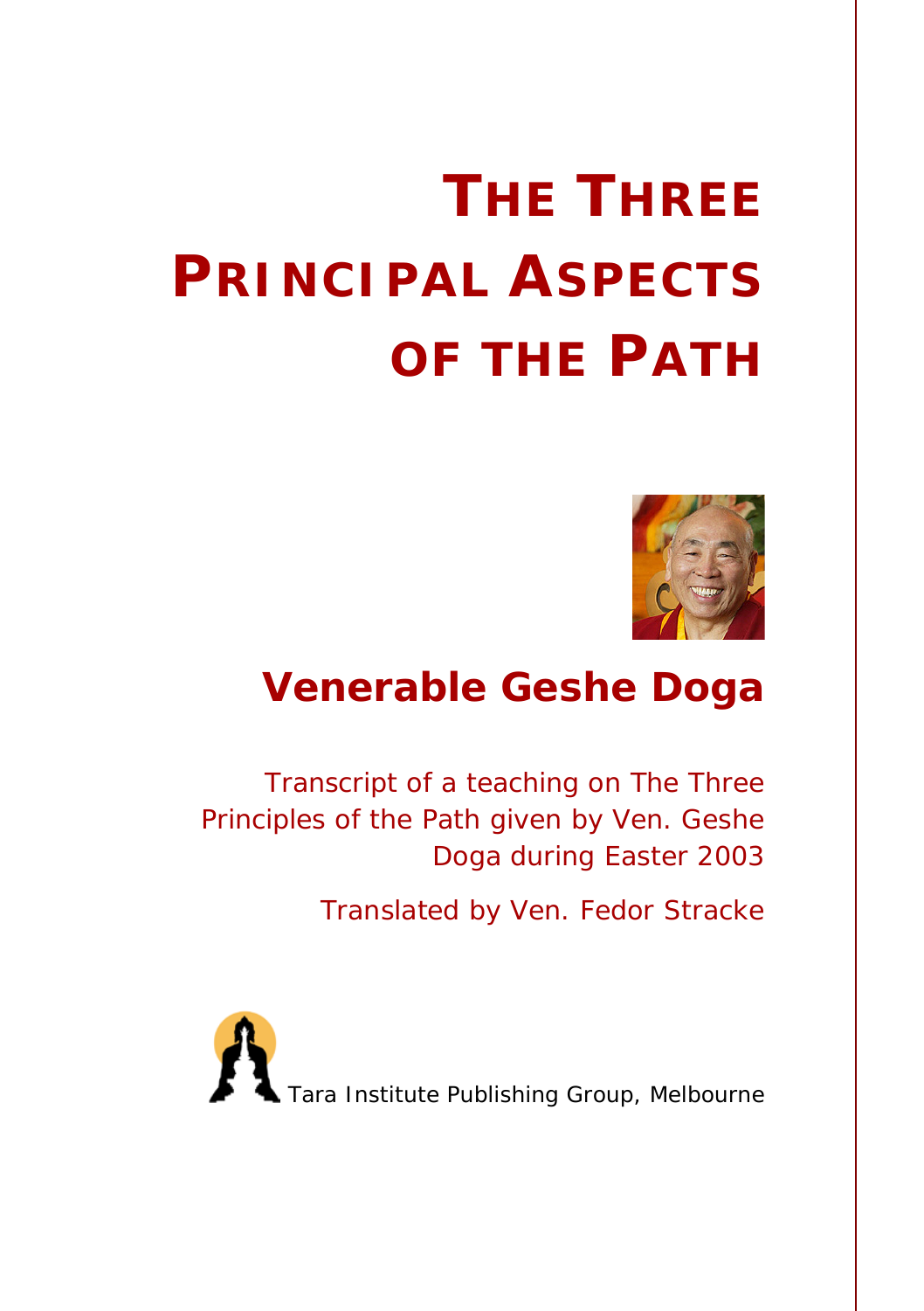# THE THREE PRINCIPAL ASPECTS OF THE PATH

## Venerable Geshe Doga

Transcript of a teaching on The Three Principles of the Path given by Ven. Geshe Doga during Easter 2003

Translated by Ven. Fedor Stracke

Tara Institute Publishing Group, Melbourne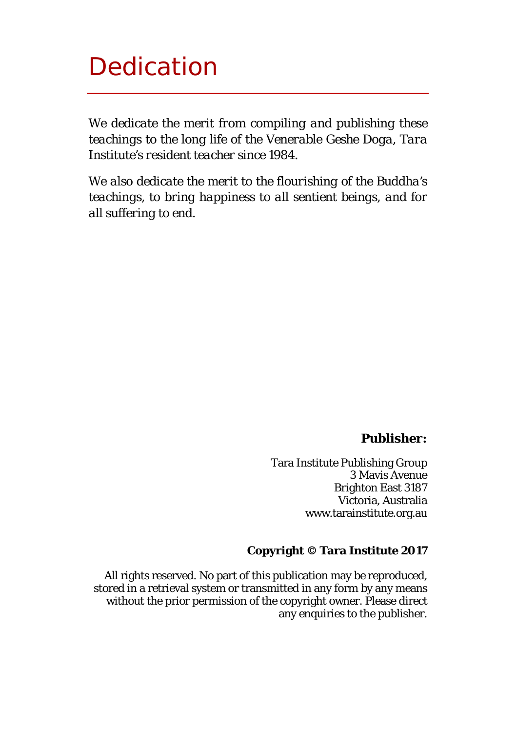# Dedication

*We dedicate the merit from compiling and publishing these teachings to the long life of the Venerable Geshe Doga, Tara Institute's resident teacher since 1984.*

*We also dedicate the merit to the flourishing of the Buddha's teachings, to bring happiness to all sentient beings, and for all suffering to end.*

**Publisher:**

Tara Institute Publishing Group
3 Mavis Avenue
Brighton East 3187
Victoria, Australia
www.tarainstitute.org.au

**Copyright © Tara Institute 2017**

All rights reserved. No part of this publication may be reproduced, stored in a retrieval system or transmitted in any form by any means without the prior permission of the copyright owner. Please direct any enquiries to the publisher.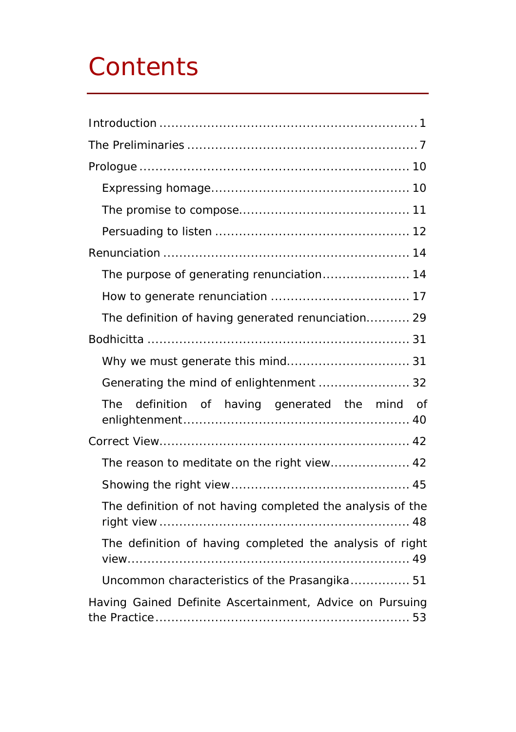# Contents

- Introduction ........ 1
- The Preliminaries ........ 7
- Prologue ........ 10
  - Expressing homage ........ 10
  - The promise to compose ........ 11
  - Persuading to listen ........ 12
- Renunciation ........ 14
  - The purpose of generating renunciation ........ 14
  - How to generate renunciation ........ 17
  - The definition of having generated renunciation ........ 29
- Bodhicitta ........ 31
  - Why we must generate this mind ........ 31
  - Generating the mind of enlightenment ........ 32
  - The definition of having generated the mind of enlightenment ........ 40
- Correct View ........ 42
  - The reason to meditate on the right view ........ 42
  - Showing the right view ........ 45
  - The definition of not having completed the analysis of the right view ........ 48
  - The definition of having completed the analysis of right view ........ 49
  - Uncommon characteristics of the Prasangika ........ 51
- Having Gained Definite Ascertainment, Advice on Pursuing the Practice ........ 53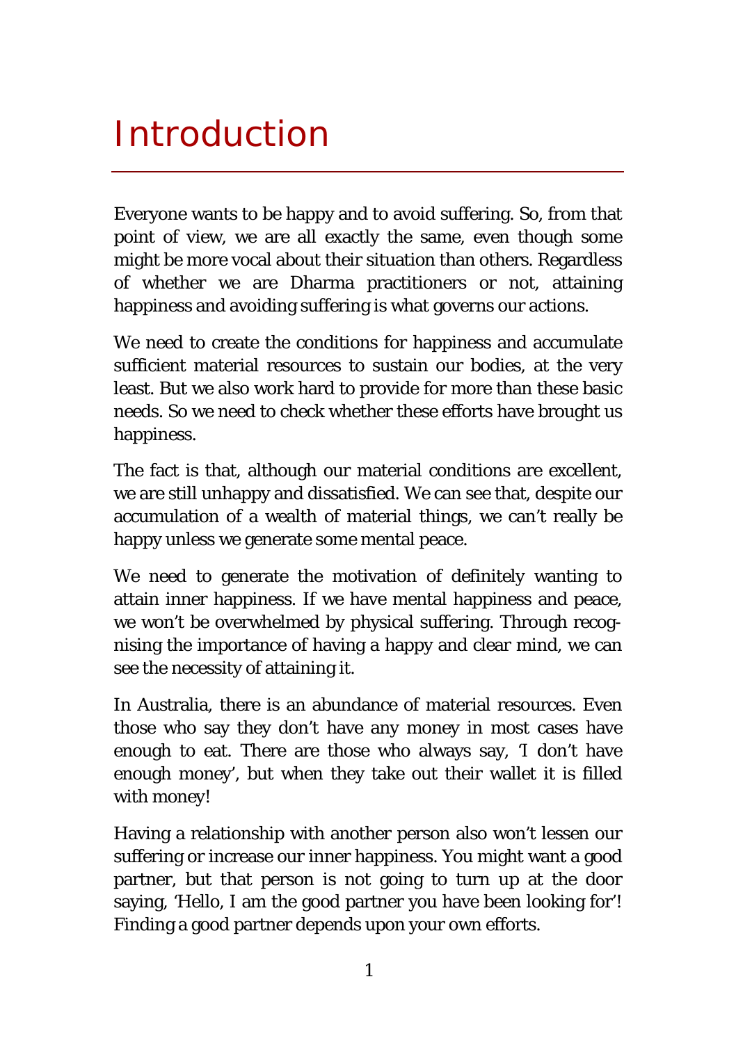# Introduction

Everyone wants to be happy and to avoid suffering. So, from that point of view, we are all exactly the same, even though some might be more vocal about their situation than others. Regardless of whether we are Dharma practitioners or not, attaining happiness and avoiding suffering is what governs our actions.

We need to create the conditions for happiness and accumulate sufficient material resources to sustain our bodies, at the very least. But we also work hard to provide for more than these basic needs. So we need to check whether these efforts have brought us happiness.

The fact is that, although our material conditions are excellent, we are still unhappy and dissatisfied. We can see that, despite our accumulation of a wealth of material things, we can't really be happy unless we generate some mental peace.

We need to generate the motivation of definitely wanting to attain inner happiness. If we have mental happiness and peace, we won't be overwhelmed by physical suffering. Through recognising the importance of having a happy and clear mind, we can see the necessity of attaining it.

In Australia, there is an abundance of material resources. Even those who say they don't have any money in most cases have enough to eat. There are those who always say, 'I don't have enough money', but when they take out their wallet it is filled with money!

Having a relationship with another person also won't lessen our suffering or increase our inner happiness. You might want a good partner, but that person is not going to turn up at the door saying, 'Hello, I am the good partner you have been looking for'! Finding a good partner depends upon your own efforts.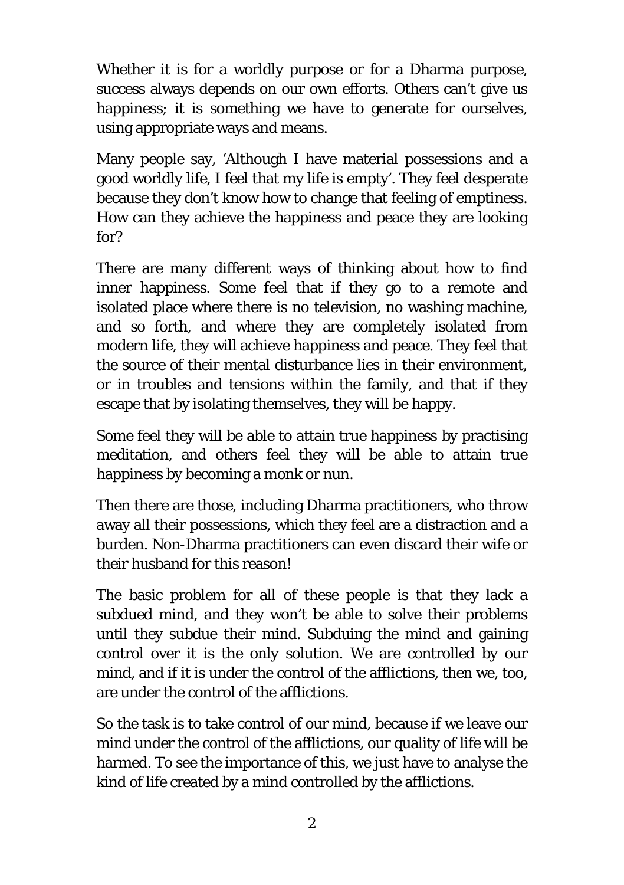Whether it is for a worldly purpose or for a Dharma purpose, success always depends on our own efforts. Others can't give us happiness; it is something we have to generate for ourselves, using appropriate ways and means.

Many people say, 'Although I have material possessions and a good worldly life, I feel that my life is empty'. They feel desperate because they don't know how to change that feeling of emptiness. How can they achieve the happiness and peace they are looking for?

There are many different ways of thinking about how to find inner happiness. Some feel that if they go to a remote and isolated place where there is no television, no washing machine, and so forth, and where they are completely isolated from modern life, they will achieve happiness and peace. They feel that the source of their mental disturbance lies in their environment, or in troubles and tensions within the family, and that if they escape that by isolating themselves, they will be happy.

Some feel they will be able to attain true happiness by practising meditation, and others feel they will be able to attain true happiness by becoming a monk or nun.

Then there are those, including Dharma practitioners, who throw away all their possessions, which they feel are a distraction and a burden. Non-Dharma practitioners can even discard their wife or their husband for this reason!

The basic problem for all of these people is that they lack a subdued mind, and they won't be able to solve their problems until they subdue their mind. Subduing the mind and gaining control over it is the only solution. We are controlled by our mind, and if it is under the control of the afflictions, then we, too, are under the control of the afflictions.

So the task is to take control of our mind, because if we leave our mind under the control of the afflictions, our quality of life will be harmed. To see the importance of this, we just have to analyse the kind of life created by a mind controlled by the afflictions.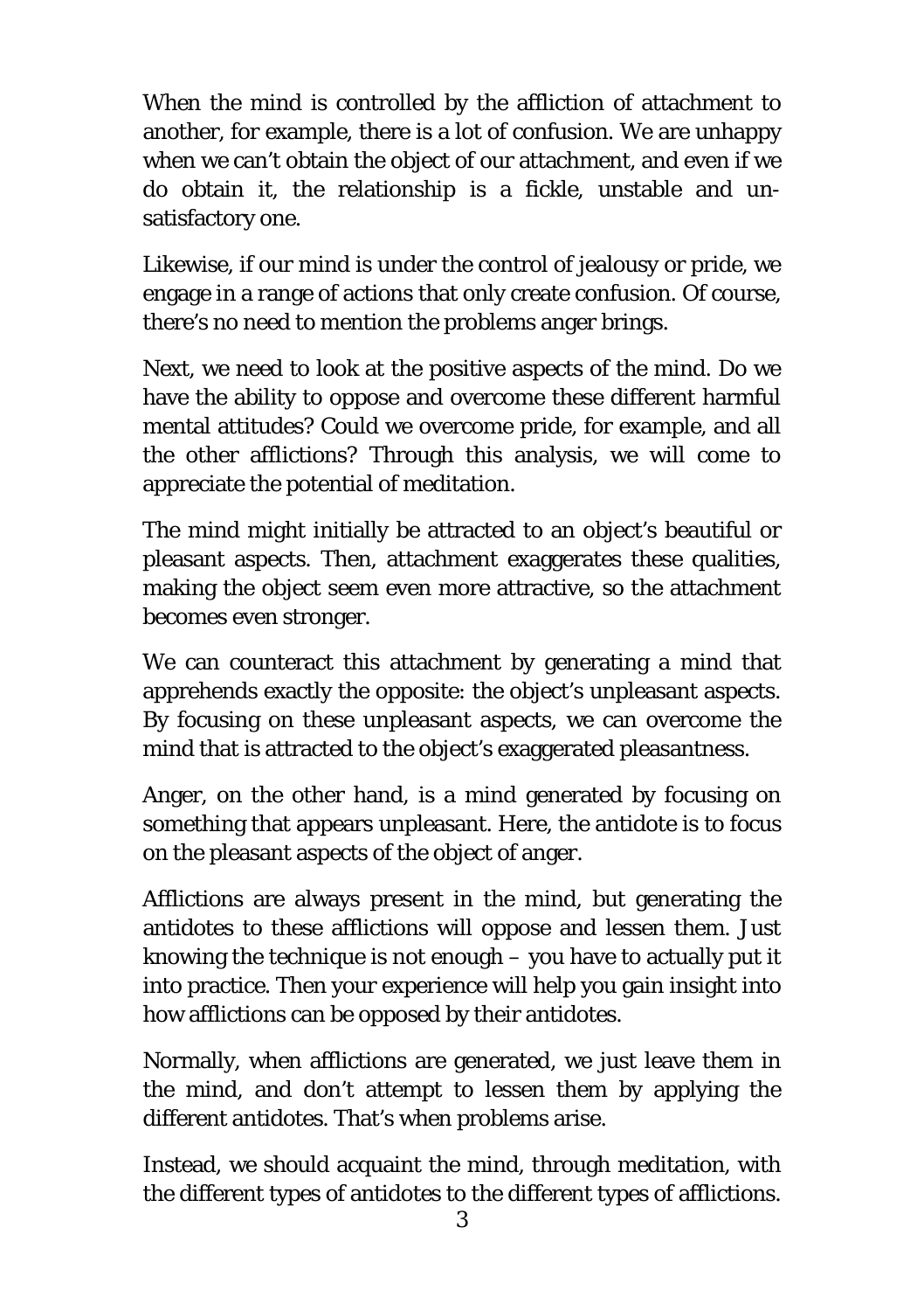When the mind is controlled by the affliction of attachment to another, for example, there is a lot of confusion. We are unhappy when we can't obtain the object of our attachment, and even if we do obtain it, the relationship is a fickle, unstable and unsatisfactory one.

Likewise, if our mind is under the control of jealousy or pride, we engage in a range of actions that only create confusion. Of course, there's no need to mention the problems anger brings.

Next, we need to look at the positive aspects of the mind. Do we have the ability to oppose and overcome these different harmful mental attitudes? Could we overcome pride, for example, and all the other afflictions? Through this analysis, we will come to appreciate the potential of meditation.

The mind might initially be attracted to an object's beautiful or pleasant aspects. Then, attachment exaggerates these qualities, making the object seem even more attractive, so the attachment becomes even stronger.

We can counteract this attachment by generating a mind that apprehends exactly the opposite: the object's unpleasant aspects. By focusing on these unpleasant aspects, we can overcome the mind that is attracted to the object's exaggerated pleasantness.

Anger, on the other hand, is a mind generated by focusing on something that appears unpleasant. Here, the antidote is to focus on the pleasant aspects of the object of anger.

Afflictions are always present in the mind, but generating the antidotes to these afflictions will oppose and lessen them. Just knowing the technique is not enough – you have to actually put it into practice. Then your experience will help you gain insight into how afflictions can be opposed by their antidotes.

Normally, when afflictions are generated, we just leave them in the mind, and don't attempt to lessen them by applying the different antidotes. That's when problems arise.

Instead, we should acquaint the mind, through meditation, with the different types of antidotes to the different types of afflictions.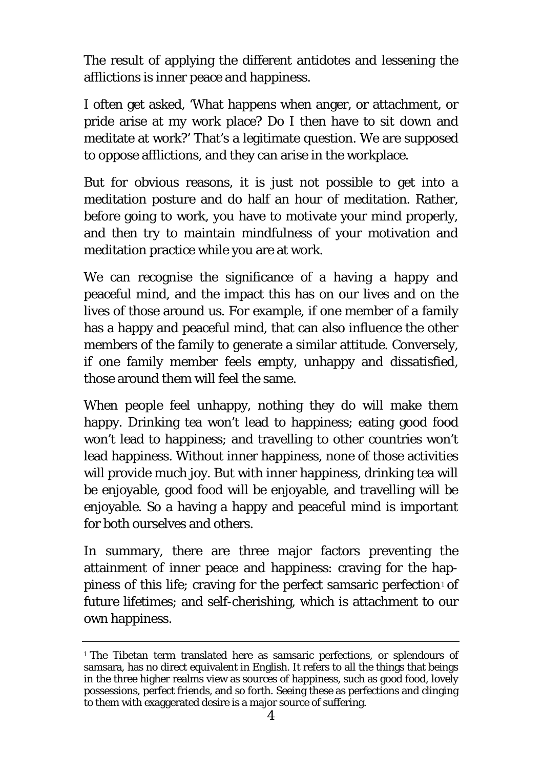The result of applying the different antidotes and lessening the afflictions is inner peace and happiness.

I often get asked, 'What happens when anger, or attachment, or pride arise at my work place? Do I then have to sit down and meditate at work?' That's a legitimate question. We are supposed to oppose afflictions, and they can arise in the workplace.

But for obvious reasons, it is just not possible to get into a meditation posture and do half an hour of meditation. Rather, before going to work, you have to motivate your mind properly, and then try to maintain mindfulness of your motivation and meditation practice while you are at work.

We can recognise the significance of a having a happy and peaceful mind, and the impact this has on our lives and on the lives of those around us. For example, if one member of a family has a happy and peaceful mind, that can also influence the other members of the family to generate a similar attitude. Conversely, if one family member feels empty, unhappy and dissatisfied, those around them will feel the same.

When people feel unhappy, nothing they do will make them happy. Drinking tea won't lead to happiness; eating good food won't lead to happiness; and travelling to other countries won't lead happiness. Without inner happiness, none of those activities will provide much joy. But with inner happiness, drinking tea will be enjoyable, good food will be enjoyable, and travelling will be enjoyable. So a having a happy and peaceful mind is important for both ourselves and others.

In summary, there are three major factors preventing the attainment of inner peace and happiness: craving for the happiness of this life; craving for the perfect samsaric perfection[1] of future lifetimes; and self-cherishing, which is attachment to our own happiness.

---

[1] The Tibetan term translated here as samsaric perfections, or splendours of samsara, has no direct equivalent in English. It refers to all the things that beings in the three higher realms view as sources of happiness, such as good food, lovely possessions, perfect friends, and so forth. Seeing these as perfections and clinging to them with exaggerated desire is a major source of suffering.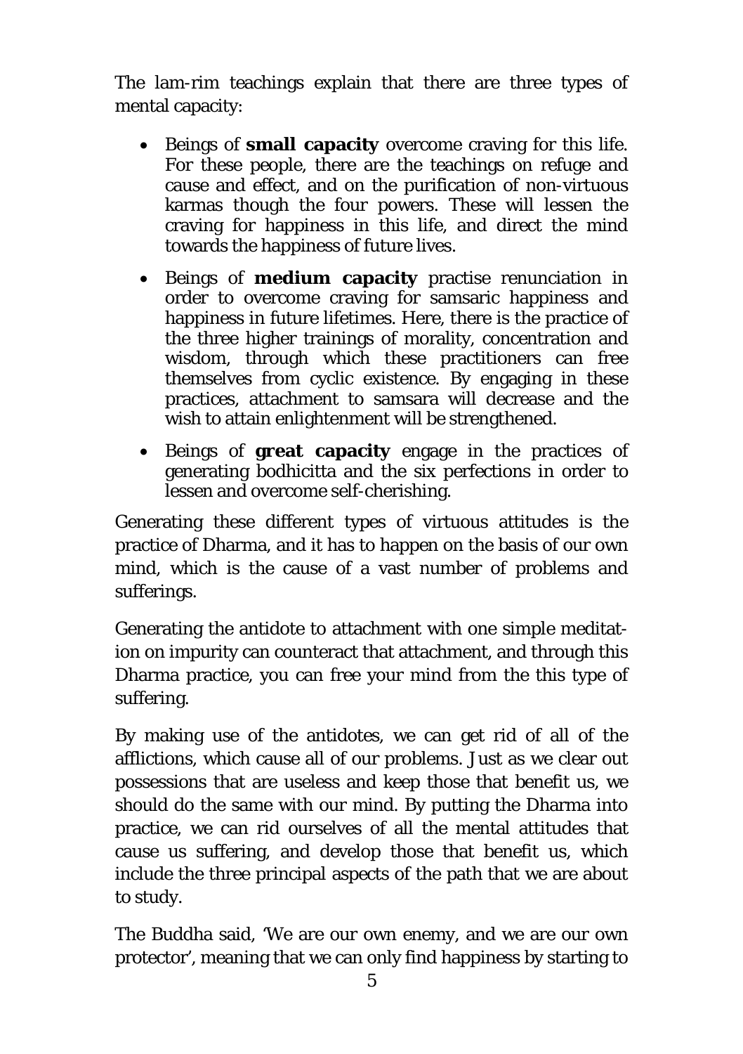The lam-rim teachings explain that there are three types of mental capacity:

- Beings of **small capacity** overcome craving for this life. For these people, there are the teachings on refuge and cause and effect, and on the purification of non-virtuous karmas though the four powers. These will lessen the craving for happiness in this life, and direct the mind towards the happiness of future lives.
- Beings of **medium capacity** practise renunciation in order to overcome craving for samsaric happiness and happiness in future lifetimes. Here, there is the practice of the three higher trainings of morality, concentration and wisdom, through which these practitioners can free themselves from cyclic existence. By engaging in these practices, attachment to samsara will decrease and the wish to attain enlightenment will be strengthened.
- Beings of **great capacity** engage in the practices of generating bodhicitta and the six perfections in order to lessen and overcome self-cherishing.

Generating these different types of virtuous attitudes is the practice of Dharma, and it has to happen on the basis of our own mind, which is the cause of a vast number of problems and sufferings.

Generating the antidote to attachment with one simple meditation on impurity can counteract that attachment, and through this Dharma practice, you can free your mind from the this type of suffering.

By making use of the antidotes, we can get rid of all of the afflictions, which cause all of our problems. Just as we clear out possessions that are useless and keep those that benefit us, we should do the same with our mind. By putting the Dharma into practice, we can rid ourselves of all the mental attitudes that cause us suffering, and develop those that benefit us, which include the three principal aspects of the path that we are about to study.

The Buddha said, 'We are our own enemy, and we are our own protector', meaning that we can only find happiness by starting to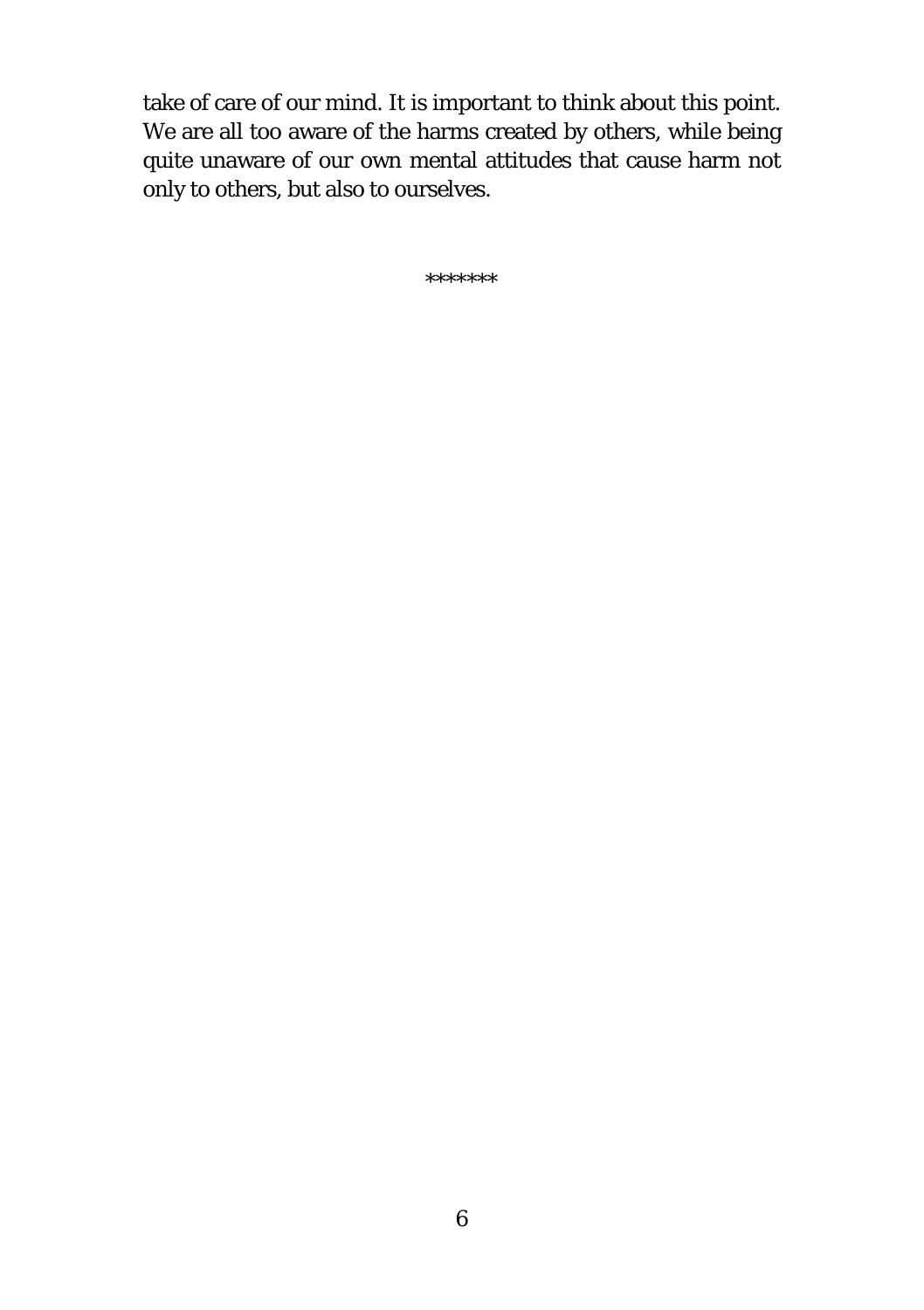take of care of our mind. It is important to think about this point. We are all too aware of the harms created by others, while being quite unaware of our own mental attitudes that cause harm not only to others, but also to ourselves.

*******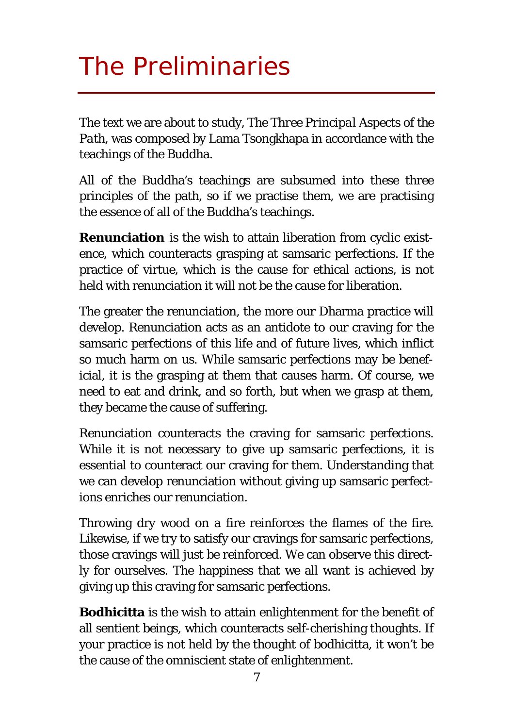# The Preliminaries

The text we are about to study, *The Three Principal Aspects of the Path*, was composed by Lama Tsongkhapa in accordance with the teachings of the Buddha.

All of the Buddha's teachings are subsumed into these three principles of the path, so if we practise them, we are practising the essence of all of the Buddha's teachings.

**Renunciation** is the wish to attain liberation from cyclic existence, which counteracts grasping at samsaric perfections. If the practice of virtue, which is the cause for ethical actions, is not held with renunciation it will not be the cause for liberation.

The greater the renunciation, the more our Dharma practice will develop. Renunciation acts as an antidote to our craving for the samsaric perfections of this life and of future lives, which inflict so much harm on us. While samsaric perfections may be beneficial, it is the grasping at them that causes harm. Of course, we need to eat and drink, and so forth, but when we grasp at them, they became the cause of suffering.

Renunciation counteracts the craving for samsaric perfections. While it is not necessary to give up samsaric perfections, it is essential to counteract our craving for them. Understanding that we can develop renunciation without giving up samsaric perfections enriches our renunciation.

Throwing dry wood on a fire reinforces the flames of the fire. Likewise, if we try to satisfy our cravings for samsaric perfections, those cravings will just be reinforced. We can observe this directly for ourselves. The happiness that we all want is achieved by giving up this craving for samsaric perfections.

**Bodhicitta** is the wish to attain enlightenment for the benefit of all sentient beings, which counteracts self-cherishing thoughts. If your practice is not held by the thought of bodhicitta, it won't be the cause of the omniscient state of enlightenment.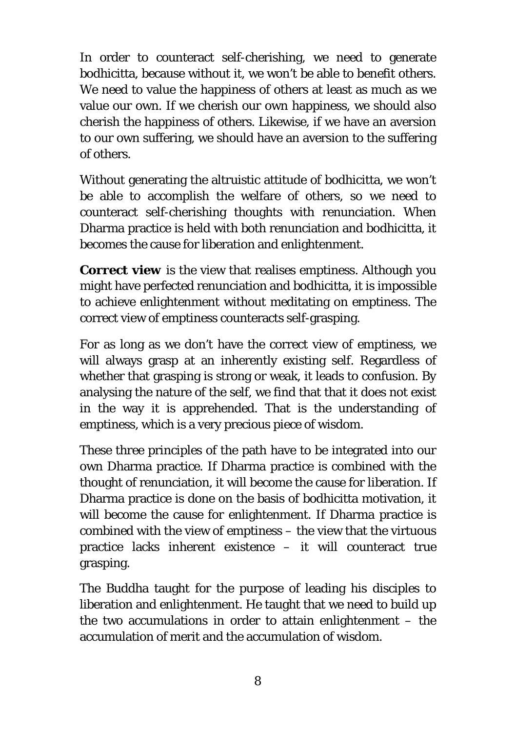In order to counteract self-cherishing, we need to generate bodhicitta, because without it, we won't be able to benefit others. We need to value the happiness of others at least as much as we value our own. If we cherish our own happiness, we should also cherish the happiness of others. Likewise, if we have an aversion to our own suffering, we should have an aversion to the suffering of others.

Without generating the altruistic attitude of bodhicitta, we won't be able to accomplish the welfare of others, so we need to counteract self-cherishing thoughts with renunciation. When Dharma practice is held with both renunciation and bodhicitta, it becomes the cause for liberation and enlightenment.

**Correct view** is the view that realises emptiness. Although you might have perfected renunciation and bodhicitta, it is impossible to achieve enlightenment without meditating on emptiness. The correct view of emptiness counteracts self-grasping.

For as long as we don't have the correct view of emptiness, we will always grasp at an inherently existing self. Regardless of whether that grasping is strong or weak, it leads to confusion. By analysing the nature of the self, we find that that it does not exist in the way it is apprehended. That is the understanding of emptiness, which is a very precious piece of wisdom.

These three principles of the path have to be integrated into our own Dharma practice. If Dharma practice is combined with the thought of renunciation, it will become the cause for liberation. If Dharma practice is done on the basis of bodhicitta motivation, it will become the cause for enlightenment. If Dharma practice is combined with the view of emptiness – the view that the virtuous practice lacks inherent existence – it will counteract true grasping.

The Buddha taught for the purpose of leading his disciples to liberation and enlightenment. He taught that we need to build up the two accumulations in order to attain enlightenment – the accumulation of merit and the accumulation of wisdom.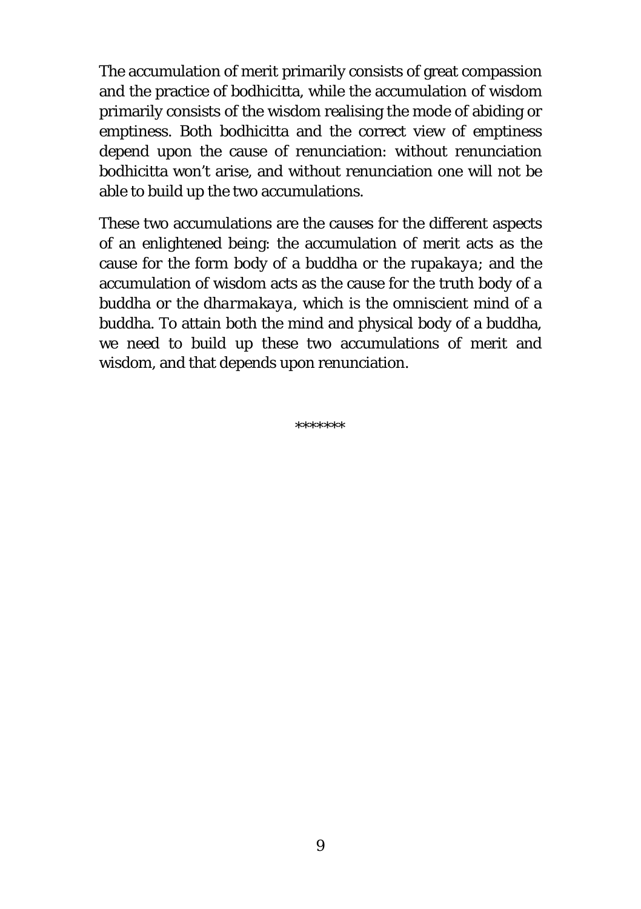The accumulation of merit primarily consists of great compassion and the practice of bodhicitta, while the accumulation of wisdom primarily consists of the wisdom realising the mode of abiding or emptiness. Both bodhicitta and the correct view of emptiness depend upon the cause of renunciation: without renunciation bodhicitta won't arise, and without renunciation one will not be able to build up the two accumulations.

These two accumulations are the causes for the different aspects of an enlightened being: the accumulation of merit acts as the cause for the form body of a buddha or the *rupakaya*; and the accumulation of wisdom acts as the cause for the truth body of a buddha or the *dharmakaya*, which is the omniscient mind of a buddha. To attain both the mind and physical body of a buddha, we need to build up these two accumulations of merit and wisdom, and that depends upon renunciation.

*******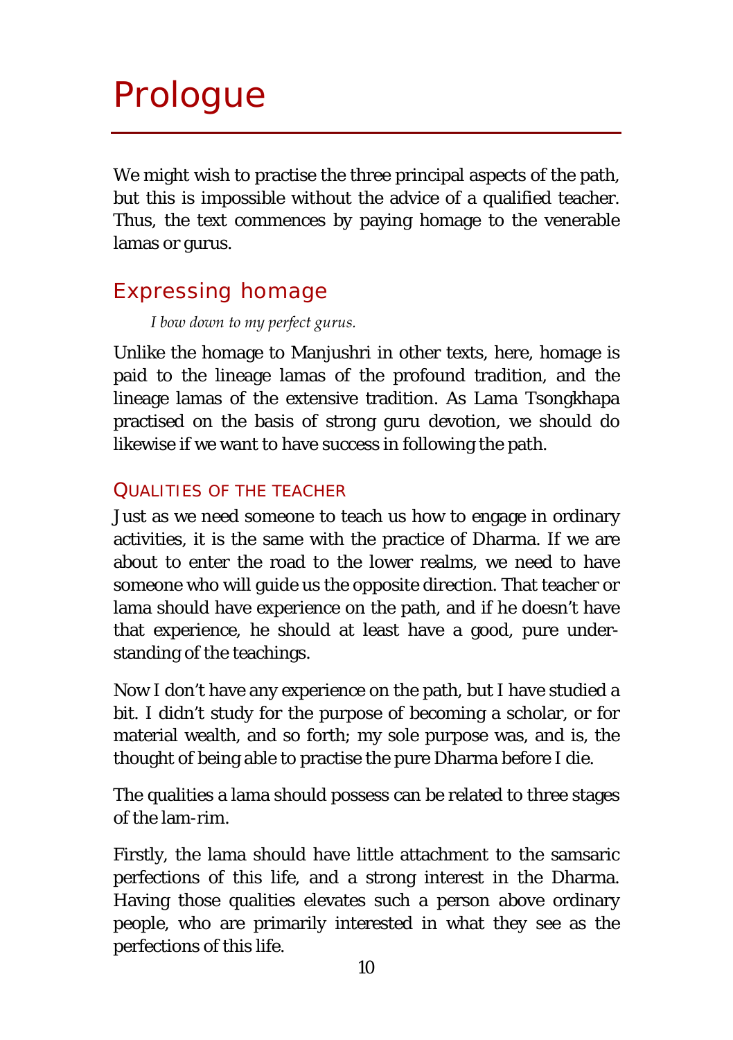# Prologue

We might wish to practise the three principal aspects of the path, but this is impossible without the advice of a qualified teacher. Thus, the text commences by paying homage to the venerable lamas or gurus.

## Expressing homage

> *I bow down to my perfect gurus.*

Unlike the homage to Manjushri in other texts, here, homage is paid to the lineage lamas of the profound tradition, and the lineage lamas of the extensive tradition. As Lama Tsongkhapa practised on the basis of strong guru devotion, we should do likewise if we want to have success in following the path.

### Qualities of the teacher

Just as we need someone to teach us how to engage in ordinary activities, it is the same with the practice of Dharma. If we are about to enter the road to the lower realms, we need to have someone who will guide us the opposite direction. That teacher or lama should have experience on the path, and if he doesn't have that experience, he should at least have a good, pure understanding of the teachings.

Now I don't have any experience on the path, but I have studied a bit. I didn't study for the purpose of becoming a scholar, or for material wealth, and so forth; my sole purpose was, and is, the thought of being able to practise the pure Dharma before I die.

The qualities a lama should possess can be related to three stages of the lam-rim.

Firstly, the lama should have little attachment to the samsaric perfections of this life, and a strong interest in the Dharma. Having those qualities elevates such a person above ordinary people, who are primarily interested in what they see as the perfections of this life.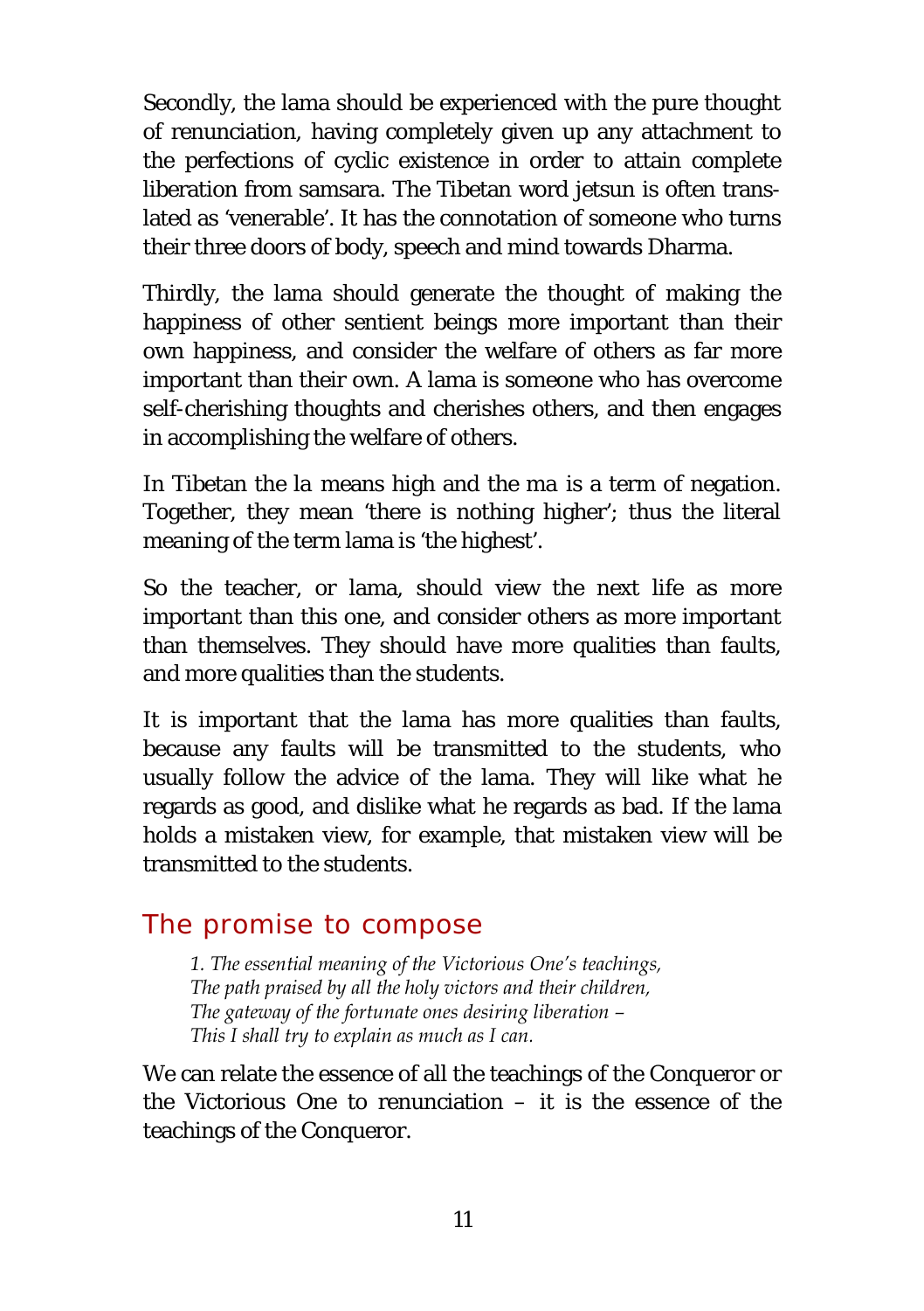Secondly, the lama should be experienced with the pure thought of renunciation, having completely given up any attachment to the perfections of cyclic existence in order to attain complete liberation from samsara. The Tibetan word jetsun is often translated as 'venerable'. It has the connotation of someone who turns their three doors of body, speech and mind towards Dharma.

Thirdly, the lama should generate the thought of making the happiness of other sentient beings more important than their own happiness, and consider the welfare of others as far more important than their own. A lama is someone who has overcome self-cherishing thoughts and cherishes others, and then engages in accomplishing the welfare of others.

In Tibetan the la means high and the ma is a term of negation. Together, they mean 'there is nothing higher'; thus the literal meaning of the term lama is 'the highest'.

So the teacher, or lama, should view the next life as more important than this one, and consider others as more important than themselves. They should have more qualities than faults, and more qualities than the students.

It is important that the lama has more qualities than faults, because any faults will be transmitted to the students, who usually follow the advice of the lama. They will like what he regards as good, and dislike what he regards as bad. If the lama holds a mistaken view, for example, that mistaken view will be transmitted to the students.

## The promise to compose

> *1. The essential meaning of the Victorious One's teachings,*
> *The path praised by all the holy victors and their children,*
> *The gateway of the fortunate ones desiring liberation –*
> *This I shall try to explain as much as I can.*

We can relate the essence of all the teachings of the Conqueror or the Victorious One to renunciation – it is the essence of the teachings of the Conqueror.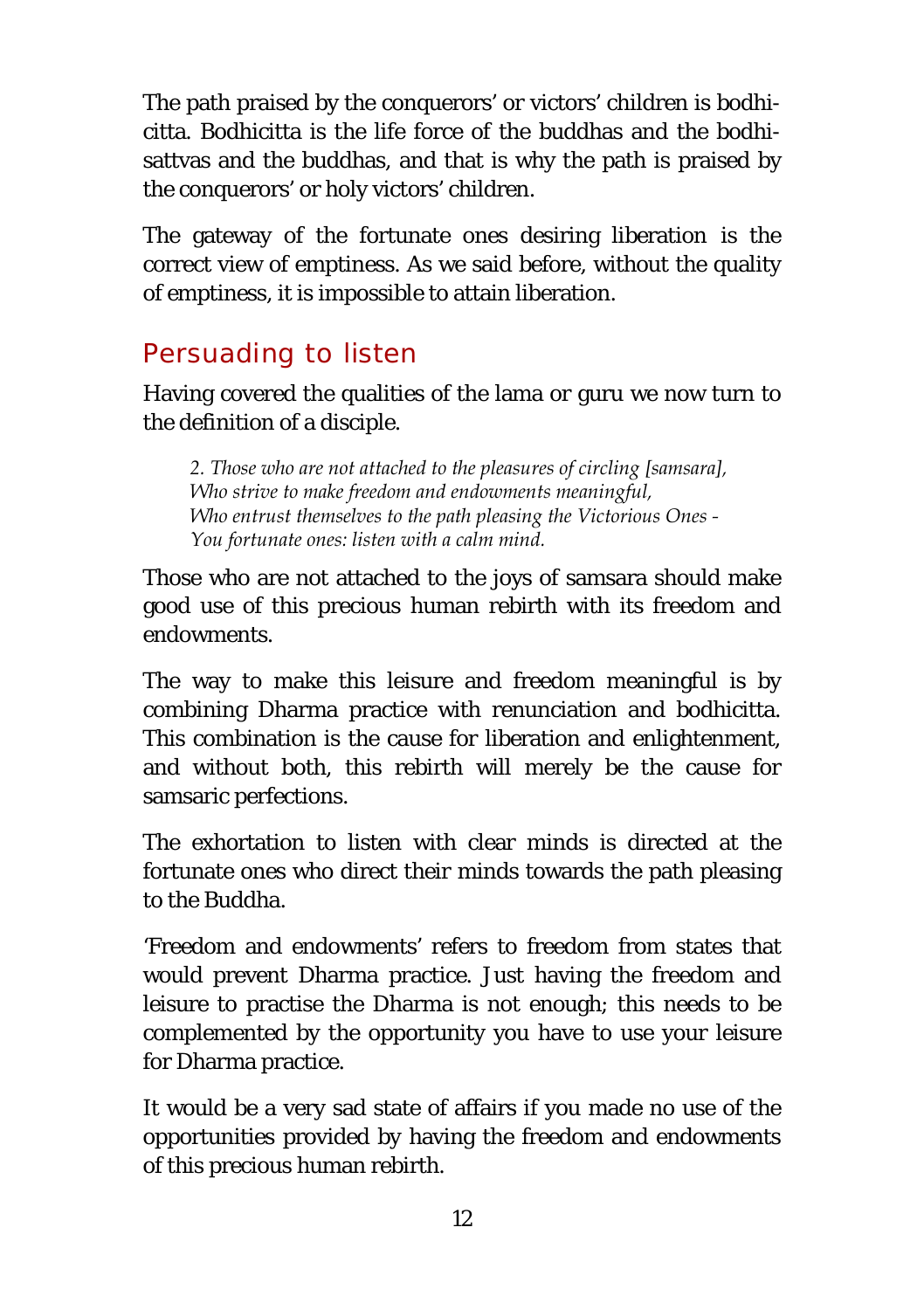The path praised by the conquerors' or victors' children is bodhicitta. Bodhicitta is the life force of the buddhas and the bodhisattvas and the buddhas, and that is why the path is praised by the conquerors' or holy victors' children.

The gateway of the fortunate ones desiring liberation is the correct view of emptiness. As we said before, without the quality of emptiness, it is impossible to attain liberation.

## Persuading to listen

Having covered the qualities of the lama or guru we now turn to the definition of a disciple.

> *2. Those who are not attached to the pleasures of circling [samsara],*
> *Who strive to make freedom and endowments meaningful,*
> *Who entrust themselves to the path pleasing the Victorious Ones -*
> *You fortunate ones: listen with a calm mind.*

Those who are not attached to the joys of samsara should make good use of this precious human rebirth with its freedom and endowments.

The way to make this leisure and freedom meaningful is by combining Dharma practice with renunciation and bodhicitta. This combination is the cause for liberation and enlightenment, and without both, this rebirth will merely be the cause for samsaric perfections.

The exhortation to listen with clear minds is directed at the fortunate ones who direct their minds towards the path pleasing to the Buddha.

'Freedom and endowments' refers to freedom from states that would prevent Dharma practice. Just having the freedom and leisure to practise the Dharma is not enough; this needs to be complemented by the opportunity you have to use your leisure for Dharma practice.

It would be a very sad state of affairs if you made no use of the opportunities provided by having the freedom and endowments of this precious human rebirth.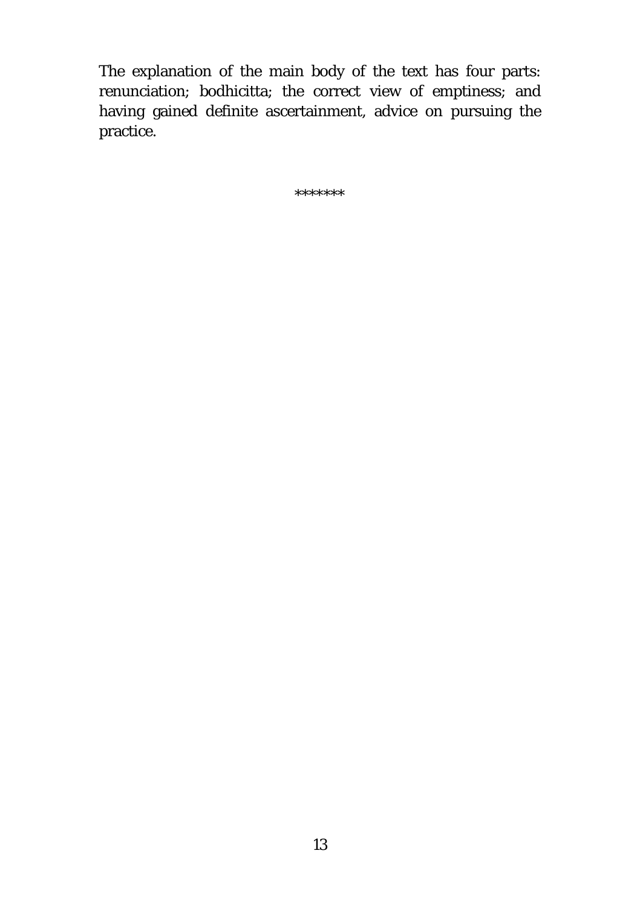The explanation of the main body of the text has four parts: renunciation; bodhicitta; the correct view of emptiness; and having gained definite ascertainment, advice on pursuing the practice.

*******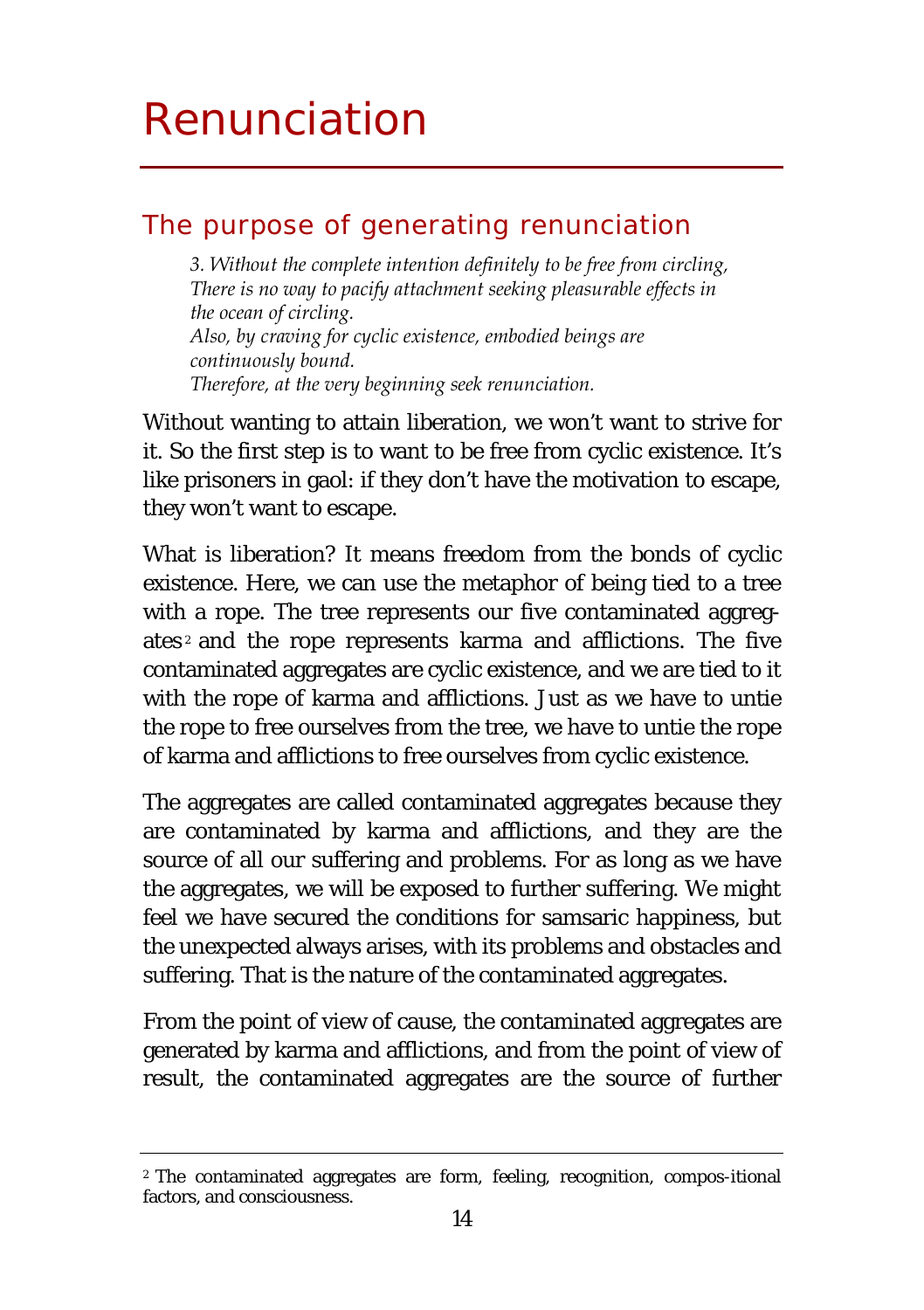# Renunciation

## The purpose of generating renunciation

> *3. Without the complete intention definitely to be free from circling,*
> *There is no way to pacify attachment seeking pleasurable effects in the ocean of circling.*
> *Also, by craving for cyclic existence, embodied beings are continuously bound.*
> *Therefore, at the very beginning seek renunciation.*

Without wanting to attain liberation, we won't want to strive for it. So the first step is to want to be free from cyclic existence. It's like prisoners in gaol: if they don't have the motivation to escape, they won't want to escape.

What is liberation? It means freedom from the bonds of cyclic existence. Here, we can use the metaphor of being tied to a tree with a rope. The tree represents our five contaminated aggregates[2] and the rope represents karma and afflictions. The five contaminated aggregates are cyclic existence, and we are tied to it with the rope of karma and afflictions. Just as we have to untie the rope to free ourselves from the tree, we have to untie the rope of karma and afflictions to free ourselves from cyclic existence.

The aggregates are called contaminated aggregates because they are contaminated by karma and afflictions, and they are the source of all our suffering and problems. For as long as we have the aggregates, we will be exposed to further suffering. We might feel we have secured the conditions for samsaric happiness, but the unexpected always arises, with its problems and obstacles and suffering. That is the nature of the contaminated aggregates.

From the point of view of cause, the contaminated aggregates are generated by karma and afflictions, and from the point of view of result, the contaminated aggregates are the source of further

---

[2] The contaminated aggregates are form, feeling, recognition, compos-itional factors, and consciousness.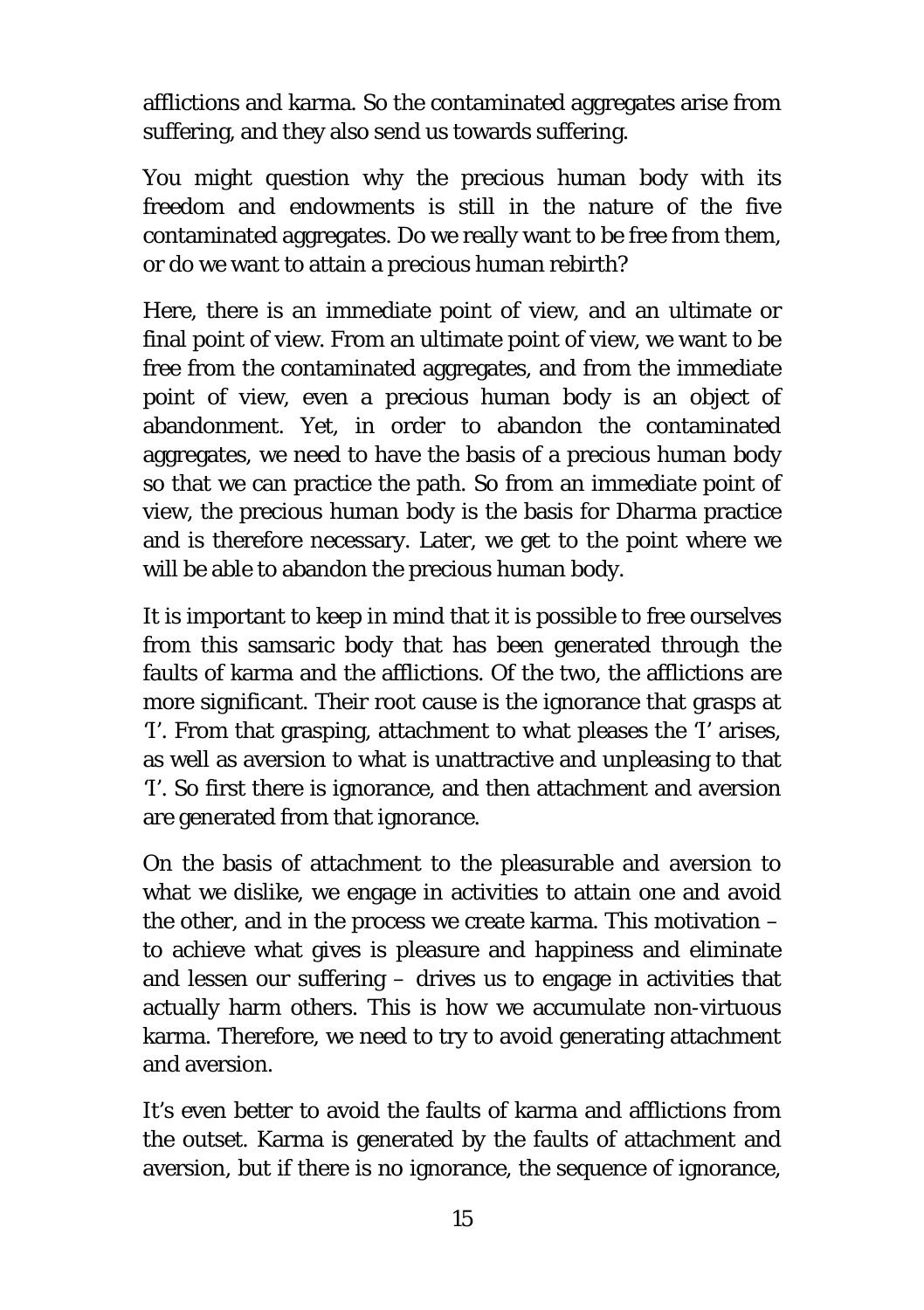afflictions and karma. So the contaminated aggregates arise from suffering, and they also send us towards suffering.

You might question why the precious human body with its freedom and endowments is still in the nature of the five contaminated aggregates. Do we really want to be free from them, or do we want to attain a precious human rebirth?

Here, there is an immediate point of view, and an ultimate or final point of view. From an ultimate point of view, we want to be free from the contaminated aggregates, and from the immediate point of view, even a precious human body is an object of abandonment. Yet, in order to abandon the contaminated aggregates, we need to have the basis of a precious human body so that we can practice the path. So from an immediate point of view, the precious human body is the basis for Dharma practice and is therefore necessary. Later, we get to the point where we will be able to abandon the precious human body.

It is important to keep in mind that it is possible to free ourselves from this samsaric body that has been generated through the faults of karma and the afflictions. Of the two, the afflictions are more significant. Their root cause is the ignorance that grasps at 'I'. From that grasping, attachment to what pleases the 'I' arises, as well as aversion to what is unattractive and unpleasing to that 'I'. So first there is ignorance, and then attachment and aversion are generated from that ignorance.

On the basis of attachment to the pleasurable and aversion to what we dislike, we engage in activities to attain one and avoid the other, and in the process we create karma. This motivation – to achieve what gives is pleasure and happiness and eliminate and lessen our suffering – drives us to engage in activities that actually harm others. This is how we accumulate non-virtuous karma. Therefore, we need to try to avoid generating attachment and aversion.

It's even better to avoid the faults of karma and afflictions from the outset. Karma is generated by the faults of attachment and aversion, but if there is no ignorance, the sequence of ignorance,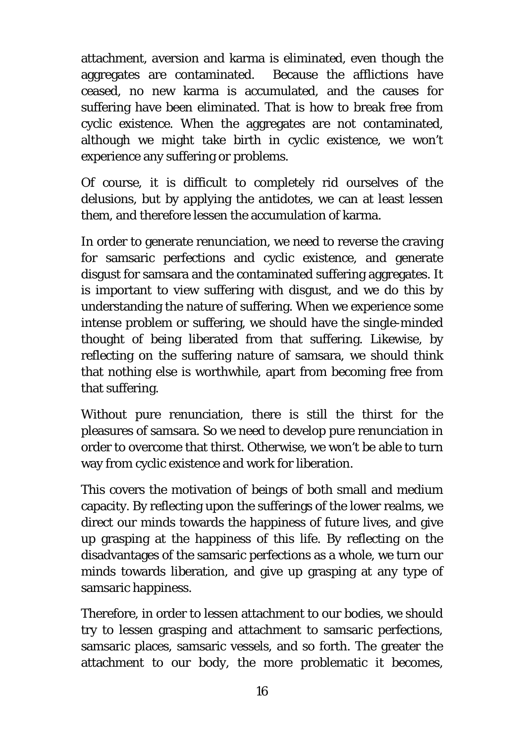attachment, aversion and karma is eliminated, even though the aggregates are contaminated. Because the afflictions have ceased, no new karma is accumulated, and the causes for suffering have been eliminated. That is how to break free from cyclic existence. When the aggregates are not contaminated, although we might take birth in cyclic existence, we won't experience any suffering or problems.

Of course, it is difficult to completely rid ourselves of the delusions, but by applying the antidotes, we can at least lessen them, and therefore lessen the accumulation of karma.

In order to generate renunciation, we need to reverse the craving for samsaric perfections and cyclic existence, and generate disgust for samsara and the contaminated suffering aggregates. It is important to view suffering with disgust, and we do this by understanding the nature of suffering. When we experience some intense problem or suffering, we should have the single-minded thought of being liberated from that suffering. Likewise, by reflecting on the suffering nature of samsara, we should think that nothing else is worthwhile, apart from becoming free from that suffering.

Without pure renunciation, there is still the thirst for the pleasures of samsara. So we need to develop pure renunciation in order to overcome that thirst. Otherwise, we won't be able to turn way from cyclic existence and work for liberation.

This covers the motivation of beings of both small and medium capacity. By reflecting upon the sufferings of the lower realms, we direct our minds towards the happiness of future lives, and give up grasping at the happiness of this life. By reflecting on the disadvantages of the samsaric perfections as a whole, we turn our minds towards liberation, and give up grasping at any type of samsaric happiness.

Therefore, in order to lessen attachment to our bodies, we should try to lessen grasping and attachment to samsaric perfections, samsaric places, samsaric vessels, and so forth. The greater the attachment to our body, the more problematic it becomes,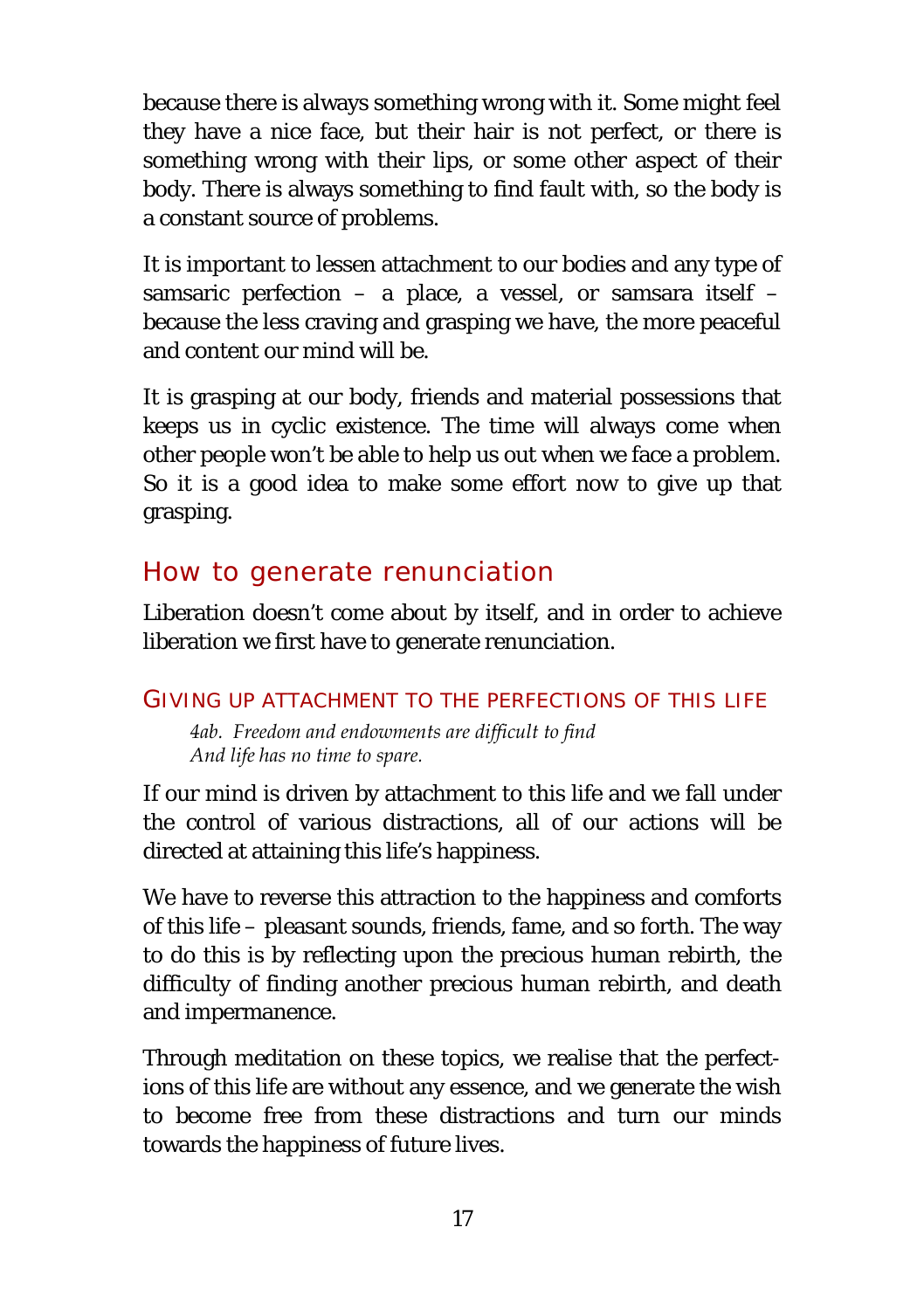because there is always something wrong with it. Some might feel they have a nice face, but their hair is not perfect, or there is something wrong with their lips, or some other aspect of their body. There is always something to find fault with, so the body is a constant source of problems.

It is important to lessen attachment to our bodies and any type of samsaric perfection – a place, a vessel, or samsara itself – because the less craving and grasping we have, the more peaceful and content our mind will be.

It is grasping at our body, friends and material possessions that keeps us in cyclic existence. The time will always come when other people won't be able to help us out when we face a problem. So it is a good idea to make some effort now to give up that grasping.

## How to generate renunciation

Liberation doesn't come about by itself, and in order to achieve liberation we first have to generate renunciation.

### GIVING UP ATTACHMENT TO THE PERFECTIONS OF THIS LIFE

> *4ab. Freedom and endowments are difficult to find*
> *And life has no time to spare.*

If our mind is driven by attachment to this life and we fall under the control of various distractions, all of our actions will be directed at attaining this life's happiness.

We have to reverse this attraction to the happiness and comforts of this life – pleasant sounds, friends, fame, and so forth. The way to do this is by reflecting upon the precious human rebirth, the difficulty of finding another precious human rebirth, and death and impermanence.

Through meditation on these topics, we realise that the perfections of this life are without any essence, and we generate the wish to become free from these distractions and turn our minds towards the happiness of future lives.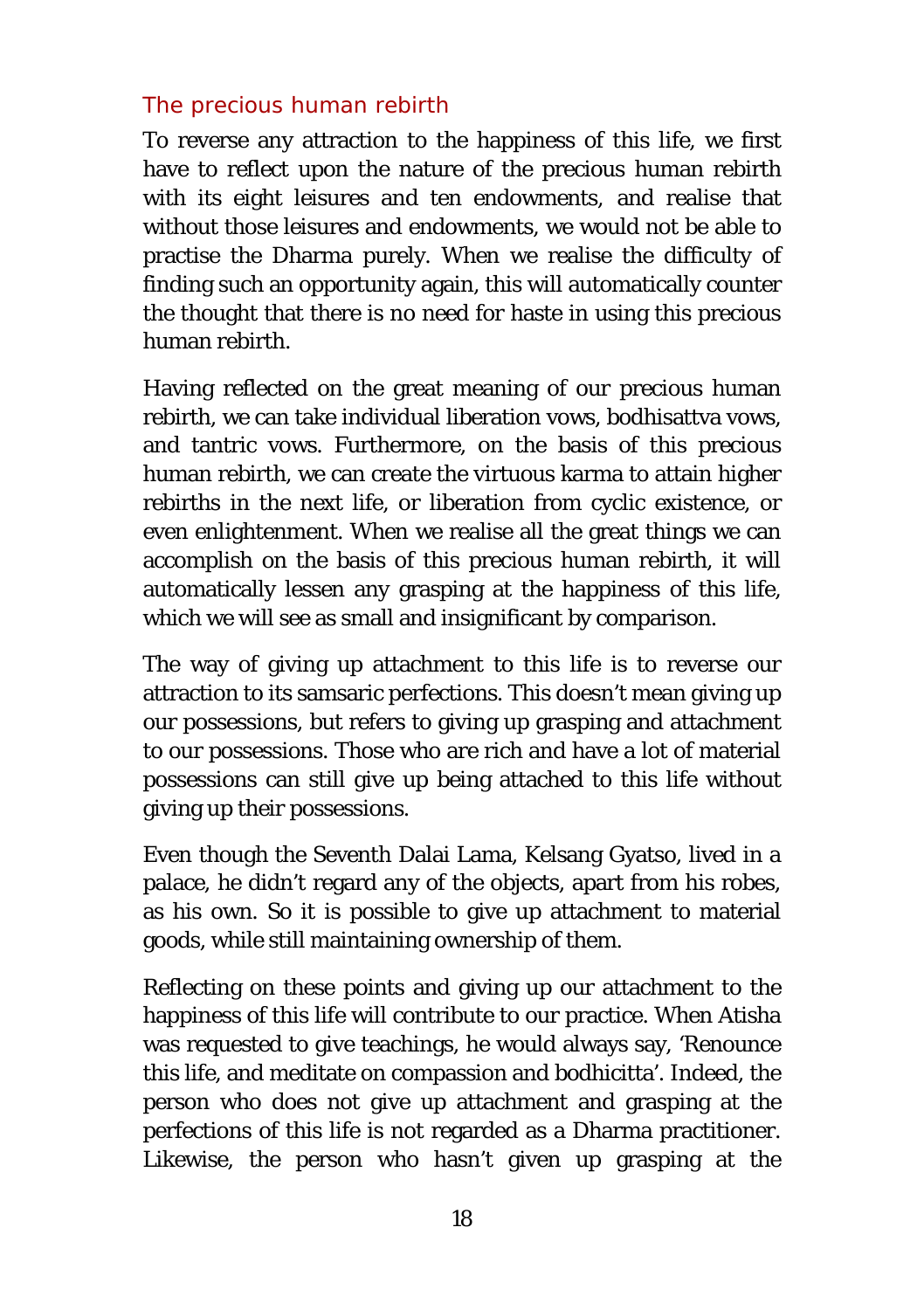## The precious human rebirth

To reverse any attraction to the happiness of this life, we first have to reflect upon the nature of the precious human rebirth with its eight leisures and ten endowments, and realise that without those leisures and endowments, we would not be able to practise the Dharma purely. When we realise the difficulty of finding such an opportunity again, this will automatically counter the thought that there is no need for haste in using this precious human rebirth.

Having reflected on the great meaning of our precious human rebirth, we can take individual liberation vows, bodhisattva vows, and tantric vows. Furthermore, on the basis of this precious human rebirth, we can create the virtuous karma to attain higher rebirths in the next life, or liberation from cyclic existence, or even enlightenment. When we realise all the great things we can accomplish on the basis of this precious human rebirth, it will automatically lessen any grasping at the happiness of this life, which we will see as small and insignificant by comparison.

The way of giving up attachment to this life is to reverse our attraction to its samsaric perfections. This doesn't mean giving up our possessions, but refers to giving up grasping and attachment to our possessions. Those who are rich and have a lot of material possessions can still give up being attached to this life without giving up their possessions.

Even though the Seventh Dalai Lama, Kelsang Gyatso, lived in a palace, he didn't regard any of the objects, apart from his robes, as his own. So it is possible to give up attachment to material goods, while still maintaining ownership of them.

Reflecting on these points and giving up our attachment to the happiness of this life will contribute to our practice. When Atisha was requested to give teachings, he would always say, 'Renounce this life, and meditate on compassion and bodhicitta'. Indeed, the person who does not give up attachment and grasping at the perfections of this life is not regarded as a Dharma practitioner. Likewise, the person who hasn't given up grasping at the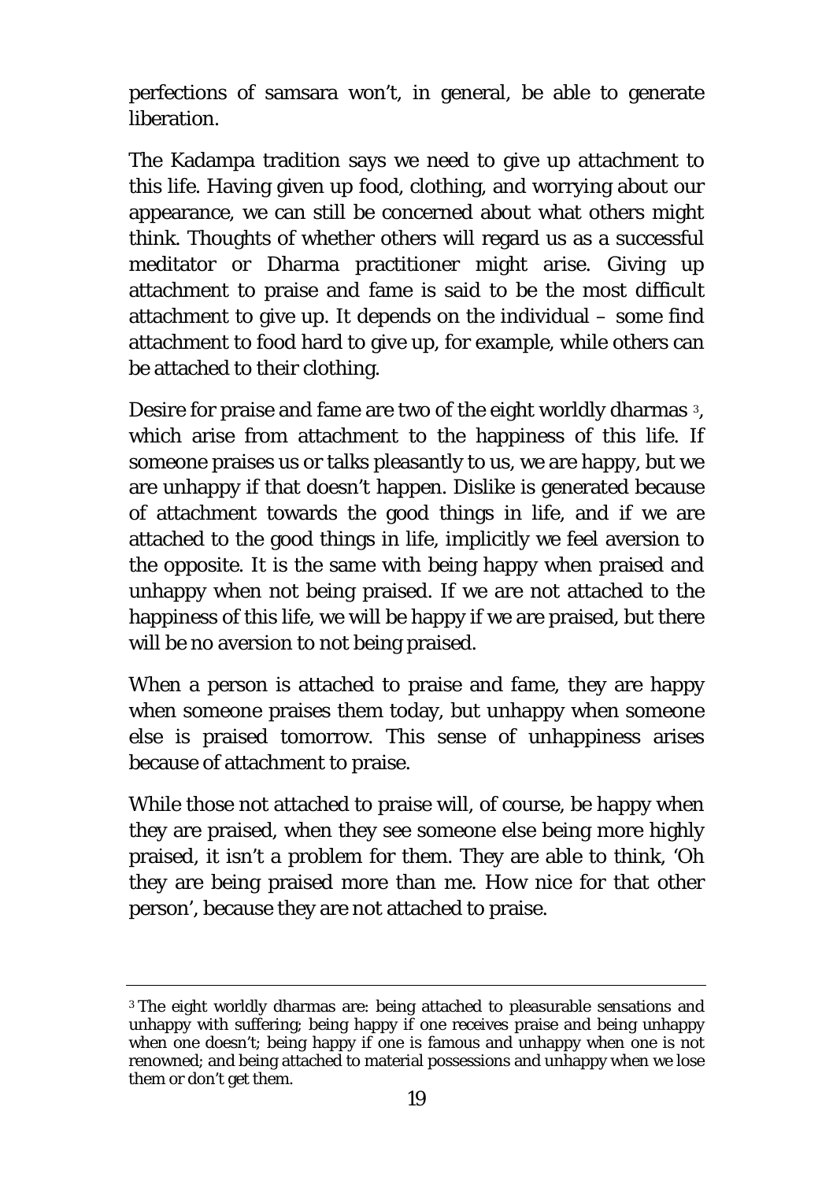perfections of samsara won't, in general, be able to generate liberation.

The Kadampa tradition says we need to give up attachment to this life. Having given up food, clothing, and worrying about our appearance, we can still be concerned about what others might think. Thoughts of whether others will regard us as a successful meditator or Dharma practitioner might arise. Giving up attachment to praise and fame is said to be the most difficult attachment to give up. It depends on the individual – some find attachment to food hard to give up, for example, while others can be attached to their clothing.

Desire for praise and fame are two of the eight worldly dharmas [3], which arise from attachment to the happiness of this life. If someone praises us or talks pleasantly to us, we are happy, but we are unhappy if that doesn't happen. Dislike is generated because of attachment towards the good things in life, and if we are attached to the good things in life, implicitly we feel aversion to the opposite. It is the same with being happy when praised and unhappy when not being praised. If we are not attached to the happiness of this life, we will be happy if we are praised, but there will be no aversion to not being praised.

When a person is attached to praise and fame, they are happy when someone praises them today, but unhappy when someone else is praised tomorrow. This sense of unhappiness arises because of attachment to praise.

While those not attached to praise will, of course, be happy when they are praised, when they see someone else being more highly praised, it isn't a problem for them. They are able to think, 'Oh they are being praised more than me. How nice for that other person', because they are not attached to praise.

---

[3] The eight worldly dharmas are: being attached to pleasurable sensations and unhappy with suffering; being happy if one receives praise and being unhappy when one doesn't; being happy if one is famous and unhappy when one is not renowned; and being attached to material possessions and unhappy when we lose them or don't get them.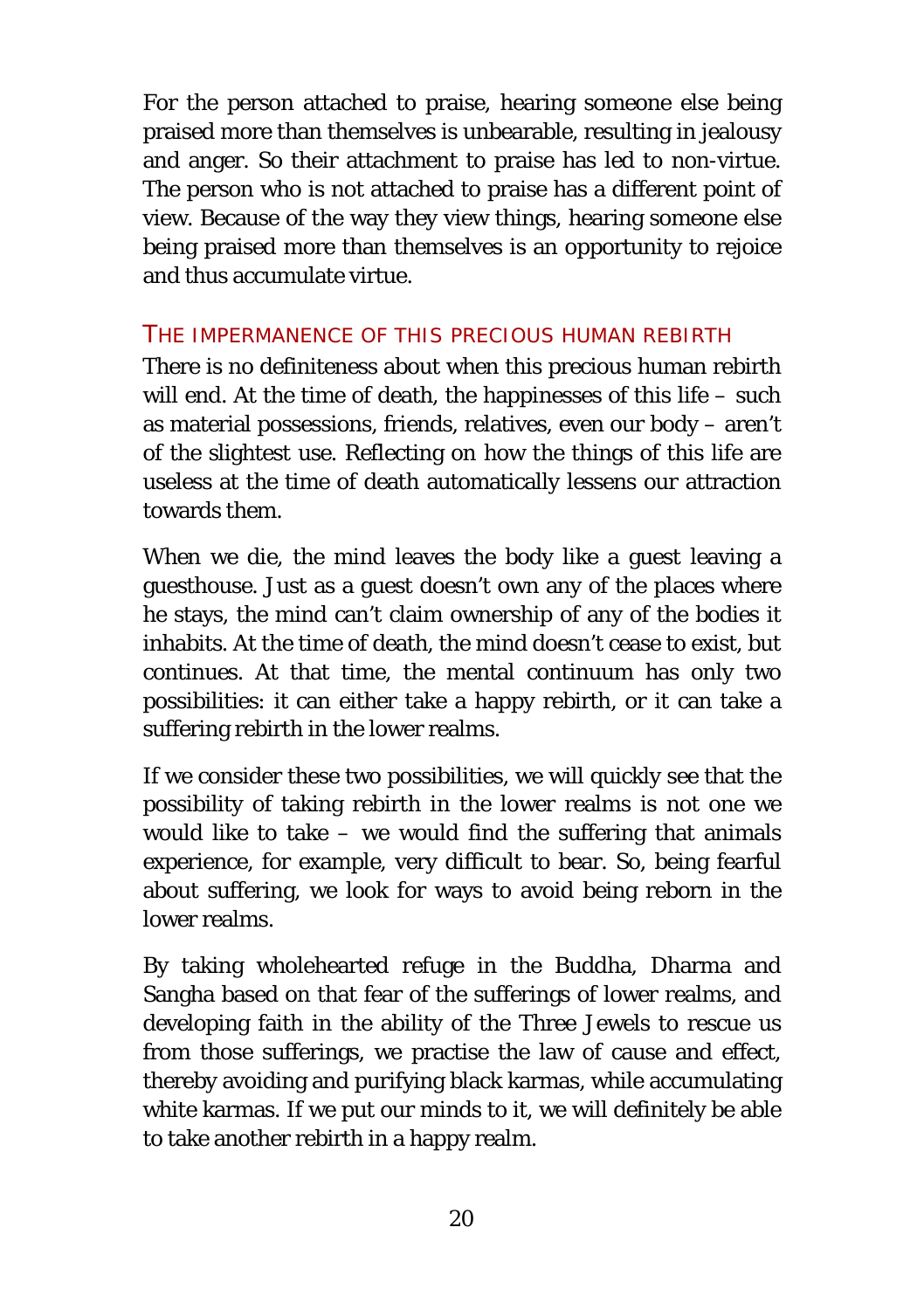For the person attached to praise, hearing someone else being praised more than themselves is unbearable, resulting in jealousy and anger. So their attachment to praise has led to non-virtue. The person who is not attached to praise has a different point of view. Because of the way they view things, hearing someone else being praised more than themselves is an opportunity to rejoice and thus accumulate virtue.

## THE IMPERMANENCE OF THIS PRECIOUS HUMAN REBIRTH

There is no definiteness about when this precious human rebirth will end. At the time of death, the happinesses of this life – such as material possessions, friends, relatives, even our body – aren't of the slightest use. Reflecting on how the things of this life are useless at the time of death automatically lessens our attraction towards them.

When we die, the mind leaves the body like a guest leaving a guesthouse. Just as a guest doesn't own any of the places where he stays, the mind can't claim ownership of any of the bodies it inhabits. At the time of death, the mind doesn't cease to exist, but continues. At that time, the mental continuum has only two possibilities: it can either take a happy rebirth, or it can take a suffering rebirth in the lower realms.

If we consider these two possibilities, we will quickly see that the possibility of taking rebirth in the lower realms is not one we would like to take – we would find the suffering that animals experience, for example, very difficult to bear. So, being fearful about suffering, we look for ways to avoid being reborn in the lower realms.

By taking wholehearted refuge in the Buddha, Dharma and Sangha based on that fear of the sufferings of lower realms, and developing faith in the ability of the Three Jewels to rescue us from those sufferings, we practise the law of cause and effect, thereby avoiding and purifying black karmas, while accumulating white karmas. If we put our minds to it, we will definitely be able to take another rebirth in a happy realm.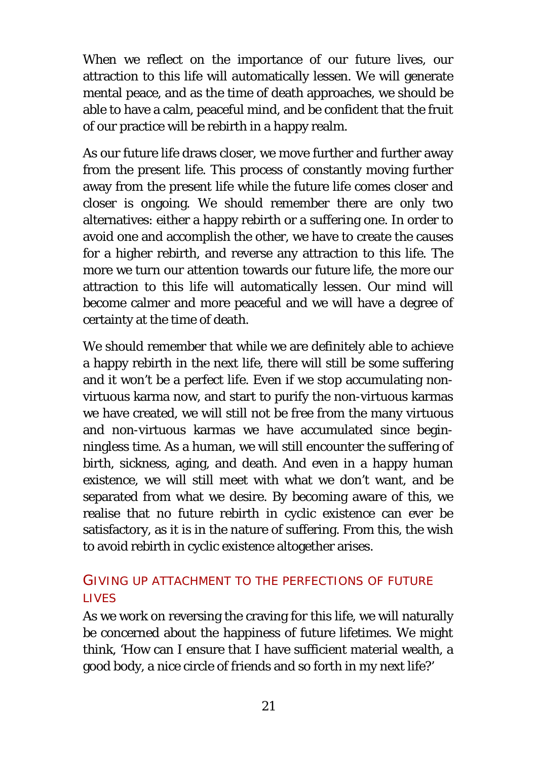When we reflect on the importance of our future lives, our attraction to this life will automatically lessen. We will generate mental peace, and as the time of death approaches, we should be able to have a calm, peaceful mind, and be confident that the fruit of our practice will be rebirth in a happy realm.

As our future life draws closer, we move further and further away from the present life. This process of constantly moving further away from the present life while the future life comes closer and closer is ongoing. We should remember there are only two alternatives: either a happy rebirth or a suffering one. In order to avoid one and accomplish the other, we have to create the causes for a higher rebirth, and reverse any attraction to this life. The more we turn our attention towards our future life, the more our attraction to this life will automatically lessen. Our mind will become calmer and more peaceful and we will have a degree of certainty at the time of death.

We should remember that while we are definitely able to achieve a happy rebirth in the next life, there will still be some suffering and it won't be a perfect life. Even if we stop accumulating non-virtuous karma now, and start to purify the non-virtuous karmas we have created, we will still not be free from the many virtuous and non-virtuous karmas we have accumulated since beginningless time. As a human, we will still encounter the suffering of birth, sickness, aging, and death. And even in a happy human existence, we will still meet with what we don't want, and be separated from what we desire. By becoming aware of this, we realise that no future rebirth in cyclic existence can ever be satisfactory, as it is in the nature of suffering. From this, the wish to avoid rebirth in cyclic existence altogether arises.

## GIVING UP ATTACHMENT TO THE PERFECTIONS OF FUTURE LIVES

As we work on reversing the craving for this life, we will naturally be concerned about the happiness of future lifetimes. We might think, 'How can I ensure that I have sufficient material wealth, a good body, a nice circle of friends and so forth in my next life?'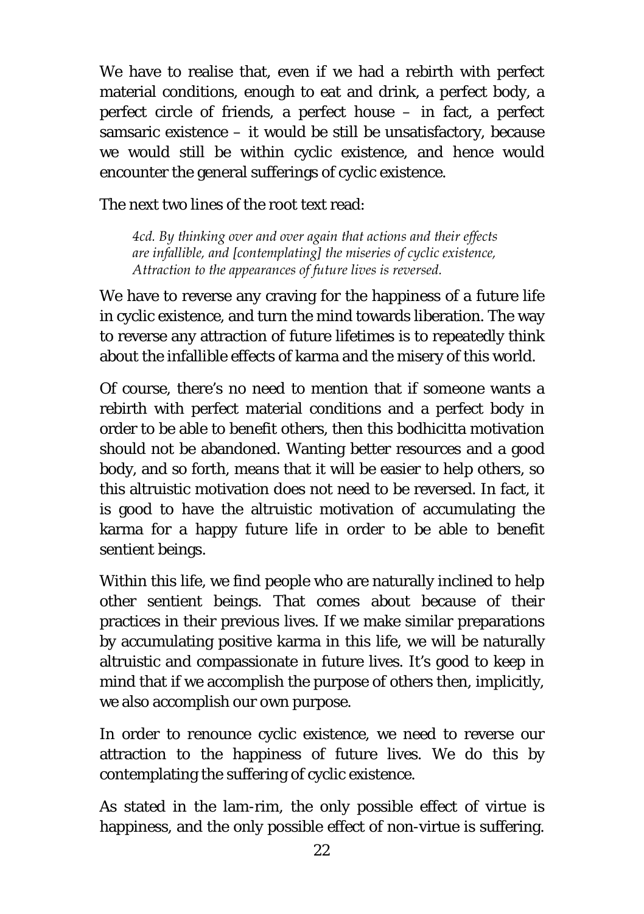We have to realise that, even if we had a rebirth with perfect material conditions, enough to eat and drink, a perfect body, a perfect circle of friends, a perfect house – in fact, a perfect samsaric existence – it would be still be unsatisfactory, because we would still be within cyclic existence, and hence would encounter the general sufferings of cyclic existence.

The next two lines of the root text read:

> *4cd. By thinking over and over again that actions and their effects are infallible, and [contemplating] the miseries of cyclic existence, Attraction to the appearances of future lives is reversed.*

We have to reverse any craving for the happiness of a future life in cyclic existence, and turn the mind towards liberation. The way to reverse any attraction of future lifetimes is to repeatedly think about the infallible effects of karma and the misery of this world.

Of course, there's no need to mention that if someone wants a rebirth with perfect material conditions and a perfect body in order to be able to benefit others, then this bodhicitta motivation should not be abandoned. Wanting better resources and a good body, and so forth, means that it will be easier to help others, so this altruistic motivation does not need to be reversed. In fact, it is good to have the altruistic motivation of accumulating the karma for a happy future life in order to be able to benefit sentient beings.

Within this life, we find people who are naturally inclined to help other sentient beings. That comes about because of their practices in their previous lives. If we make similar preparations by accumulating positive karma in this life, we will be naturally altruistic and compassionate in future lives. It's good to keep in mind that if we accomplish the purpose of others then, implicitly, we also accomplish our own purpose.

In order to renounce cyclic existence, we need to reverse our attraction to the happiness of future lives. We do this by contemplating the suffering of cyclic existence.

As stated in the lam-rim, the only possible effect of virtue is happiness, and the only possible effect of non-virtue is suffering.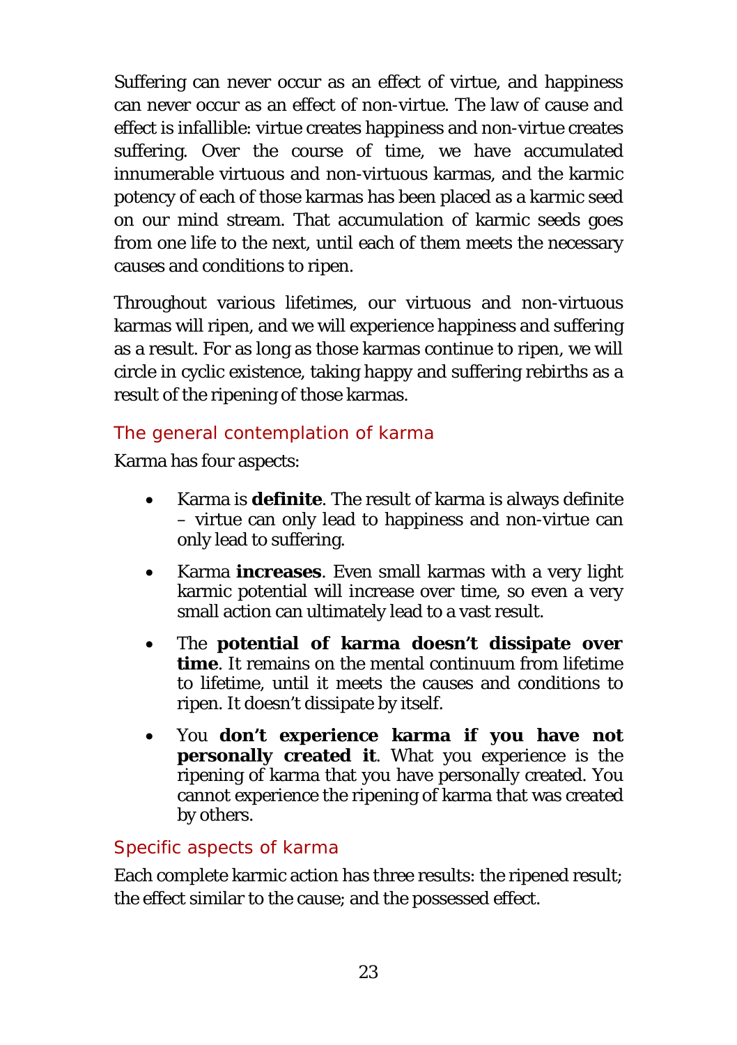Suffering can never occur as an effect of virtue, and happiness can never occur as an effect of non-virtue. The law of cause and effect is infallible: virtue creates happiness and non-virtue creates suffering. Over the course of time, we have accumulated innumerable virtuous and non-virtuous karmas, and the karmic potency of each of those karmas has been placed as a karmic seed on our mind stream. That accumulation of karmic seeds goes from one life to the next, until each of them meets the necessary causes and conditions to ripen.

Throughout various lifetimes, our virtuous and non-virtuous karmas will ripen, and we will experience happiness and suffering as a result. For as long as those karmas continue to ripen, we will circle in cyclic existence, taking happy and suffering rebirths as a result of the ripening of those karmas.

## The general contemplation of karma

Karma has four aspects:

- Karma is **definite**. The result of karma is always definite – virtue can only lead to happiness and non-virtue can only lead to suffering.
- Karma **increases**. Even small karmas with a very light karmic potential will increase over time, so even a very small action can ultimately lead to a vast result.
- The **potential of karma doesn't dissipate over time**. It remains on the mental continuum from lifetime to lifetime, until it meets the causes and conditions to ripen. It doesn't dissipate by itself.
- You **don't experience karma if you have not personally created it**. What you experience is the ripening of karma that you have personally created. You cannot experience the ripening of karma that was created by others.

## Specific aspects of karma

Each complete karmic action has three results: the ripened result; the effect similar to the cause; and the possessed effect.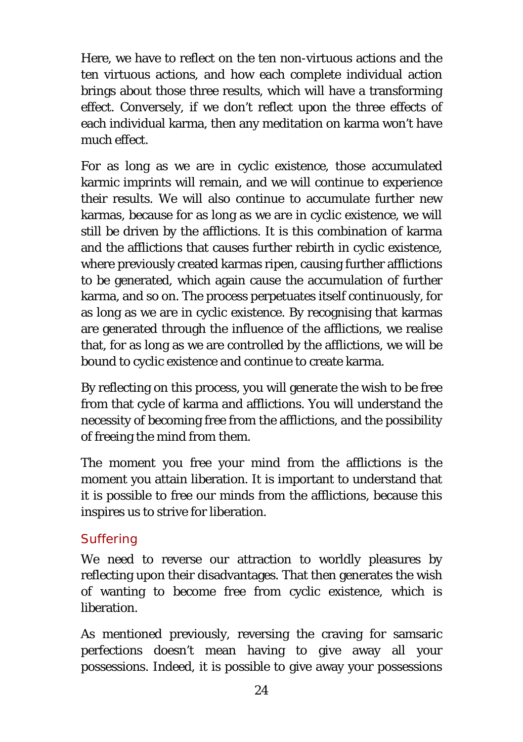Here, we have to reflect on the ten non-virtuous actions and the ten virtuous actions, and how each complete individual action brings about those three results, which will have a transforming effect. Conversely, if we don't reflect upon the three effects of each individual karma, then any meditation on karma won't have much effect.

For as long as we are in cyclic existence, those accumulated karmic imprints will remain, and we will continue to experience their results. We will also continue to accumulate further new karmas, because for as long as we are in cyclic existence, we will still be driven by the afflictions. It is this combination of karma and the afflictions that causes further rebirth in cyclic existence, where previously created karmas ripen, causing further afflictions to be generated, which again cause the accumulation of further karma, and so on. The process perpetuates itself continuously, for as long as we are in cyclic existence. By recognising that karmas are generated through the influence of the afflictions, we realise that, for as long as we are controlled by the afflictions, we will be bound to cyclic existence and continue to create karma.

By reflecting on this process, you will generate the wish to be free from that cycle of karma and afflictions. You will understand the necessity of becoming free from the afflictions, and the possibility of freeing the mind from them.

The moment you free your mind from the afflictions is the moment you attain liberation. It is important to understand that it is possible to free our minds from the afflictions, because this inspires us to strive for liberation.

### Suffering

We need to reverse our attraction to worldly pleasures by reflecting upon their disadvantages. That then generates the wish of wanting to become free from cyclic existence, which is liberation.

As mentioned previously, reversing the craving for samsaric perfections doesn't mean having to give away all your possessions. Indeed, it is possible to give away your possessions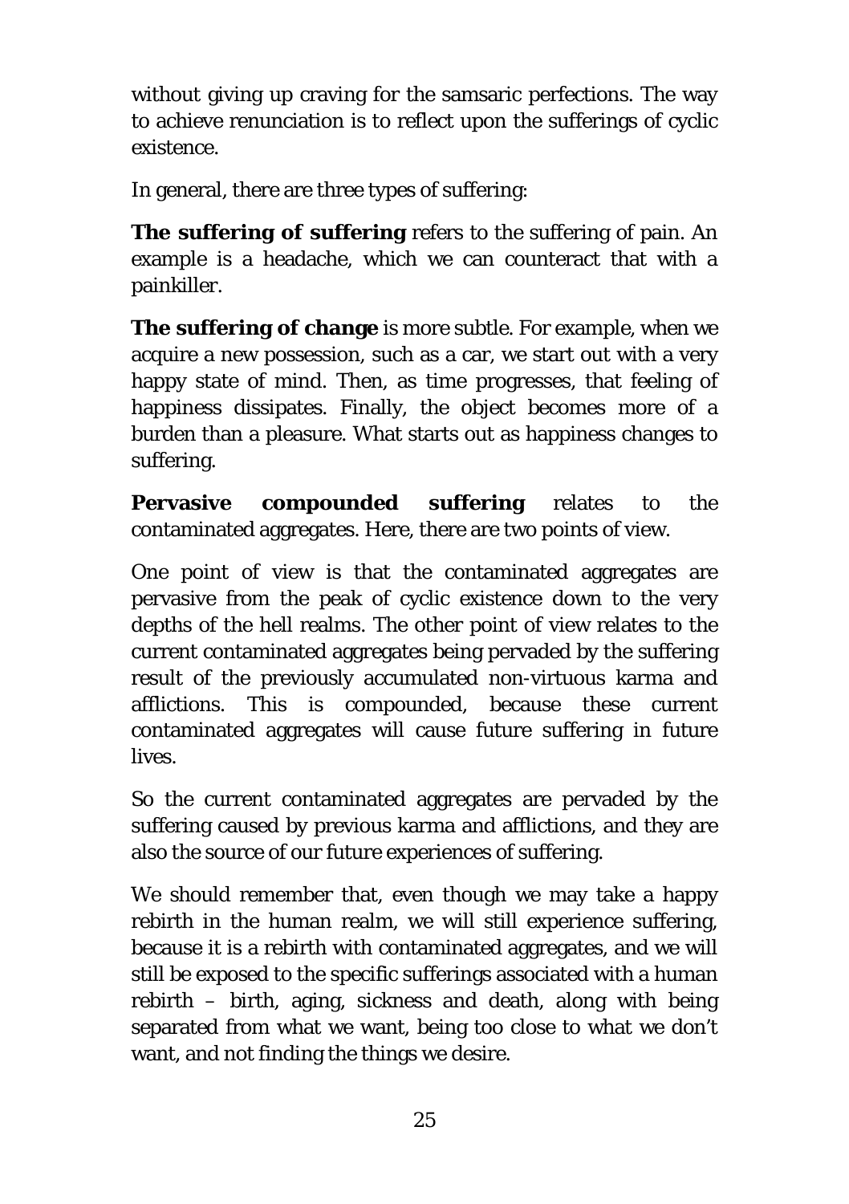without giving up craving for the samsaric perfections. The way to achieve renunciation is to reflect upon the sufferings of cyclic existence.

In general, there are three types of suffering:

**The suffering of suffering** refers to the suffering of pain. An example is a headache, which we can counteract that with a painkiller.

**The suffering of change** is more subtle. For example, when we acquire a new possession, such as a car, we start out with a very happy state of mind. Then, as time progresses, that feeling of happiness dissipates. Finally, the object becomes more of a burden than a pleasure. What starts out as happiness changes to suffering.

**Pervasive compounded suffering** relates to the contaminated aggregates. Here, there are two points of view.

One point of view is that the contaminated aggregates are pervasive from the peak of cyclic existence down to the very depths of the hell realms. The other point of view relates to the current contaminated aggregates being pervaded by the suffering result of the previously accumulated non-virtuous karma and afflictions. This is compounded, because these current contaminated aggregates will cause future suffering in future lives.

So the current contaminated aggregates are pervaded by the suffering caused by previous karma and afflictions, and they are also the source of our future experiences of suffering.

We should remember that, even though we may take a happy rebirth in the human realm, we will still experience suffering, because it is a rebirth with contaminated aggregates, and we will still be exposed to the specific sufferings associated with a human rebirth – birth, aging, sickness and death, along with being separated from what we want, being too close to what we don't want, and not finding the things we desire.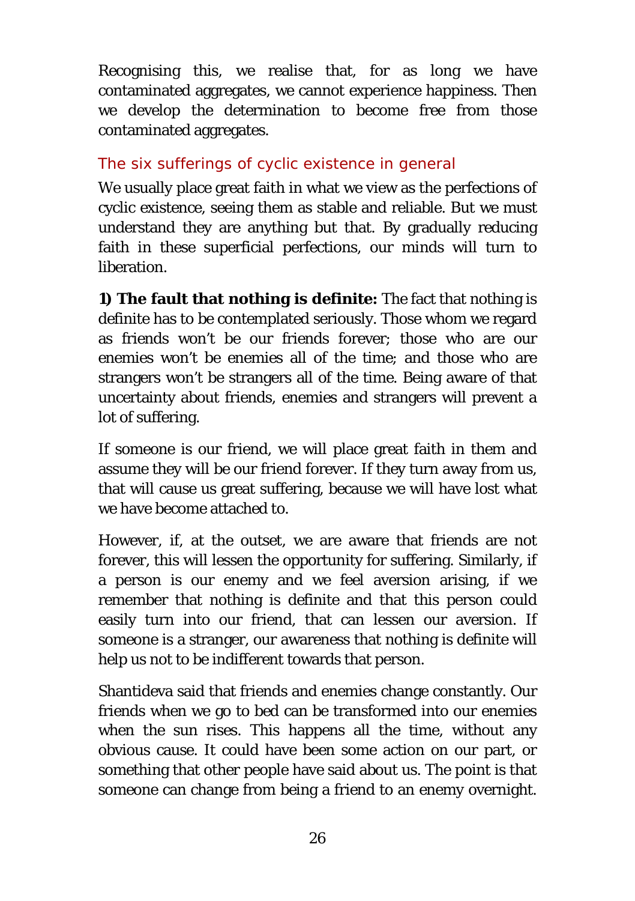Recognising this, we realise that, for as long we have contaminated aggregates, we cannot experience happiness. Then we develop the determination to become free from those contaminated aggregates.

## The six sufferings of cyclic existence in general

We usually place great faith in what we view as the perfections of cyclic existence, seeing them as stable and reliable. But we must understand they are anything but that. By gradually reducing faith in these superficial perfections, our minds will turn to liberation.

**1) The fault that nothing is definite:** The fact that nothing is definite has to be contemplated seriously. Those whom we regard as friends won't be our friends forever; those who are our enemies won't be enemies all of the time; and those who are strangers won't be strangers all of the time. Being aware of that uncertainty about friends, enemies and strangers will prevent a lot of suffering.

If someone is our friend, we will place great faith in them and assume they will be our friend forever. If they turn away from us, that will cause us great suffering, because we will have lost what we have become attached to.

However, if, at the outset, we are aware that friends are not forever, this will lessen the opportunity for suffering. Similarly, if a person is our enemy and we feel aversion arising, if we remember that nothing is definite and that this person could easily turn into our friend, that can lessen our aversion. If someone is a stranger, our awareness that nothing is definite will help us not to be indifferent towards that person.

Shantideva said that friends and enemies change constantly. Our friends when we go to bed can be transformed into our enemies when the sun rises. This happens all the time, without any obvious cause. It could have been some action on our part, or something that other people have said about us. The point is that someone can change from being a friend to an enemy overnight.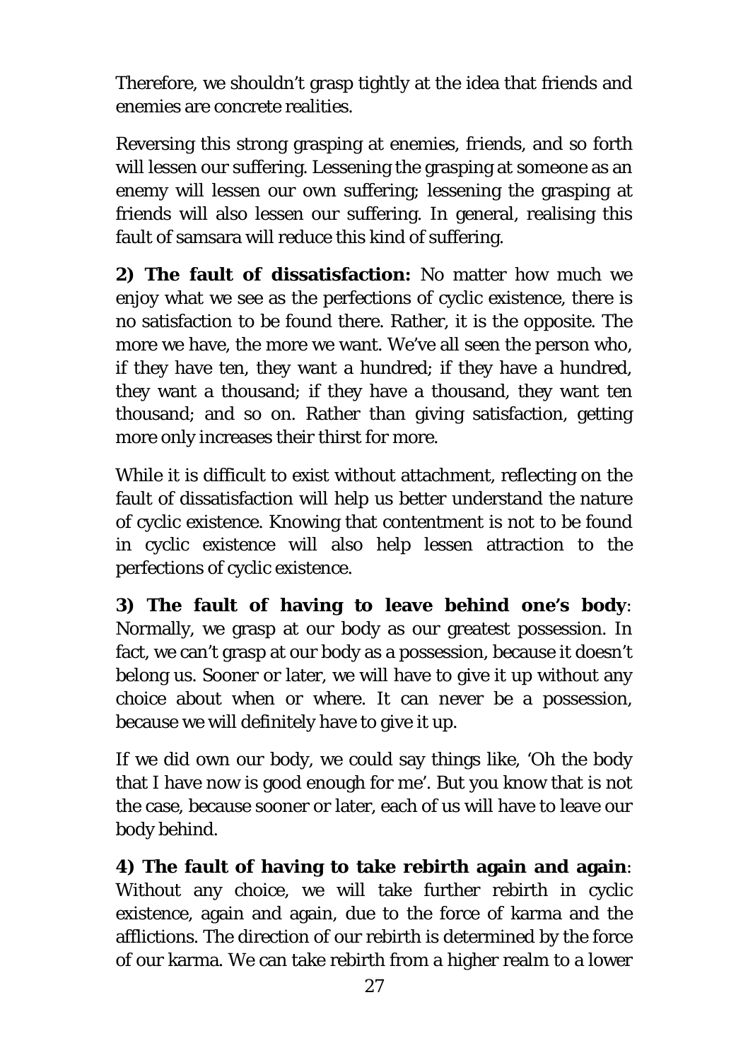Therefore, we shouldn’t grasp tightly at the idea that friends and enemies are concrete realities.

Reversing this strong grasping at enemies, friends, and so forth will lessen our suffering. Lessening the grasping at someone as an enemy will lessen our own suffering; lessening the grasping at friends will also lessen our suffering. In general, realising this fault of samsara will reduce this kind of suffering.

**2) The fault of dissatisfaction:** No matter how much we enjoy what we see as the perfections of cyclic existence, there is no satisfaction to be found there. Rather, it is the opposite. The more we have, the more we want. We’ve all seen the person who, if they have ten, they want a hundred; if they have a hundred, they want a thousand; if they have a thousand, they want ten thousand; and so on. Rather than giving satisfaction, getting more only increases their thirst for more.

While it is difficult to exist without attachment, reflecting on the fault of dissatisfaction will help us better understand the nature of cyclic existence. Knowing that contentment is not to be found in cyclic existence will also help lessen attraction to the perfections of cyclic existence.

**3) The fault of having to leave behind one’s body**: Normally, we grasp at our body as our greatest possession. In fact, we can’t grasp at our body as a possession, because it doesn’t belong us. Sooner or later, we will have to give it up without any choice about when or where. It can never be a possession, because we will definitely have to give it up.

If we did own our body, we could say things like, ‘Oh the body that I have now is good enough for me’. But you know that is not the case, because sooner or later, each of us will have to leave our body behind.

**4) The fault of having to take rebirth again and again**: Without any choice, we will take further rebirth in cyclic existence, again and again, due to the force of karma and the afflictions. The direction of our rebirth is determined by the force of our karma. We can take rebirth from a higher realm to a lower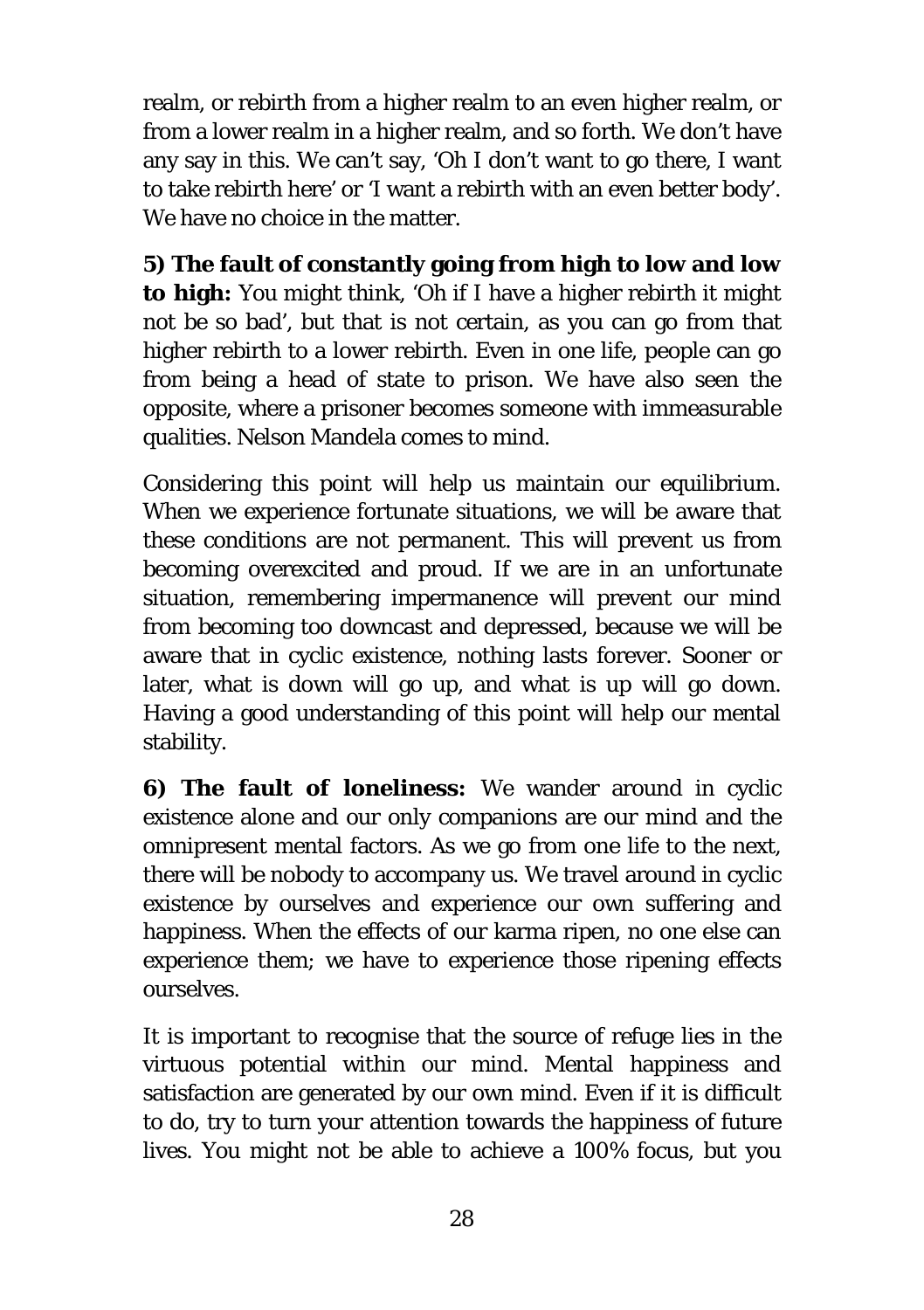realm, or rebirth from a higher realm to an even higher realm, or from a lower realm in a higher realm, and so forth. We don't have any say in this. We can't say, 'Oh I don't want to go there, I want to take rebirth here' or 'I want a rebirth with an even better body'. We have no choice in the matter.

**5) The fault of constantly going from high to low and low to high:** You might think, 'Oh if I have a higher rebirth it might not be so bad', but that is not certain, as you can go from that higher rebirth to a lower rebirth. Even in one life, people can go from being a head of state to prison. We have also seen the opposite, where a prisoner becomes someone with immeasurable qualities. Nelson Mandela comes to mind.

Considering this point will help us maintain our equilibrium. When we experience fortunate situations, we will be aware that these conditions are not permanent. This will prevent us from becoming overexcited and proud. If we are in an unfortunate situation, remembering impermanence will prevent our mind from becoming too downcast and depressed, because we will be aware that in cyclic existence, nothing lasts forever. Sooner or later, what is down will go up, and what is up will go down. Having a good understanding of this point will help our mental stability.

**6) The fault of loneliness:** We wander around in cyclic existence alone and our only companions are our mind and the omnipresent mental factors. As we go from one life to the next, there will be nobody to accompany us. We travel around in cyclic existence by ourselves and experience our own suffering and happiness. When the effects of our karma ripen, no one else can experience them; we have to experience those ripening effects ourselves.

It is important to recognise that the source of refuge lies in the virtuous potential within our mind. Mental happiness and satisfaction are generated by our own mind. Even if it is difficult to do, try to turn your attention towards the happiness of future lives. You might not be able to achieve a 100% focus, but you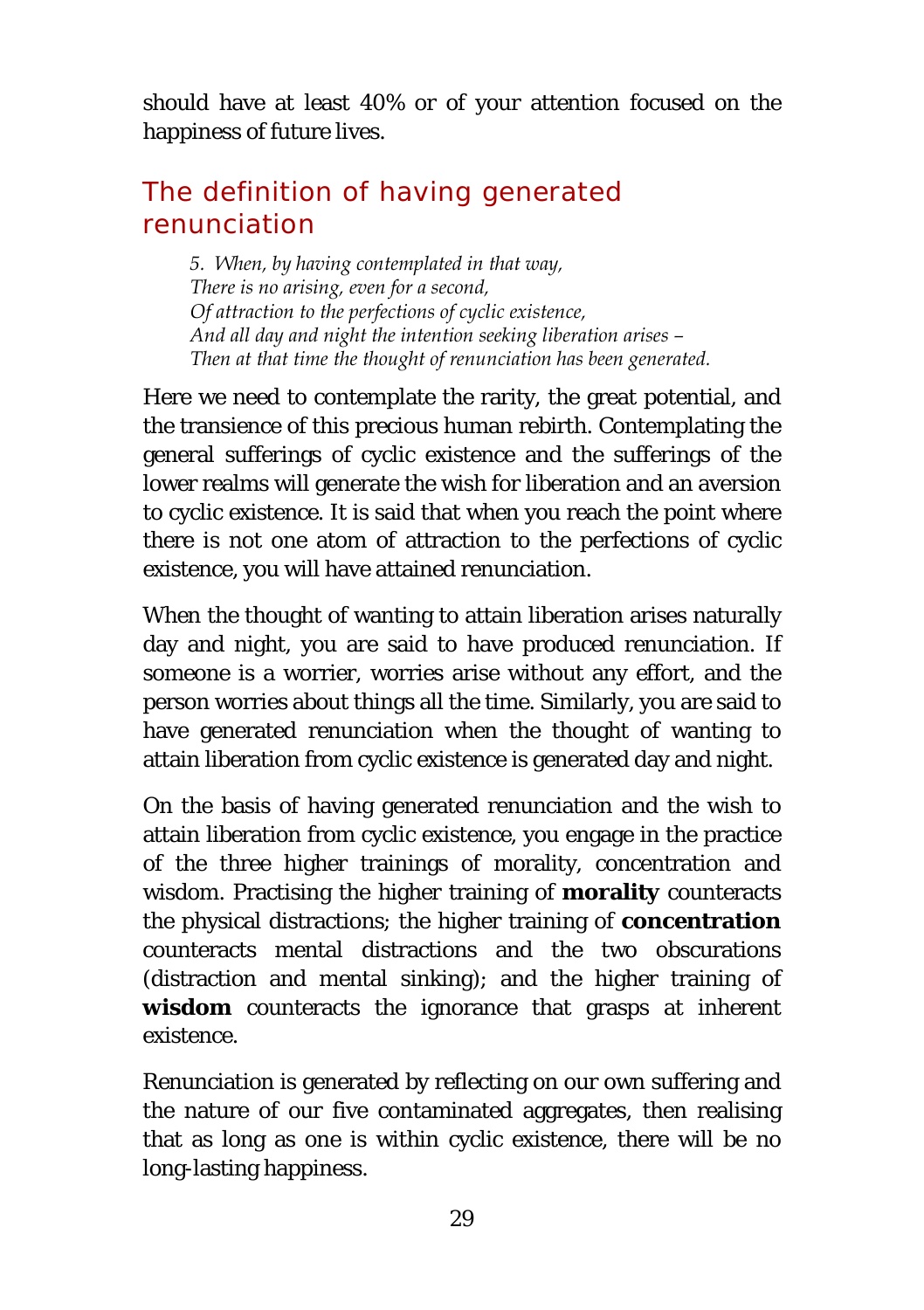should have at least 40% or of your attention focused on the happiness of future lives.

## The definition of having generated renunciation

> *5. When, by having contemplated in that way,*
> *There is no arising, even for a second,*
> *Of attraction to the perfections of cyclic existence,*
> *And all day and night the intention seeking liberation arises –*
> *Then at that time the thought of renunciation has been generated.*

Here we need to contemplate the rarity, the great potential, and the transience of this precious human rebirth. Contemplating the general sufferings of cyclic existence and the sufferings of the lower realms will generate the wish for liberation and an aversion to cyclic existence. It is said that when you reach the point where there is not one atom of attraction to the perfections of cyclic existence, you will have attained renunciation.

When the thought of wanting to attain liberation arises naturally day and night, you are said to have produced renunciation. If someone is a worrier, worries arise without any effort, and the person worries about things all the time. Similarly, you are said to have generated renunciation when the thought of wanting to attain liberation from cyclic existence is generated day and night.

On the basis of having generated renunciation and the wish to attain liberation from cyclic existence, you engage in the practice of the three higher trainings of morality, concentration and wisdom. Practising the higher training of **morality** counteracts the physical distractions; the higher training of **concentration** counteracts mental distractions and the two obscurations (distraction and mental sinking); and the higher training of **wisdom** counteracts the ignorance that grasps at inherent existence.

Renunciation is generated by reflecting on our own suffering and the nature of our five contaminated aggregates, then realising that as long as one is within cyclic existence, there will be no long-lasting happiness.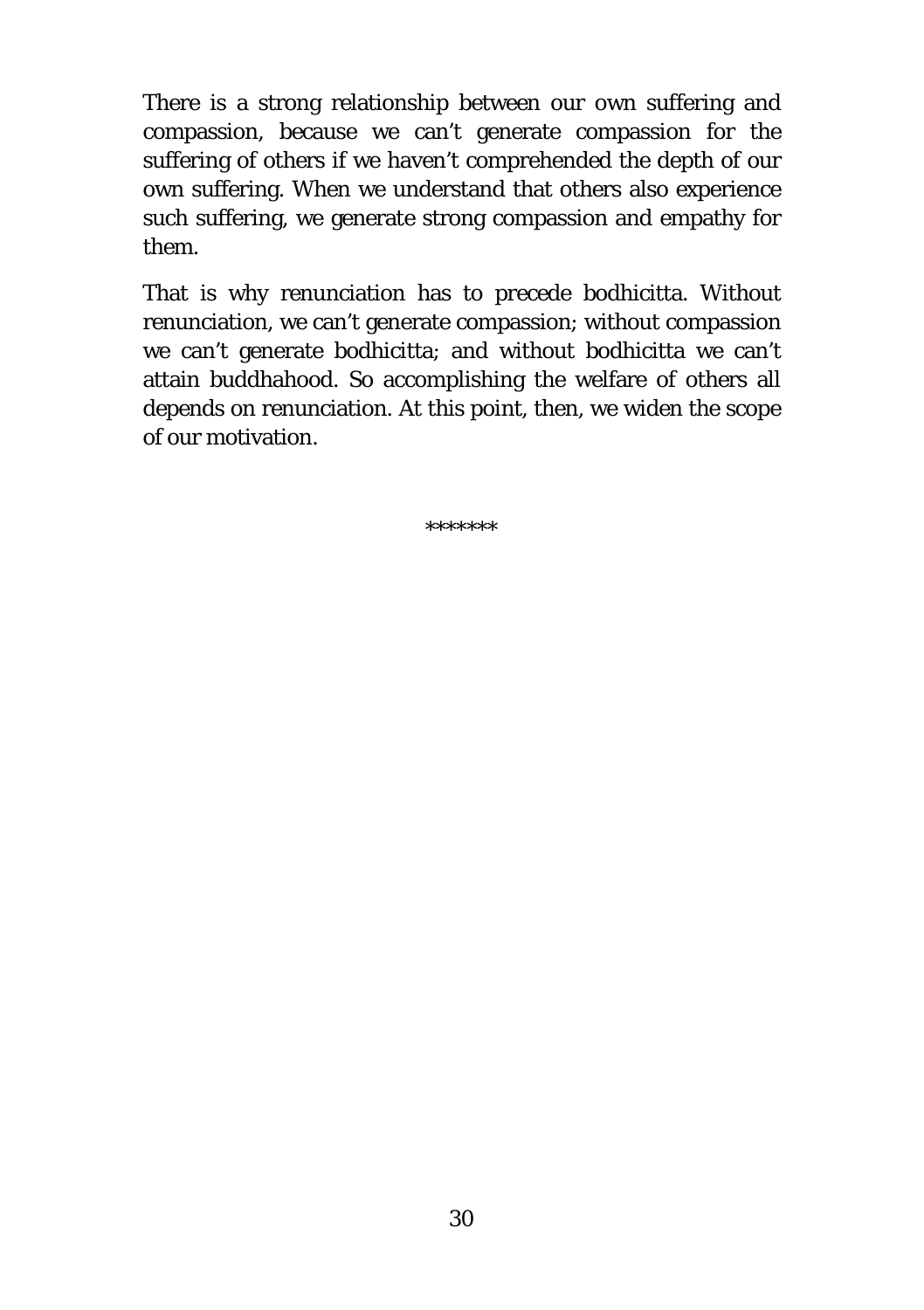There is a strong relationship between our own suffering and compassion, because we can't generate compassion for the suffering of others if we haven't comprehended the depth of our own suffering. When we understand that others also experience such suffering, we generate strong compassion and empathy for them.

That is why renunciation has to precede bodhicitta. Without renunciation, we can't generate compassion; without compassion we can't generate bodhicitta; and without bodhicitta we can't attain buddhahood. So accomplishing the welfare of others all depends on renunciation. At this point, then, we widen the scope of our motivation.

*******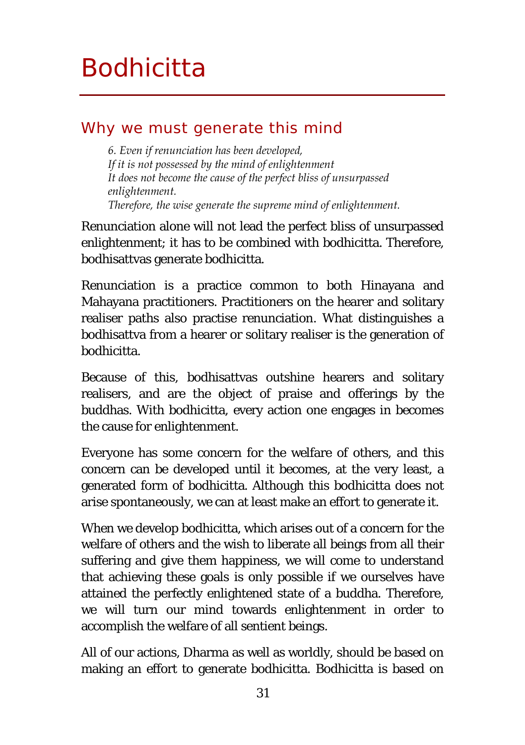# Bodhicitta

## Why we must generate this mind

*6. Even if renunciation has been developed,*
*If it is not possessed by the mind of enlightenment*
*It does not become the cause of the perfect bliss of unsurpassed enlightenment.*
*Therefore, the wise generate the supreme mind of enlightenment.*

Renunciation alone will not lead the perfect bliss of unsurpassed enlightenment; it has to be combined with bodhicitta. Therefore, bodhisattvas generate bodhicitta.

Renunciation is a practice common to both Hinayana and Mahayana practitioners. Practitioners on the hearer and solitary realiser paths also practise renunciation. What distinguishes a bodhisattva from a hearer or solitary realiser is the generation of bodhicitta.

Because of this, bodhisattvas outshine hearers and solitary realisers, and are the object of praise and offerings by the buddhas. With bodhicitta, every action one engages in becomes the cause for enlightenment.

Everyone has some concern for the welfare of others, and this concern can be developed until it becomes, at the very least, a generated form of bodhicitta. Although this bodhicitta does not arise spontaneously, we can at least make an effort to generate it.

When we develop bodhicitta, which arises out of a concern for the welfare of others and the wish to liberate all beings from all their suffering and give them happiness, we will come to understand that achieving these goals is only possible if we ourselves have attained the perfectly enlightened state of a buddha. Therefore, we will turn our mind towards enlightenment in order to accomplish the welfare of all sentient beings.

All of our actions, Dharma as well as worldly, should be based on making an effort to generate bodhicitta. Bodhicitta is based on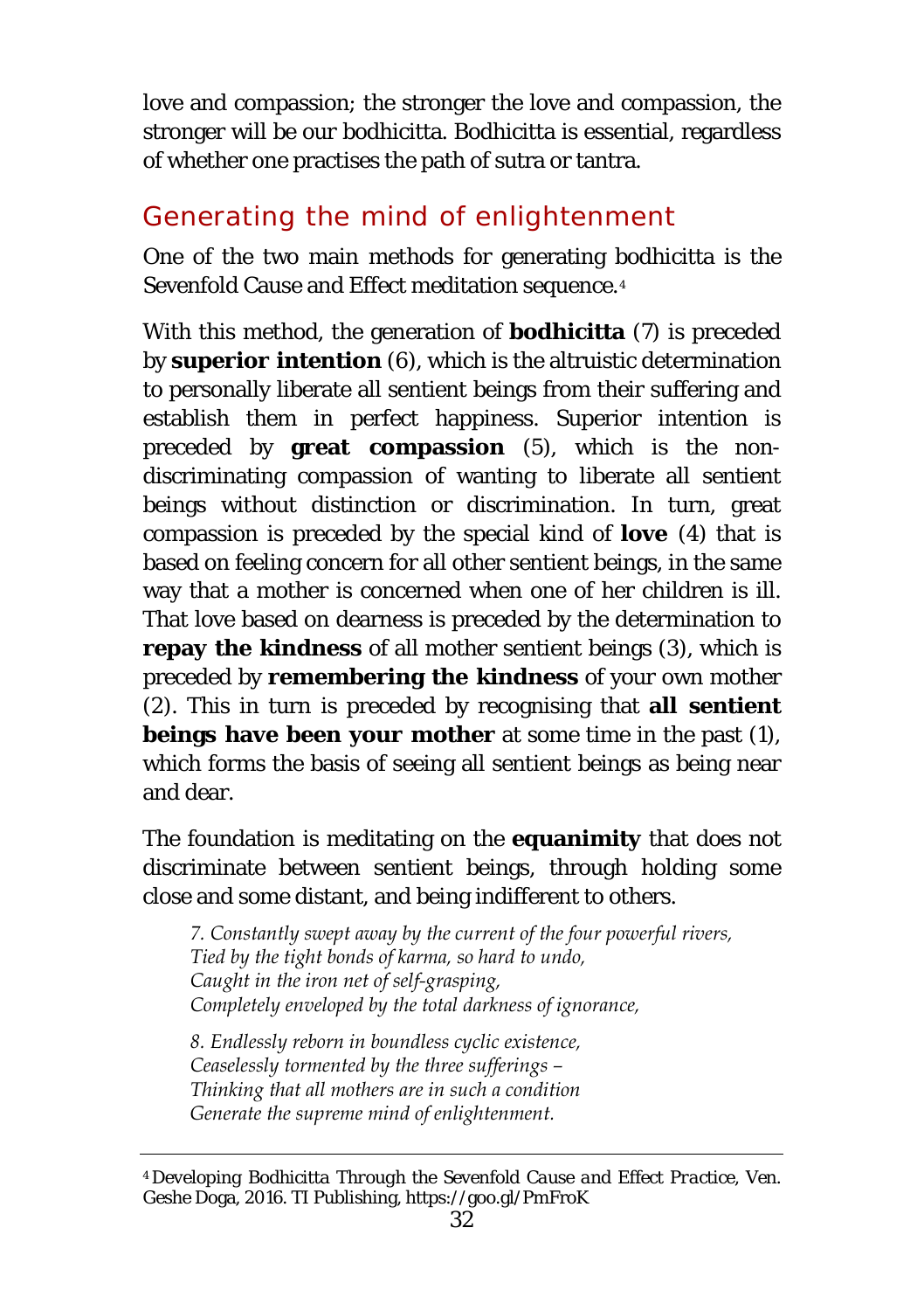love and compassion; the stronger the love and compassion, the stronger will be our bodhicitta. Bodhicitta is essential, regardless of whether one practises the path of sutra or tantra.

## Generating the mind of enlightenment

One of the two main methods for generating bodhicitta is the Sevenfold Cause and Effect meditation sequence.[4]

With this method, the generation of **bodhicitta** (7) is preceded by **superior intention** (6), which is the altruistic determination to personally liberate all sentient beings from their suffering and establish them in perfect happiness. Superior intention is preceded by **great compassion** (5), which is the non-discriminating compassion of wanting to liberate all sentient beings without distinction or discrimination. In turn, great compassion is preceded by the special kind of **love** (4) that is based on feeling concern for all other sentient beings, in the same way that a mother is concerned when one of her children is ill. That love based on dearness is preceded by the determination to **repay the kindness** of all mother sentient beings (3), which is preceded by **remembering the kindness** of your own mother (2). This in turn is preceded by recognising that **all sentient beings have been your mother** at some time in the past (1), which forms the basis of seeing all sentient beings as being near and dear.

The foundation is meditating on the **equanimity** that does not discriminate between sentient beings, through holding some close and some distant, and being indifferent to others.

> *7. Constantly swept away by the current of the four powerful rivers,*
> *Tied by the tight bonds of karma, so hard to undo,*
> *Caught in the iron net of self-grasping,*
> *Completely enveloped by the total darkness of ignorance,*
>
> *8. Endlessly reborn in boundless cyclic existence,*
> *Ceaselessly tormented by the three sufferings –*
> *Thinking that all mothers are in such a condition*
> *Generate the supreme mind of enlightenment.*

---

[4] *Developing Bodhicitta Through the Sevenfold Cause and Effect Practice*, Ven. Geshe Doga, 2016. TI Publishing, https://goo.gl/PmFroK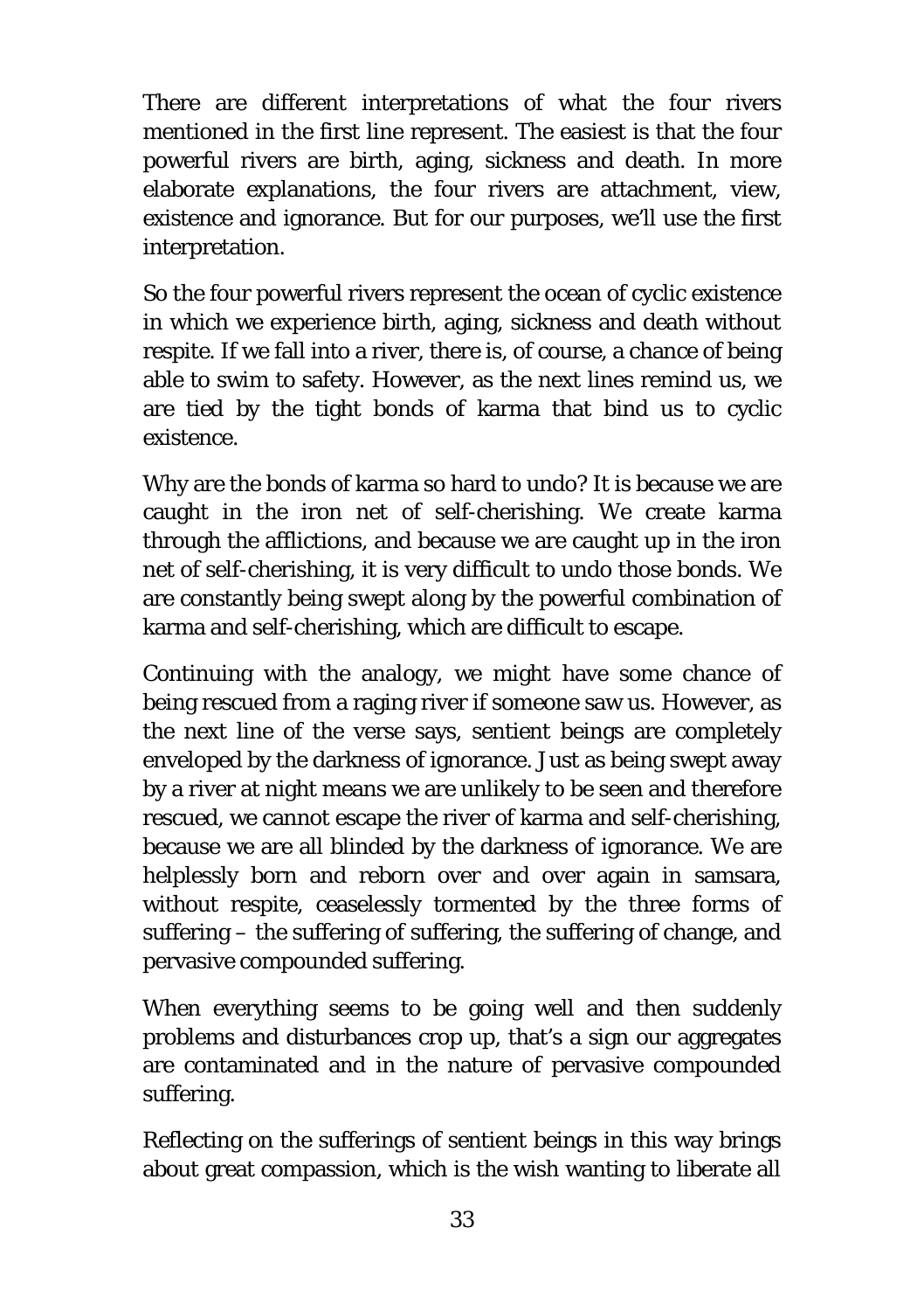There are different interpretations of what the four rivers mentioned in the first line represent. The easiest is that the four powerful rivers are birth, aging, sickness and death. In more elaborate explanations, the four rivers are attachment, view, existence and ignorance. But for our purposes, we'll use the first interpretation.

So the four powerful rivers represent the ocean of cyclic existence in which we experience birth, aging, sickness and death without respite. If we fall into a river, there is, of course, a chance of being able to swim to safety. However, as the next lines remind us, we are tied by the tight bonds of karma that bind us to cyclic existence.

Why are the bonds of karma so hard to undo? It is because we are caught in the iron net of self-cherishing. We create karma through the afflictions, and because we are caught up in the iron net of self-cherishing, it is very difficult to undo those bonds. We are constantly being swept along by the powerful combination of karma and self-cherishing, which are difficult to escape.

Continuing with the analogy, we might have some chance of being rescued from a raging river if someone saw us. However, as the next line of the verse says, sentient beings are completely enveloped by the darkness of ignorance. Just as being swept away by a river at night means we are unlikely to be seen and therefore rescued, we cannot escape the river of karma and self-cherishing, because we are all blinded by the darkness of ignorance. We are helplessly born and reborn over and over again in samsara, without respite, ceaselessly tormented by the three forms of suffering – the suffering of suffering, the suffering of change, and pervasive compounded suffering.

When everything seems to be going well and then suddenly problems and disturbances crop up, that's a sign our aggregates are contaminated and in the nature of pervasive compounded suffering.

Reflecting on the sufferings of sentient beings in this way brings about great compassion, which is the wish wanting to liberate all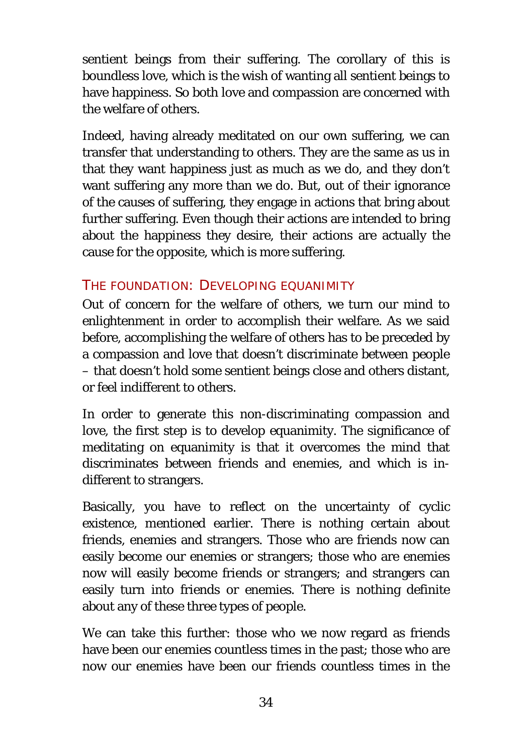sentient beings from their suffering. The corollary of this is boundless love, which is the wish of wanting all sentient beings to have happiness. So both love and compassion are concerned with the welfare of others.

Indeed, having already meditated on our own suffering, we can transfer that understanding to others. They are the same as us in that they want happiness just as much as we do, and they don't want suffering any more than we do. But, out of their ignorance of the causes of suffering, they engage in actions that bring about further suffering. Even though their actions are intended to bring about the happiness they desire, their actions are actually the cause for the opposite, which is more suffering.

### THE FOUNDATION: DEVELOPING EQUANIMITY

Out of concern for the welfare of others, we turn our mind to enlightenment in order to accomplish their welfare. As we said before, accomplishing the welfare of others has to be preceded by a compassion and love that doesn't discriminate between people – that doesn't hold some sentient beings close and others distant, or feel indifferent to others.

In order to generate this non-discriminating compassion and love, the first step is to develop equanimity. The significance of meditating on equanimity is that it overcomes the mind that discriminates between friends and enemies, and which is indifferent to strangers.

Basically, you have to reflect on the uncertainty of cyclic existence, mentioned earlier. There is nothing certain about friends, enemies and strangers. Those who are friends now can easily become our enemies or strangers; those who are enemies now will easily become friends or strangers; and strangers can easily turn into friends or enemies. There is nothing definite about any of these three types of people.

We can take this further: those who we now regard as friends have been our enemies countless times in the past; those who are now our enemies have been our friends countless times in the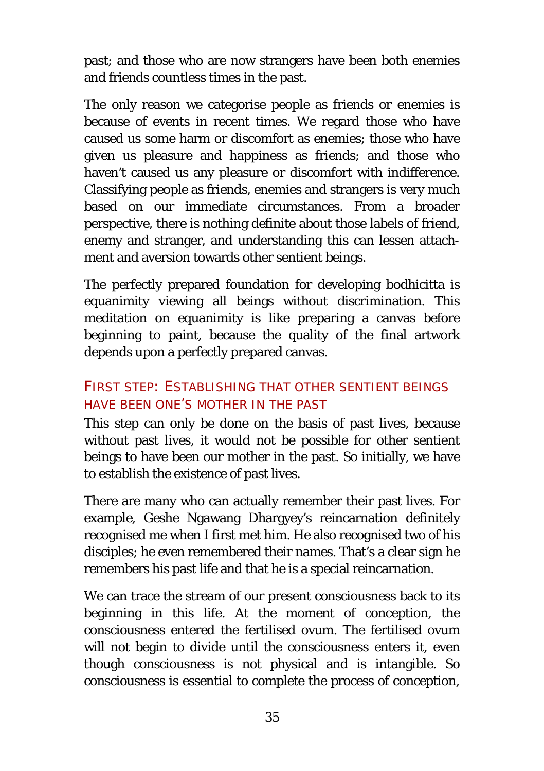past; and those who are now strangers have been both enemies and friends countless times in the past.

The only reason we categorise people as friends or enemies is because of events in recent times. We regard those who have caused us some harm or discomfort as enemies; those who have given us pleasure and happiness as friends; and those who haven't caused us any pleasure or discomfort with indifference. Classifying people as friends, enemies and strangers is very much based on our immediate circumstances. From a broader perspective, there is nothing definite about those labels of friend, enemy and stranger, and understanding this can lessen attachment and aversion towards other sentient beings.

The perfectly prepared foundation for developing bodhicitta is equanimity viewing all beings without discrimination. This meditation on equanimity is like preparing a canvas before beginning to paint, because the quality of the final artwork depends upon a perfectly prepared canvas.

## First step: Establishing that other sentient beings have been one's mother in the past

This step can only be done on the basis of past lives, because without past lives, it would not be possible for other sentient beings to have been our mother in the past. So initially, we have to establish the existence of past lives.

There are many who can actually remember their past lives. For example, Geshe Ngawang Dhargyey's reincarnation definitely recognised me when I first met him. He also recognised two of his disciples; he even remembered their names. That's a clear sign he remembers his past life and that he is a special reincarnation.

We can trace the stream of our present consciousness back to its beginning in this life. At the moment of conception, the consciousness entered the fertilised ovum. The fertilised ovum will not begin to divide until the consciousness enters it, even though consciousness is not physical and is intangible. So consciousness is essential to complete the process of conception,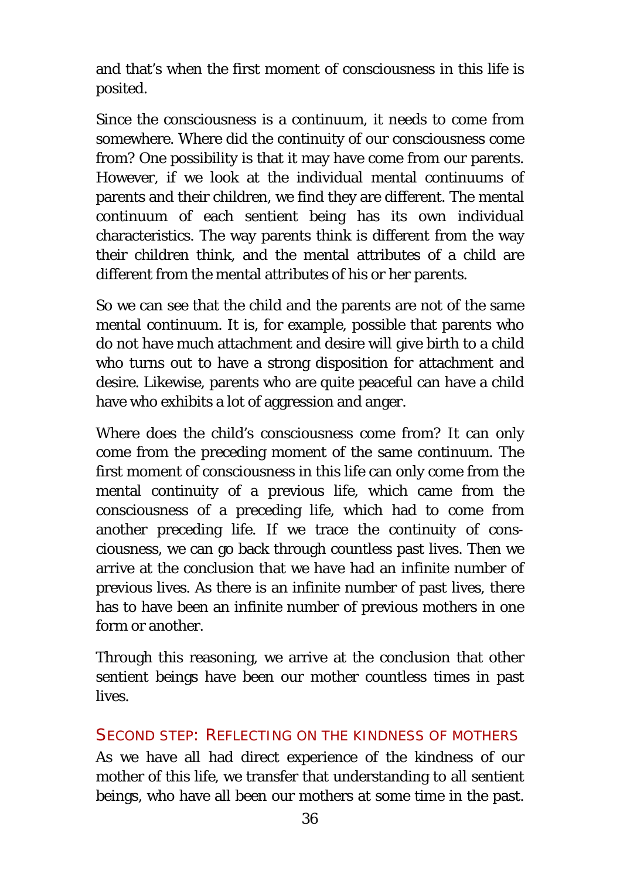and that's when the first moment of consciousness in this life is posited.

Since the consciousness is a continuum, it needs to come from somewhere. Where did the continuity of our consciousness come from? One possibility is that it may have come from our parents. However, if we look at the individual mental continuums of parents and their children, we find they are different. The mental continuum of each sentient being has its own individual characteristics. The way parents think is different from the way their children think, and the mental attributes of a child are different from the mental attributes of his or her parents.

So we can see that the child and the parents are not of the same mental continuum. It is, for example, possible that parents who do not have much attachment and desire will give birth to a child who turns out to have a strong disposition for attachment and desire. Likewise, parents who are quite peaceful can have a child have who exhibits a lot of aggression and anger.

Where does the child's consciousness come from? It can only come from the preceding moment of the same continuum. The first moment of consciousness in this life can only come from the mental continuity of a previous life, which came from the consciousness of a preceding life, which had to come from another preceding life. If we trace the continuity of consciousness, we can go back through countless past lives. Then we arrive at the conclusion that we have had an infinite number of previous lives. As there is an infinite number of past lives, there has to have been an infinite number of previous mothers in one form or another.

Through this reasoning, we arrive at the conclusion that other sentient beings have been our mother countless times in past lives.

### SECOND STEP: REFLECTING ON THE KINDNESS OF MOTHERS

As we have all had direct experience of the kindness of our mother of this life, we transfer that understanding to all sentient beings, who have all been our mothers at some time in the past.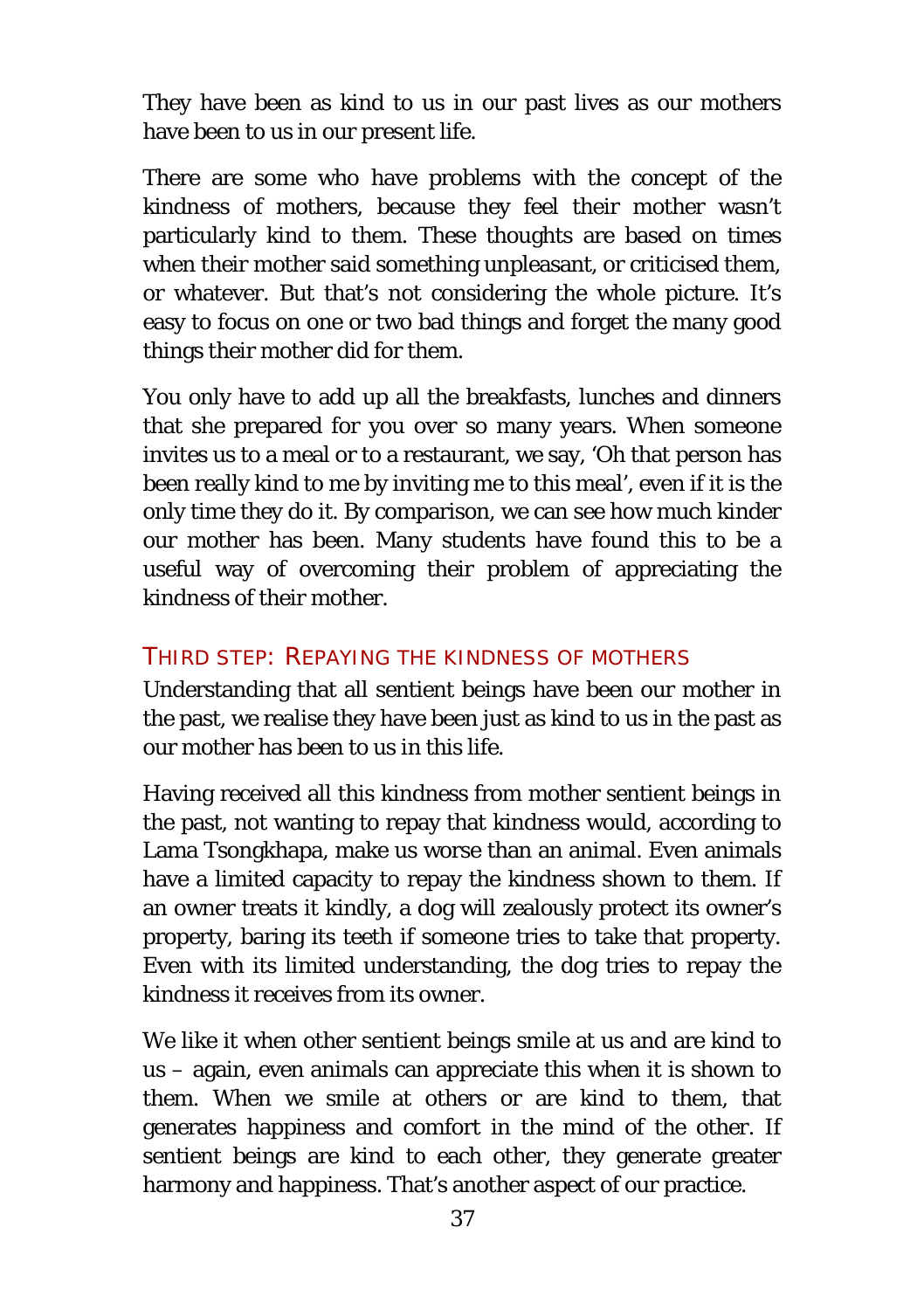They have been as kind to us in our past lives as our mothers have been to us in our present life.

There are some who have problems with the concept of the kindness of mothers, because they feel their mother wasn't particularly kind to them. These thoughts are based on times when their mother said something unpleasant, or criticised them, or whatever. But that's not considering the whole picture. It's easy to focus on one or two bad things and forget the many good things their mother did for them.

You only have to add up all the breakfasts, lunches and dinners that she prepared for you over so many years. When someone invites us to a meal or to a restaurant, we say, 'Oh that person has been really kind to me by inviting me to this meal', even if it is the only time they do it. By comparison, we can see how much kinder our mother has been. Many students have found this to be a useful way of overcoming their problem of appreciating the kindness of their mother.

### THIRD STEP: REPAYING THE KINDNESS OF MOTHERS

Understanding that all sentient beings have been our mother in the past, we realise they have been just as kind to us in the past as our mother has been to us in this life.

Having received all this kindness from mother sentient beings in the past, not wanting to repay that kindness would, according to Lama Tsongkhapa, make us worse than an animal. Even animals have a limited capacity to repay the kindness shown to them. If an owner treats it kindly, a dog will zealously protect its owner's property, baring its teeth if someone tries to take that property. Even with its limited understanding, the dog tries to repay the kindness it receives from its owner.

We like it when other sentient beings smile at us and are kind to us – again, even animals can appreciate this when it is shown to them. When we smile at others or are kind to them, that generates happiness and comfort in the mind of the other. If sentient beings are kind to each other, they generate greater harmony and happiness. That's another aspect of our practice.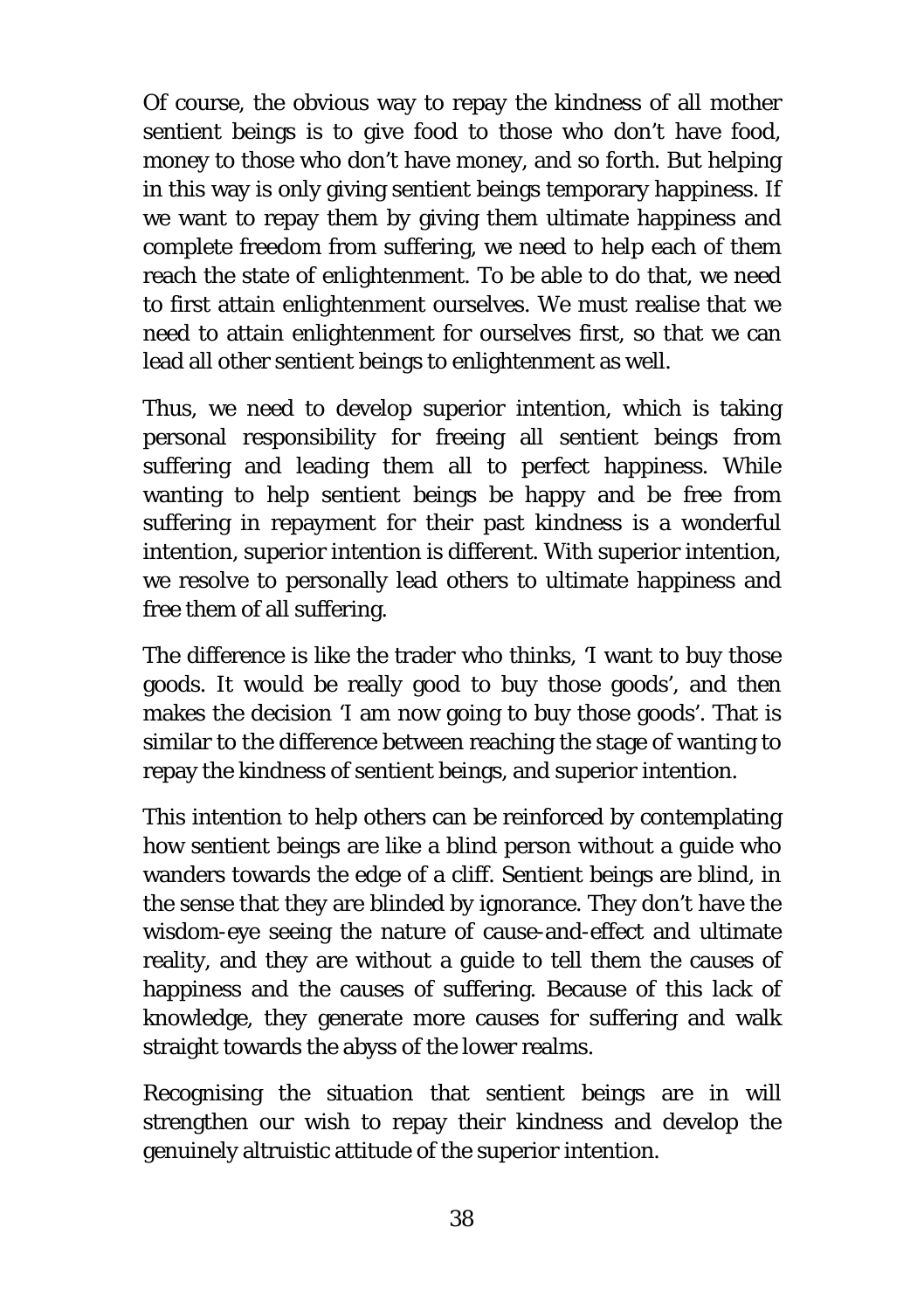Of course, the obvious way to repay the kindness of all mother sentient beings is to give food to those who don't have food, money to those who don't have money, and so forth. But helping in this way is only giving sentient beings temporary happiness. If we want to repay them by giving them ultimate happiness and complete freedom from suffering, we need to help each of them reach the state of enlightenment. To be able to do that, we need to first attain enlightenment ourselves. We must realise that we need to attain enlightenment for ourselves first, so that we can lead all other sentient beings to enlightenment as well.

Thus, we need to develop superior intention, which is taking personal responsibility for freeing all sentient beings from suffering and leading them all to perfect happiness. While wanting to help sentient beings be happy and be free from suffering in repayment for their past kindness is a wonderful intention, superior intention is different. With superior intention, we resolve to personally lead others to ultimate happiness and free them of all suffering.

The difference is like the trader who thinks, 'I want to buy those goods. It would be really good to buy those goods', and then makes the decision 'I am now going to buy those goods'. That is similar to the difference between reaching the stage of wanting to repay the kindness of sentient beings, and superior intention.

This intention to help others can be reinforced by contemplating how sentient beings are like a blind person without a guide who wanders towards the edge of a cliff. Sentient beings are blind, in the sense that they are blinded by ignorance. They don't have the wisdom-eye seeing the nature of cause-and-effect and ultimate reality, and they are without a guide to tell them the causes of happiness and the causes of suffering. Because of this lack of knowledge, they generate more causes for suffering and walk straight towards the abyss of the lower realms.

Recognising the situation that sentient beings are in will strengthen our wish to repay their kindness and develop the genuinely altruistic attitude of the superior intention.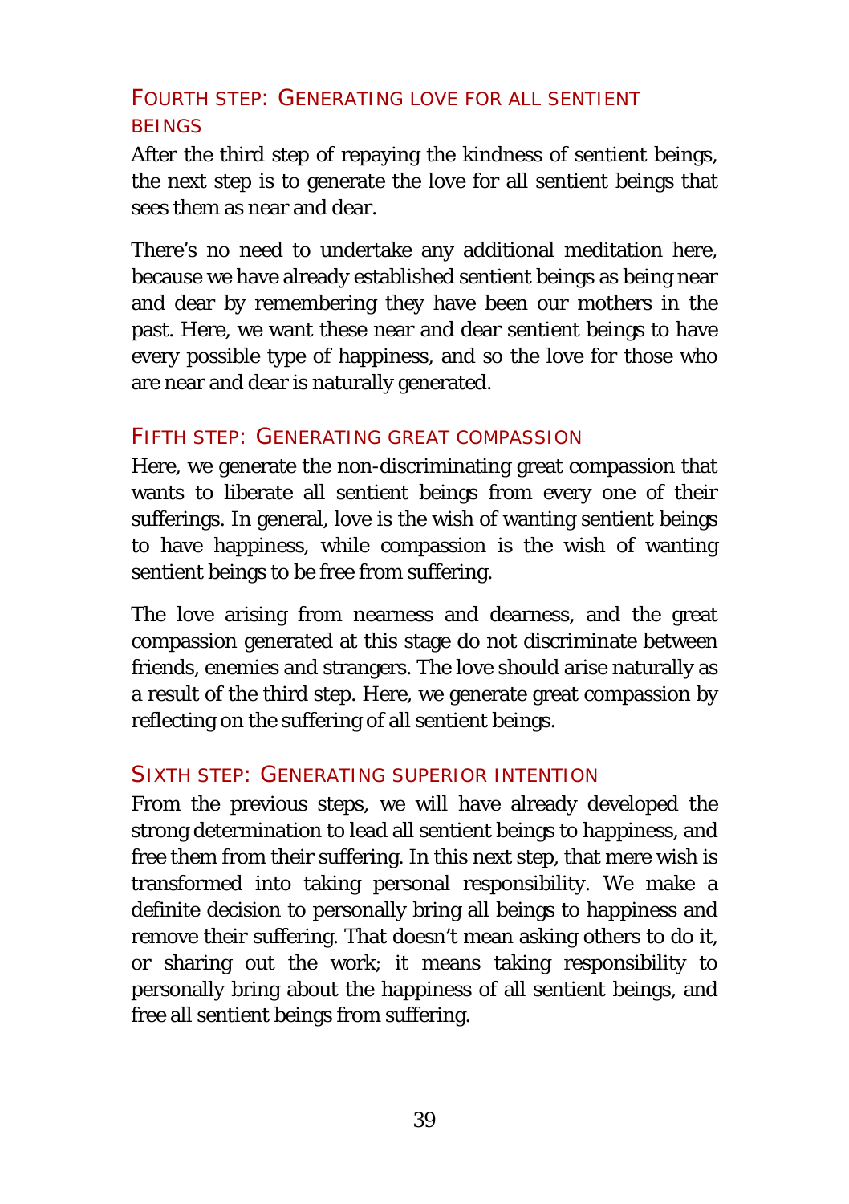## FOURTH STEP: GENERATING LOVE FOR ALL SENTIENT BEINGS

After the third step of repaying the kindness of sentient beings, the next step is to generate the love for all sentient beings that sees them as near and dear.

There's no need to undertake any additional meditation here, because we have already established sentient beings as being near and dear by remembering they have been our mothers in the past. Here, we want these near and dear sentient beings to have every possible type of happiness, and so the love for those who are near and dear is naturally generated.

## FIFTH STEP: GENERATING GREAT COMPASSION

Here, we generate the non-discriminating great compassion that wants to liberate all sentient beings from every one of their sufferings. In general, love is the wish of wanting sentient beings to have happiness, while compassion is the wish of wanting sentient beings to be free from suffering.

The love arising from nearness and dearness, and the great compassion generated at this stage do not discriminate between friends, enemies and strangers. The love should arise naturally as a result of the third step. Here, we generate great compassion by reflecting on the suffering of all sentient beings.

## SIXTH STEP: GENERATING SUPERIOR INTENTION

From the previous steps, we will have already developed the strong determination to lead all sentient beings to happiness, and free them from their suffering. In this next step, that mere wish is transformed into taking personal responsibility. We make a definite decision to personally bring all beings to happiness and remove their suffering. That doesn't mean asking others to do it, or sharing out the work; it means taking responsibility to personally bring about the happiness of all sentient beings, and free all sentient beings from suffering.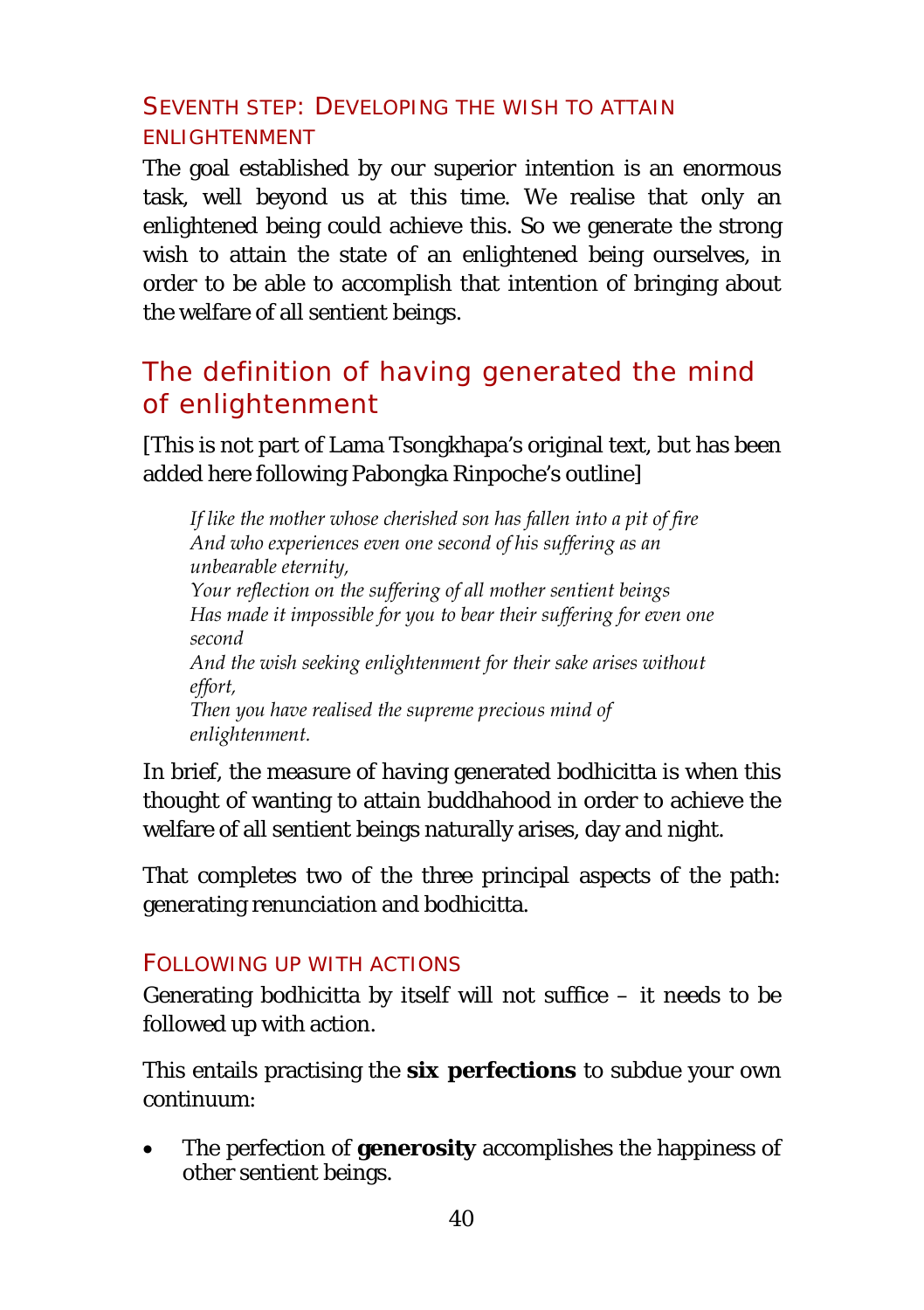### Seventh step: Developing the wish to attain enlightenment

The goal established by our superior intention is an enormous task, well beyond us at this time. We realise that only an enlightened being could achieve this. So we generate the strong wish to attain the state of an enlightened being ourselves, in order to be able to accomplish that intention of bringing about the welfare of all sentient beings.

## The definition of having generated the mind of enlightenment

[This is not part of Lama Tsongkhapa's original text, but has been added here following Pabongka Rinpoche's outline]

> *If like the mother whose cherished son has fallen into a pit of fire*
> *And who experiences even one second of his suffering as an unbearable eternity,*
> *Your reflection on the suffering of all mother sentient beings*
> *Has made it impossible for you to bear their suffering for even one second*
> *And the wish seeking enlightenment for their sake arises without effort,*
> *Then you have realised the supreme precious mind of enlightenment.*

In brief, the measure of having generated bodhicitta is when this thought of wanting to attain buddhahood in order to achieve the welfare of all sentient beings naturally arises, day and night.

That completes two of the three principal aspects of the path: generating renunciation and bodhicitta.

### Following up with actions

Generating bodhicitta by itself will not suffice – it needs to be followed up with action.

This entails practising the **six perfections** to subdue your own continuum:

- The perfection of **generosity** accomplishes the happiness of other sentient beings.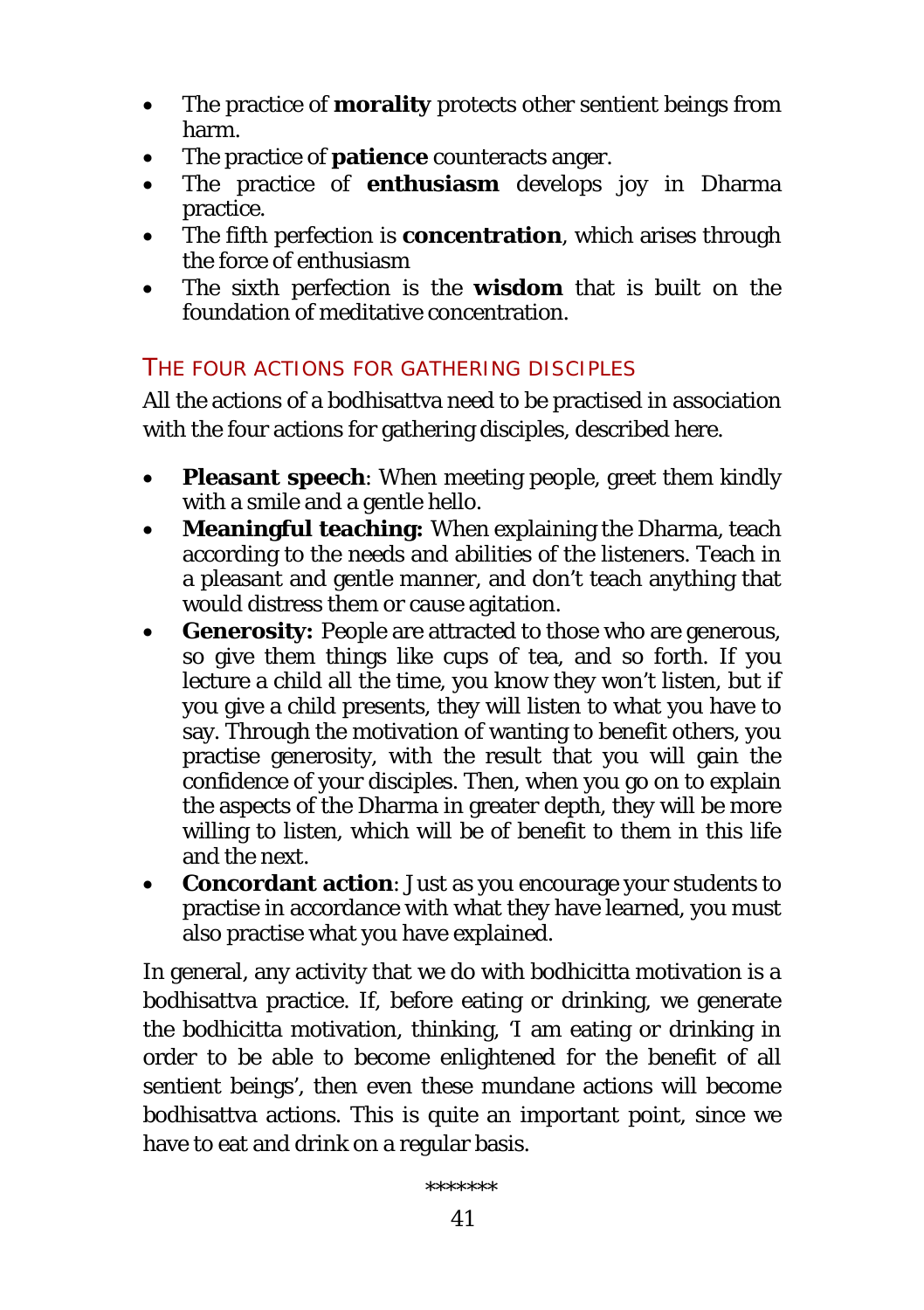- The practice of **morality** protects other sentient beings from harm.
- The practice of **patience** counteracts anger.
- The practice of **enthusiasm** develops joy in Dharma practice.
- The fifth perfection is **concentration**, which arises through the force of enthusiasm
- The sixth perfection is the **wisdom** that is built on the foundation of meditative concentration.

## THE FOUR ACTIONS FOR GATHERING DISCIPLES

All the actions of a bodhisattva need to be practised in association with the four actions for gathering disciples, described here.

- **Pleasant speech**: When meeting people, greet them kindly with a smile and a gentle hello.
- **Meaningful teaching:** When explaining the Dharma, teach according to the needs and abilities of the listeners. Teach in a pleasant and gentle manner, and don't teach anything that would distress them or cause agitation.
- **Generosity:** People are attracted to those who are generous, so give them things like cups of tea, and so forth. If you lecture a child all the time, you know they won't listen, but if you give a child presents, they will listen to what you have to say. Through the motivation of wanting to benefit others, you practise generosity, with the result that you will gain the confidence of your disciples. Then, when you go on to explain the aspects of the Dharma in greater depth, they will be more willing to listen, which will be of benefit to them in this life and the next.
- **Concordant action**: Just as you encourage your students to practise in accordance with what they have learned, you must also practise what you have explained.

In general, any activity that we do with bodhicitta motivation is a bodhisattva practice. If, before eating or drinking, we generate the bodhicitta motivation, thinking, 'I am eating or drinking in order to be able to become enlightened for the benefit of all sentient beings', then even these mundane actions will become bodhisattva actions. This is quite an important point, since we have to eat and drink on a regular basis.

*******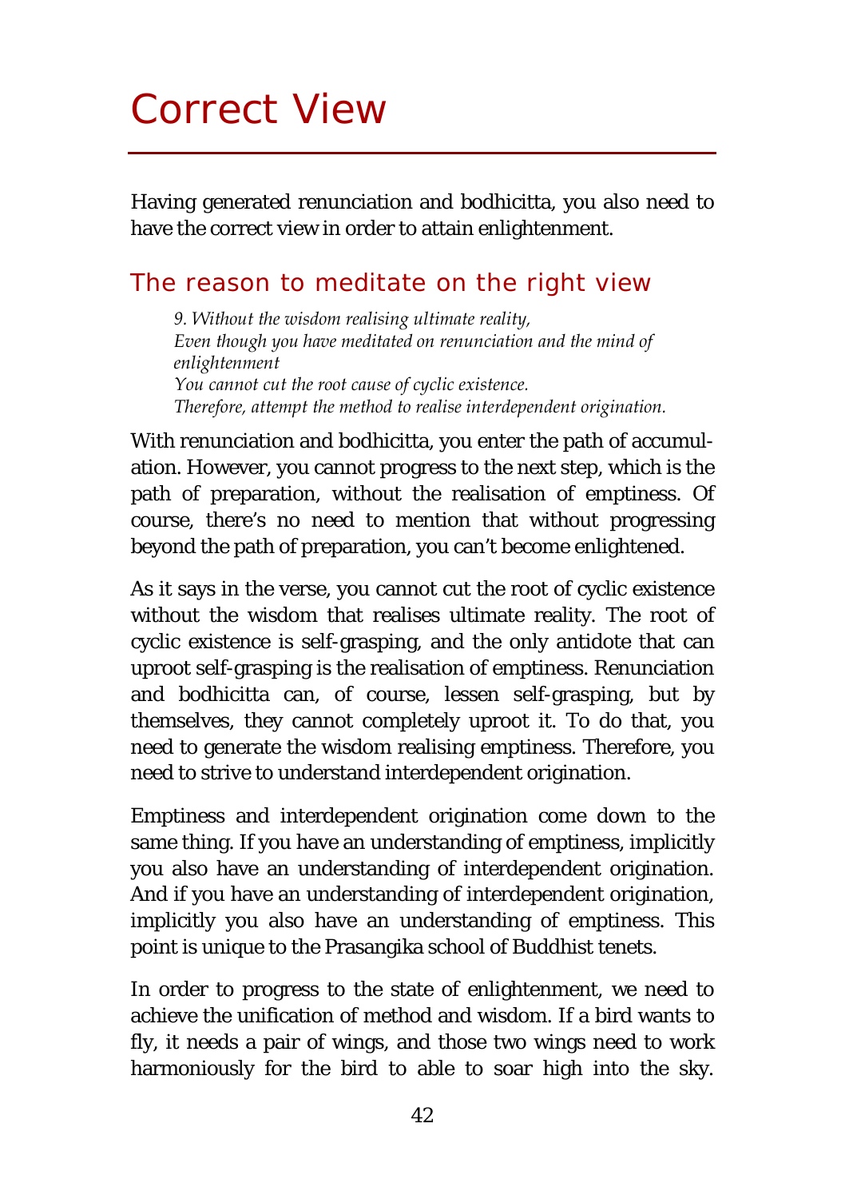# Correct View

Having generated renunciation and bodhicitta, you also need to have the correct view in order to attain enlightenment.

## The reason to meditate on the right view

> *9. Without the wisdom realising ultimate reality,*
> *Even though you have meditated on renunciation and the mind of enlightenment*
> *You cannot cut the root cause of cyclic existence.*
> *Therefore, attempt the method to realise interdependent origination.*

With renunciation and bodhicitta, you enter the path of accumulation. However, you cannot progress to the next step, which is the path of preparation, without the realisation of emptiness. Of course, there's no need to mention that without progressing beyond the path of preparation, you can't become enlightened.

As it says in the verse, you cannot cut the root of cyclic existence without the wisdom that realises ultimate reality. The root of cyclic existence is self-grasping, and the only antidote that can uproot self-grasping is the realisation of emptiness. Renunciation and bodhicitta can, of course, lessen self-grasping, but by themselves, they cannot completely uproot it. To do that, you need to generate the wisdom realising emptiness. Therefore, you need to strive to understand interdependent origination.

Emptiness and interdependent origination come down to the same thing. If you have an understanding of emptiness, implicitly you also have an understanding of interdependent origination. And if you have an understanding of interdependent origination, implicitly you also have an understanding of emptiness. This point is unique to the Prasangika school of Buddhist tenets.

In order to progress to the state of enlightenment, we need to achieve the unification of method and wisdom. If a bird wants to fly, it needs a pair of wings, and those two wings need to work harmoniously for the bird to able to soar high into the sky.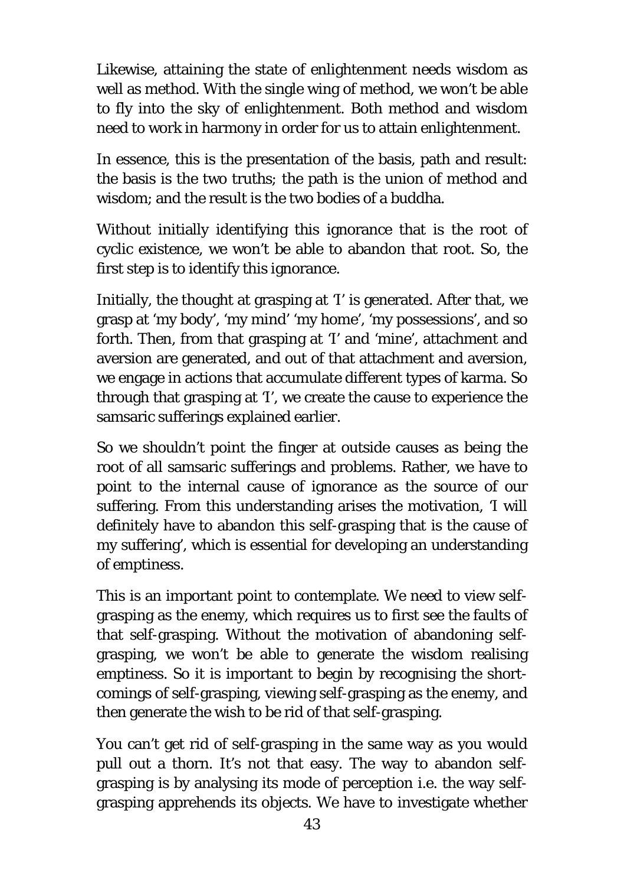Likewise, attaining the state of enlightenment needs wisdom as well as method. With the single wing of method, we won't be able to fly into the sky of enlightenment. Both method and wisdom need to work in harmony in order for us to attain enlightenment.

In essence, this is the presentation of the basis, path and result: the basis is the two truths; the path is the union of method and wisdom; and the result is the two bodies of a buddha.

Without initially identifying this ignorance that is the root of cyclic existence, we won't be able to abandon that root. So, the first step is to identify this ignorance.

Initially, the thought at grasping at 'I' is generated. After that, we grasp at 'my body', 'my mind' 'my home', 'my possessions', and so forth. Then, from that grasping at 'I' and 'mine', attachment and aversion are generated, and out of that attachment and aversion, we engage in actions that accumulate different types of karma. So through that grasping at 'I', we create the cause to experience the samsaric sufferings explained earlier.

So we shouldn't point the finger at outside causes as being the root of all samsaric sufferings and problems. Rather, we have to point to the internal cause of ignorance as the source of our suffering. From this understanding arises the motivation, 'I will definitely have to abandon this self-grasping that is the cause of my suffering', which is essential for developing an understanding of emptiness.

This is an important point to contemplate. We need to view self-grasping as the enemy, which requires us to first see the faults of that self-grasping. Without the motivation of abandoning self-grasping, we won't be able to generate the wisdom realising emptiness. So it is important to begin by recognising the shortcomings of self-grasping, viewing self-grasping as the enemy, and then generate the wish to be rid of that self-grasping.

You can't get rid of self-grasping in the same way as you would pull out a thorn. It's not that easy. The way to abandon self-grasping is by analysing its mode of perception i.e. the way self-grasping apprehends its objects. We have to investigate whether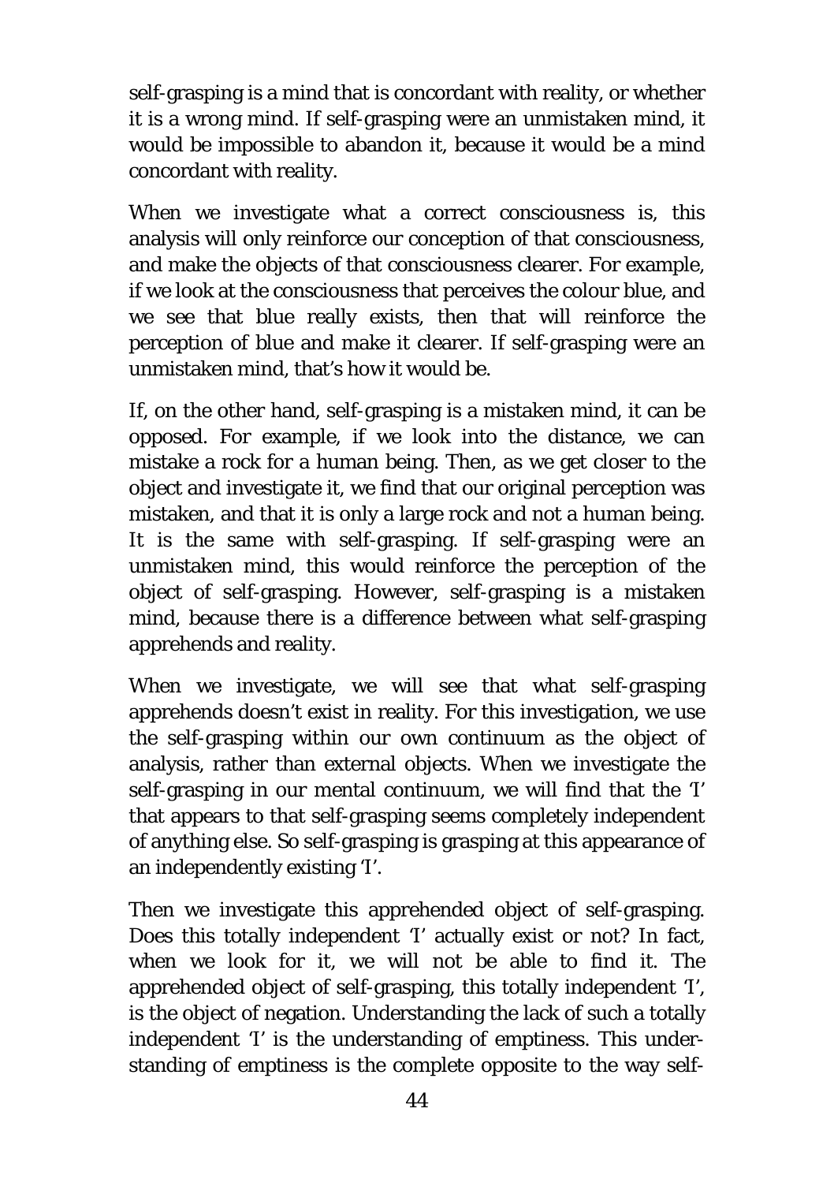self-grasping is a mind that is concordant with reality, or whether it is a wrong mind. If self-grasping were an unmistaken mind, it would be impossible to abandon it, because it would be a mind concordant with reality.

When we investigate what a correct consciousness is, this analysis will only reinforce our conception of that consciousness, and make the objects of that consciousness clearer. For example, if we look at the consciousness that perceives the colour blue, and we see that blue really exists, then that will reinforce the perception of blue and make it clearer. If self-grasping were an unmistaken mind, that's how it would be.

If, on the other hand, self-grasping is a mistaken mind, it can be opposed. For example, if we look into the distance, we can mistake a rock for a human being. Then, as we get closer to the object and investigate it, we find that our original perception was mistaken, and that it is only a large rock and not a human being. It is the same with self-grasping. If self-grasping were an unmistaken mind, this would reinforce the perception of the object of self-grasping. However, self-grasping is a mistaken mind, because there is a difference between what self-grasping apprehends and reality.

When we investigate, we will see that what self-grasping apprehends doesn't exist in reality. For this investigation, we use the self-grasping within our own continuum as the object of analysis, rather than external objects. When we investigate the self-grasping in our mental continuum, we will find that the 'I' that appears to that self-grasping seems completely independent of anything else. So self-grasping is grasping at this appearance of an independently existing 'I'.

Then we investigate this apprehended object of self-grasping. Does this totally independent 'I' actually exist or not? In fact, when we look for it, we will not be able to find it. The apprehended object of self-grasping, this totally independent 'I', is the object of negation. Understanding the lack of such a totally independent 'I' is the understanding of emptiness. This understanding of emptiness is the complete opposite to the way self-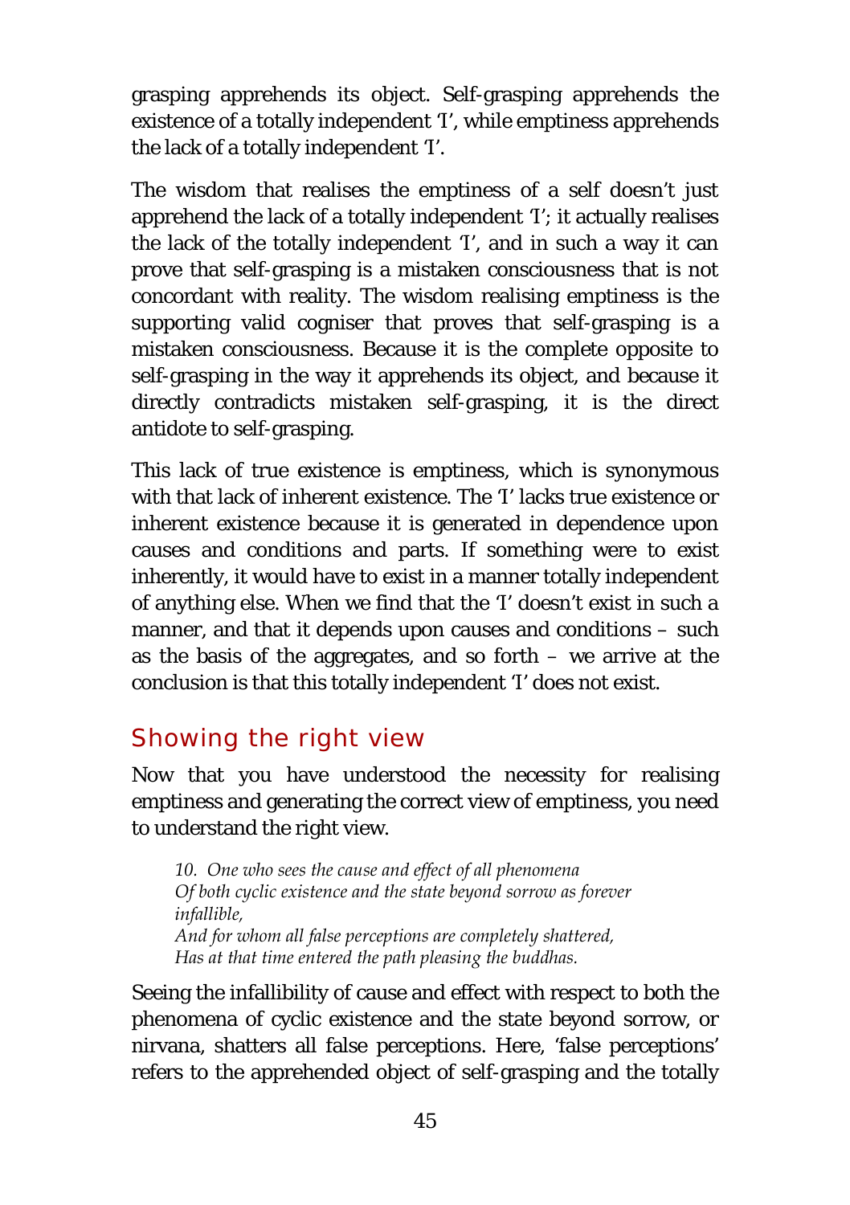grasping apprehends its object. Self-grasping apprehends the existence of a totally independent 'I', while emptiness apprehends the lack of a totally independent 'I'.

The wisdom that realises the emptiness of a self doesn't just apprehend the lack of a totally independent 'I'; it actually realises the lack of the totally independent 'I', and in such a way it can prove that self-grasping is a mistaken consciousness that is not concordant with reality. The wisdom realising emptiness is the supporting valid cogniser that proves that self-grasping is a mistaken consciousness. Because it is the complete opposite to self-grasping in the way it apprehends its object, and because it directly contradicts mistaken self-grasping, it is the direct antidote to self-grasping.

This lack of true existence is emptiness, which is synonymous with that lack of inherent existence. The 'I' lacks true existence or inherent existence because it is generated in dependence upon causes and conditions and parts. If something were to exist inherently, it would have to exist in a manner totally independent of anything else. When we find that the 'I' doesn't exist in such a manner, and that it depends upon causes and conditions – such as the basis of the aggregates, and so forth – we arrive at the conclusion is that this totally independent 'I' does not exist.

## Showing the right view

Now that you have understood the necessity for realising emptiness and generating the correct view of emptiness, you need to understand the right view.

> *10. One who sees the cause and effect of all phenomena*
> *Of both cyclic existence and the state beyond sorrow as forever infallible,*
> *And for whom all false perceptions are completely shattered,*
> *Has at that time entered the path pleasing the buddhas.*

Seeing the infallibility of cause and effect with respect to both the phenomena of cyclic existence and the state beyond sorrow, or nirvana, shatters all false perceptions. Here, 'false perceptions' refers to the apprehended object of self-grasping and the totally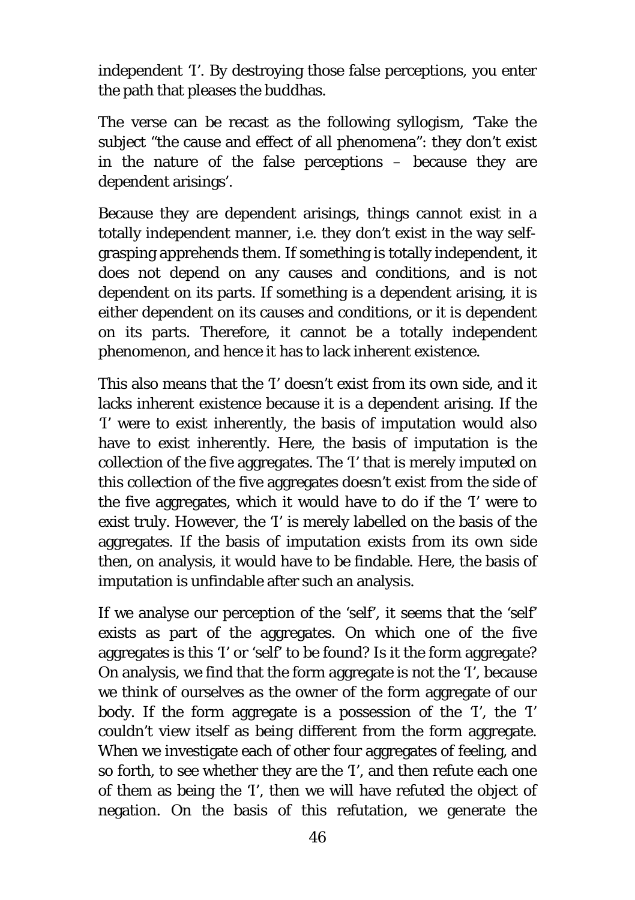independent 'I'. By destroying those false perceptions, you enter the path that pleases the buddhas.

The verse can be recast as the following syllogism, 'Take the subject "the cause and effect of all phenomena": they don't exist in the nature of the false perceptions – because they are dependent arisings'.

Because they are dependent arisings, things cannot exist in a totally independent manner, i.e. they don't exist in the way self-grasping apprehends them. If something is totally independent, it does not depend on any causes and conditions, and is not dependent on its parts. If something is a dependent arising, it is either dependent on its causes and conditions, or it is dependent on its parts. Therefore, it cannot be a totally independent phenomenon, and hence it has to lack inherent existence.

This also means that the 'I' doesn't exist from its own side, and it lacks inherent existence because it is a dependent arising. If the 'I' were to exist inherently, the basis of imputation would also have to exist inherently. Here, the basis of imputation is the collection of the five aggregates. The 'I' that is merely imputed on this collection of the five aggregates doesn't exist from the side of the five aggregates, which it would have to do if the 'I' were to exist truly. However, the 'I' is merely labelled on the basis of the aggregates. If the basis of imputation exists from its own side then, on analysis, it would have to be findable. Here, the basis of imputation is unfindable after such an analysis.

If we analyse our perception of the 'self', it seems that the 'self' exists as part of the aggregates. On which one of the five aggregates is this 'I' or 'self' to be found? Is it the form aggregate? On analysis, we find that the form aggregate is not the 'I', because we think of ourselves as the owner of the form aggregate of our body. If the form aggregate is a possession of the 'I', the 'I' couldn't view itself as being different from the form aggregate. When we investigate each of other four aggregates of feeling, and so forth, to see whether they are the 'I', and then refute each one of them as being the 'I', then we will have refuted the object of negation. On the basis of this refutation, we generate the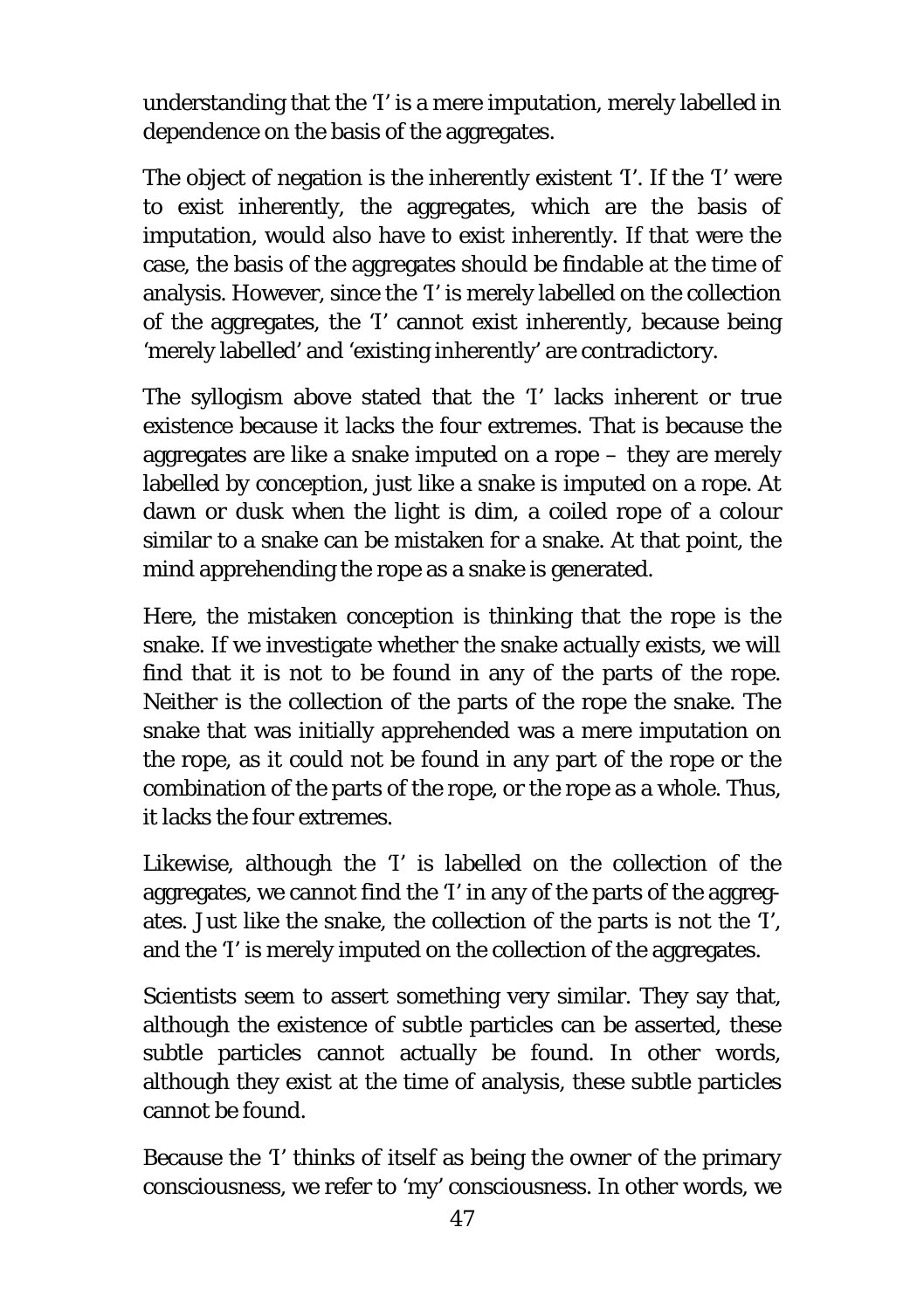understanding that the 'I' is a mere imputation, merely labelled in dependence on the basis of the aggregates.

The object of negation is the inherently existent 'I'. If the 'I' were to exist inherently, the aggregates, which are the basis of imputation, would also have to exist inherently. If that were the case, the basis of the aggregates should be findable at the time of analysis. However, since the 'I' is merely labelled on the collection of the aggregates, the 'I' cannot exist inherently, because being 'merely labelled' and 'existing inherently' are contradictory.

The syllogism above stated that the 'I' lacks inherent or true existence because it lacks the four extremes. That is because the aggregates are like a snake imputed on a rope – they are merely labelled by conception, just like a snake is imputed on a rope. At dawn or dusk when the light is dim, a coiled rope of a colour similar to a snake can be mistaken for a snake. At that point, the mind apprehending the rope as a snake is generated.

Here, the mistaken conception is thinking that the rope is the snake. If we investigate whether the snake actually exists, we will find that it is not to be found in any of the parts of the rope. Neither is the collection of the parts of the rope the snake. The snake that was initially apprehended was a mere imputation on the rope, as it could not be found in any part of the rope or the combination of the parts of the rope, or the rope as a whole. Thus, it lacks the four extremes.

Likewise, although the 'I' is labelled on the collection of the aggregates, we cannot find the 'I' in any of the parts of the aggregates. Just like the snake, the collection of the parts is not the 'I', and the 'I' is merely imputed on the collection of the aggregates.

Scientists seem to assert something very similar. They say that, although the existence of subtle particles can be asserted, these subtle particles cannot actually be found. In other words, although they exist at the time of analysis, these subtle particles cannot be found.

Because the 'I' thinks of itself as being the owner of the primary consciousness, we refer to 'my' consciousness. In other words, we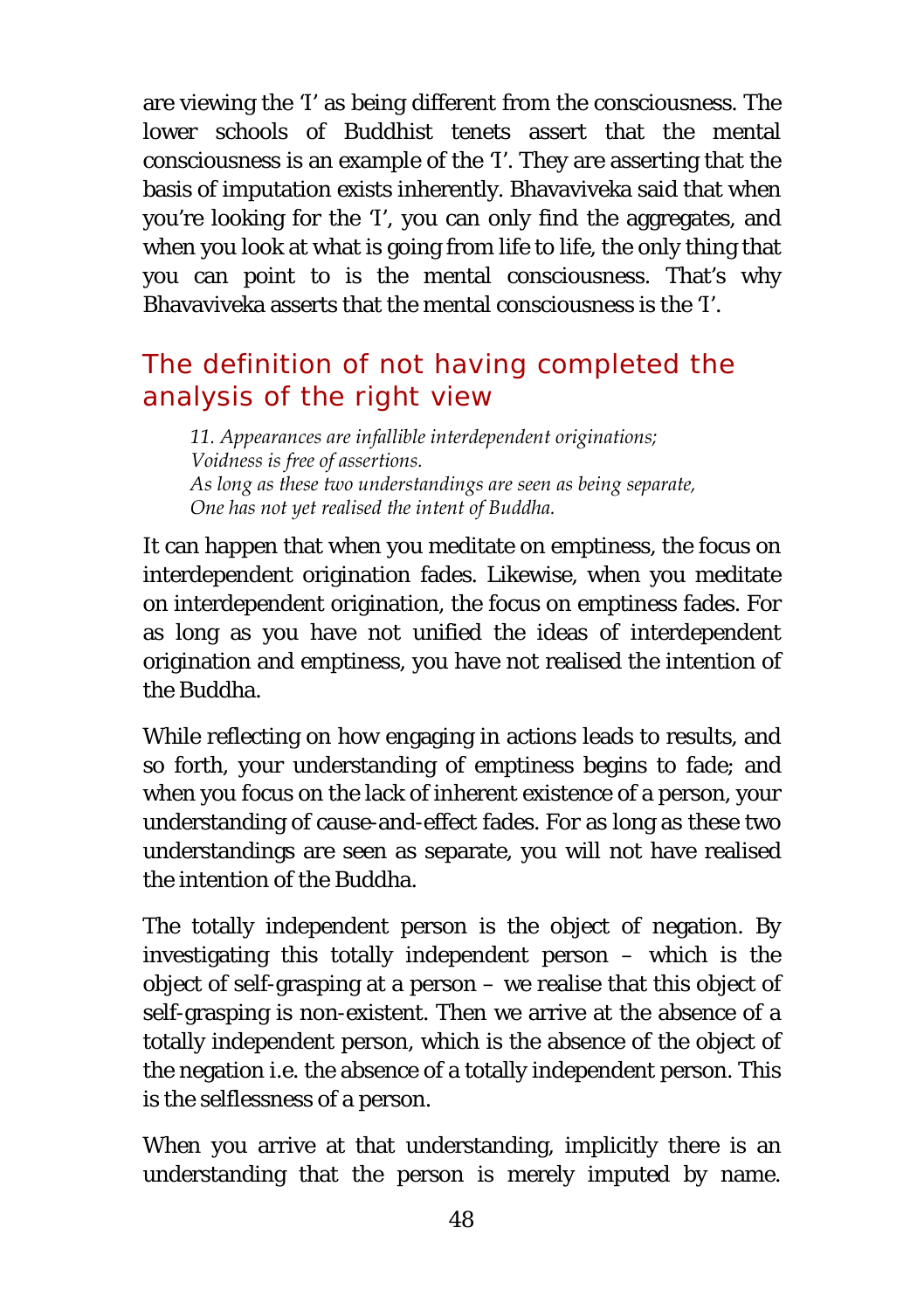are viewing the 'I' as being different from the consciousness. The lower schools of Buddhist tenets assert that the mental consciousness is an example of the 'I'. They are asserting that the basis of imputation exists inherently. Bhavaviveka said that when you're looking for the 'I', you can only find the aggregates, and when you look at what is going from life to life, the only thing that you can point to is the mental consciousness. That's why Bhavaviveka asserts that the mental consciousness is the 'I'.

## The definition of not having completed the analysis of the right view

> *11. Appearances are infallible interdependent originations;*
> *Voidness is free of assertions.*
> *As long as these two understandings are seen as being separate,*
> *One has not yet realised the intent of Buddha.*

It can happen that when you meditate on emptiness, the focus on interdependent origination fades. Likewise, when you meditate on interdependent origination, the focus on emptiness fades. For as long as you have not unified the ideas of interdependent origination and emptiness, you have not realised the intention of the Buddha.

While reflecting on how engaging in actions leads to results, and so forth, your understanding of emptiness begins to fade; and when you focus on the lack of inherent existence of a person, your understanding of cause-and-effect fades. For as long as these two understandings are seen as separate, you will not have realised the intention of the Buddha.

The totally independent person is the object of negation. By investigating this totally independent person – which is the object of self-grasping at a person – we realise that this object of self-grasping is non-existent. Then we arrive at the absence of a totally independent person, which is the absence of the object of the negation i.e. the absence of a totally independent person. This is the selflessness of a person.

When you arrive at that understanding, implicitly there is an understanding that the person is merely imputed by name.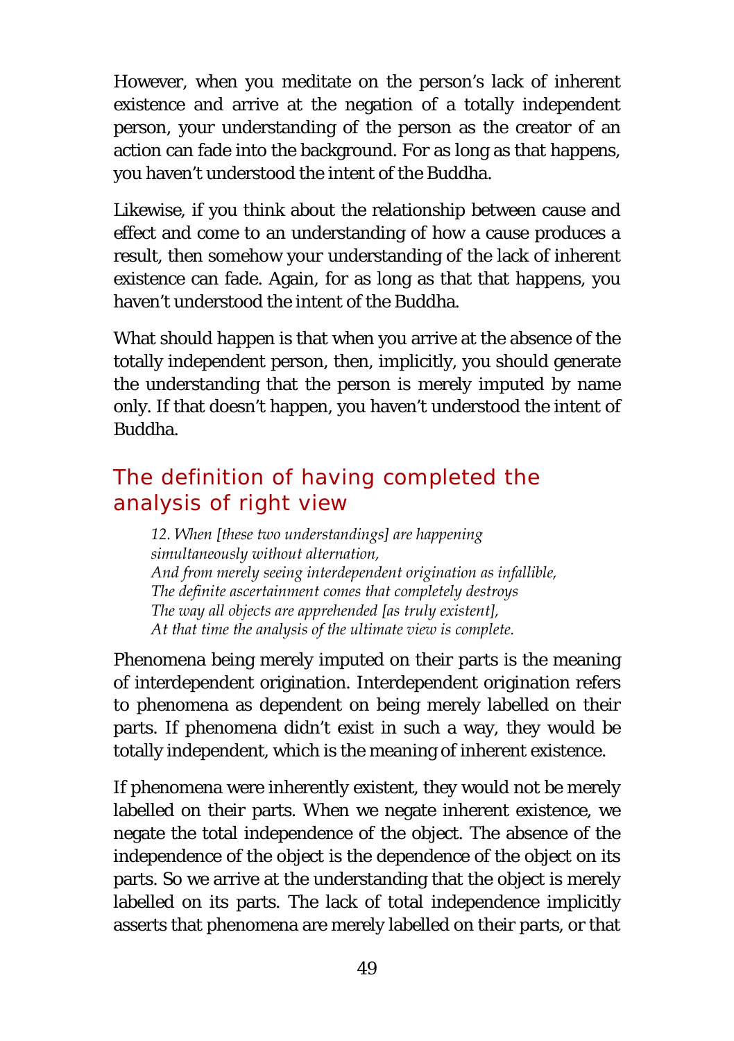However, when you meditate on the person's lack of inherent existence and arrive at the negation of a totally independent person, your understanding of the person as the creator of an action can fade into the background. For as long as that happens, you haven't understood the intent of the Buddha.

Likewise, if you think about the relationship between cause and effect and come to an understanding of how a cause produces a result, then somehow your understanding of the lack of inherent existence can fade. Again, for as long as that that happens, you haven't understood the intent of the Buddha.

What should happen is that when you arrive at the absence of the totally independent person, then, implicitly, you should generate the understanding that the person is merely imputed by name only. If that doesn't happen, you haven't understood the intent of Buddha.

## The definition of having completed the analysis of right view

> *12. When [these two understandings] are happening simultaneously without alternation,*
> *And from merely seeing interdependent origination as infallible,*
> *The definite ascertainment comes that completely destroys*
> *The way all objects are apprehended [as truly existent],*
> *At that time the analysis of the ultimate view is complete.*

Phenomena being merely imputed on their parts is the meaning of interdependent origination. Interdependent origination refers to phenomena as dependent on being merely labelled on their parts. If phenomena didn't exist in such a way, they would be totally independent, which is the meaning of inherent existence.

If phenomena were inherently existent, they would not be merely labelled on their parts. When we negate inherent existence, we negate the total independence of the object. The absence of the independence of the object is the dependence of the object on its parts. So we arrive at the understanding that the object is merely labelled on its parts. The lack of total independence implicitly asserts that phenomena are merely labelled on their parts, or that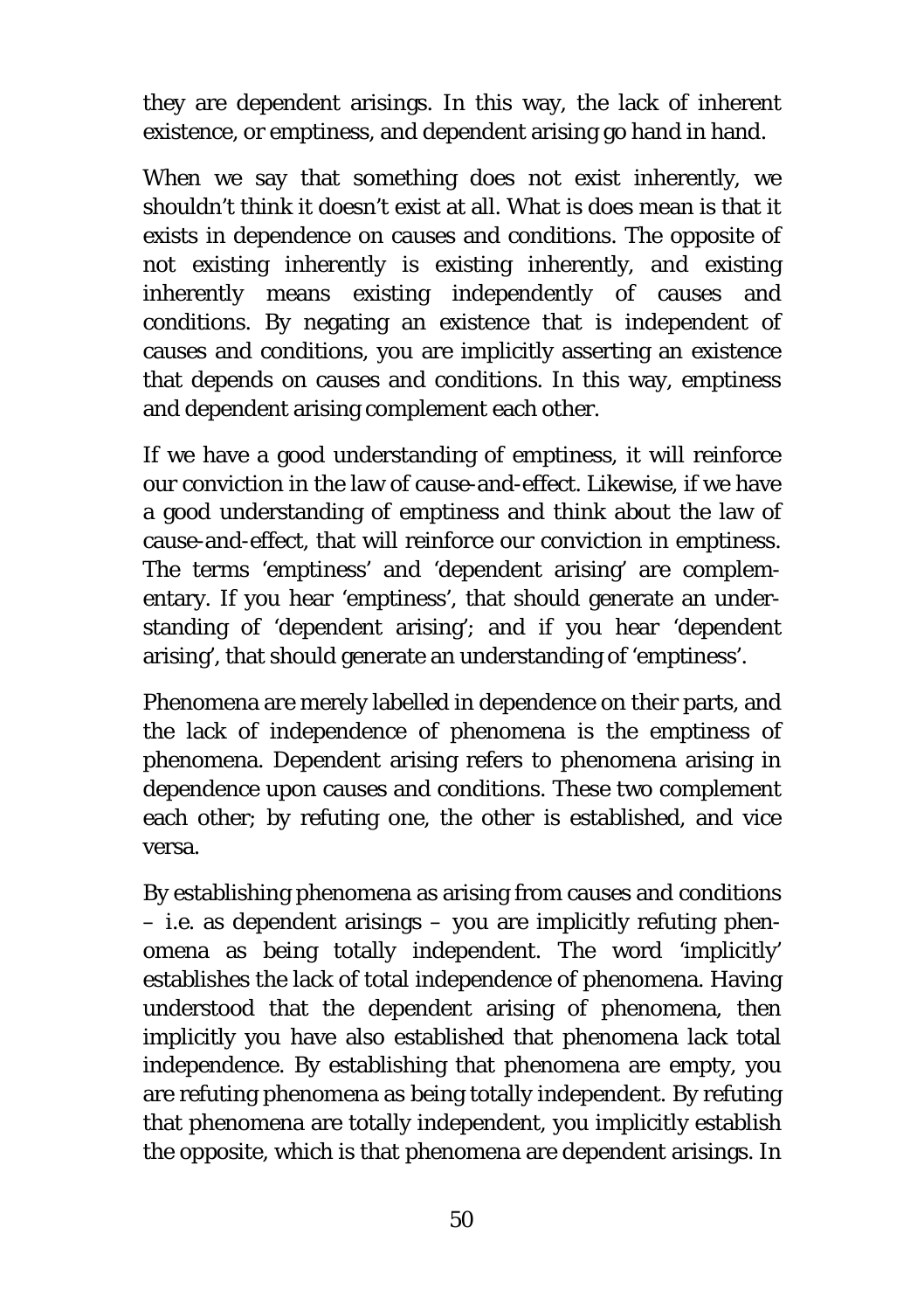they are dependent arisings. In this way, the lack of inherent existence, or emptiness, and dependent arising go hand in hand.

When we say that something does not exist inherently, we shouldn't think it doesn't exist at all. What is does mean is that it exists in dependence on causes and conditions. The opposite of not existing inherently is existing inherently, and existing inherently means existing independently of causes and conditions. By negating an existence that is independent of causes and conditions, you are implicitly asserting an existence that depends on causes and conditions. In this way, emptiness and dependent arising complement each other.

If we have a good understanding of emptiness, it will reinforce our conviction in the law of cause-and-effect. Likewise, if we have a good understanding of emptiness and think about the law of cause-and-effect, that will reinforce our conviction in emptiness. The terms 'emptiness' and 'dependent arising' are complementary. If you hear 'emptiness', that should generate an understanding of 'dependent arising'; and if you hear 'dependent arising', that should generate an understanding of 'emptiness'.

Phenomena are merely labelled in dependence on their parts, and the lack of independence of phenomena is the emptiness of phenomena. Dependent arising refers to phenomena arising in dependence upon causes and conditions. These two complement each other; by refuting one, the other is established, and vice versa.

By establishing phenomena as arising from causes and conditions – i.e. as dependent arisings – you are implicitly refuting phenomena as being totally independent. The word 'implicitly' establishes the lack of total independence of phenomena. Having understood that the dependent arising of phenomena, then implicitly you have also established that phenomena lack total independence. By establishing that phenomena are empty, you are refuting phenomena as being totally independent. By refuting that phenomena are totally independent, you implicitly establish the opposite, which is that phenomena are dependent arisings. In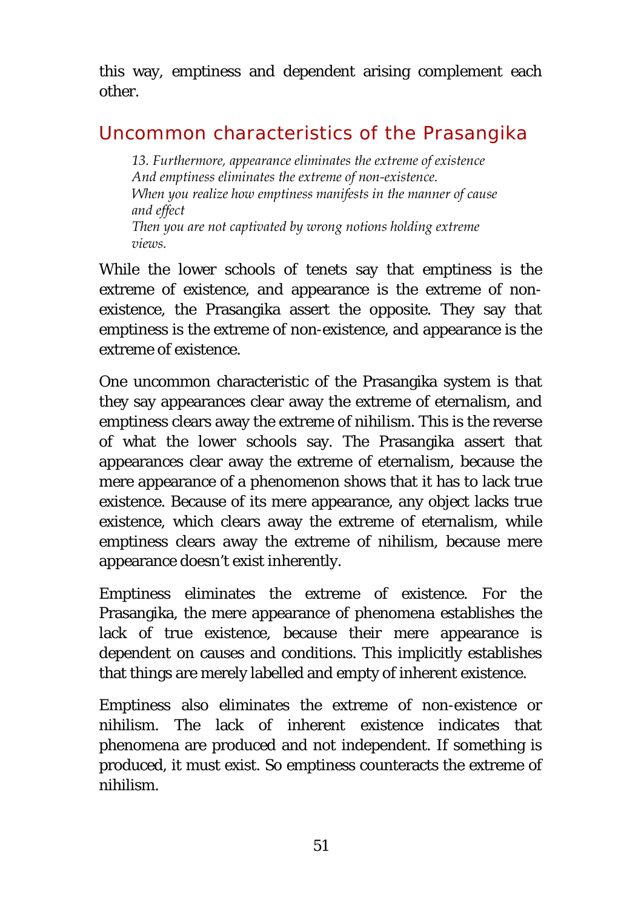this way, emptiness and dependent arising complement each other.

## Uncommon characteristics of the Prasangika

> *13. Furthermore, appearance eliminates the extreme of existence*
> *And emptiness eliminates the extreme of non-existence.*
> *When you realize how emptiness manifests in the manner of cause and effect*
> *Then you are not captivated by wrong notions holding extreme views.*

While the lower schools of tenets say that emptiness is the extreme of existence, and appearance is the extreme of non-existence, the Prasangika assert the opposite. They say that emptiness is the extreme of non-existence, and appearance is the extreme of existence.

One uncommon characteristic of the Prasangika system is that they say appearances clear away the extreme of eternalism, and emptiness clears away the extreme of nihilism. This is the reverse of what the lower schools say. The Prasangika assert that appearances clear away the extreme of eternalism, because the mere appearance of a phenomenon shows that it has to lack true existence. Because of its mere appearance, any object lacks true existence, which clears away the extreme of eternalism, while emptiness clears away the extreme of nihilism, because mere appearance doesn't exist inherently.

Emptiness eliminates the extreme of existence. For the Prasangika, the mere appearance of phenomena establishes the lack of true existence, because their mere appearance is dependent on causes and conditions. This implicitly establishes that things are merely labelled and empty of inherent existence.

Emptiness also eliminates the extreme of non-existence or nihilism. The lack of inherent existence indicates that phenomena are produced and not independent. If something is produced, it must exist. So emptiness counteracts the extreme of nihilism.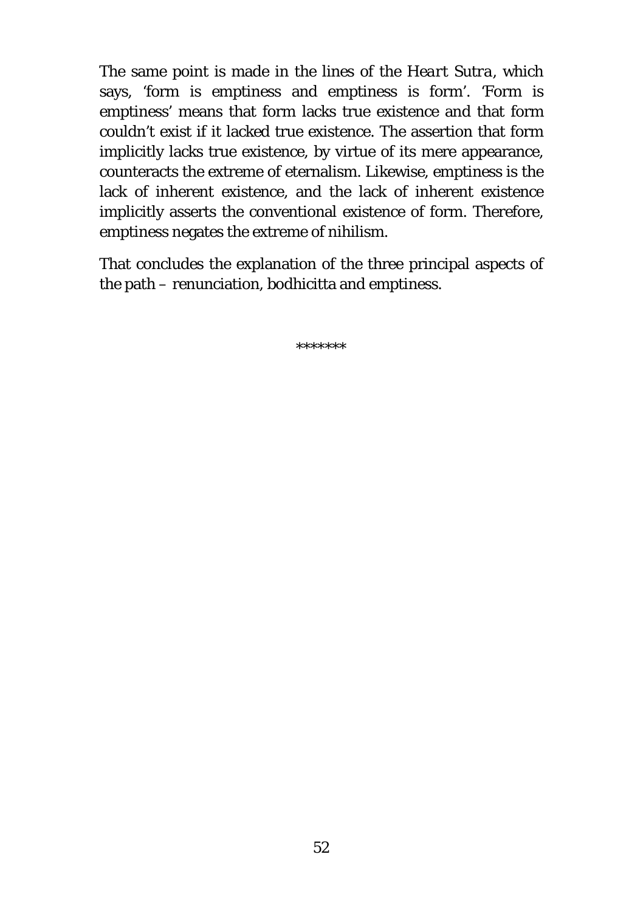The same point is made in the lines of the *Heart Sutra*, which says, 'form is emptiness and emptiness is form'. 'Form is emptiness' means that form lacks true existence and that form couldn't exist if it lacked true existence. The assertion that form implicitly lacks true existence, by virtue of its mere appearance, counteracts the extreme of eternalism. Likewise, emptiness is the lack of inherent existence, and the lack of inherent existence implicitly asserts the conventional existence of form. Therefore, emptiness negates the extreme of nihilism.

That concludes the explanation of the three principal aspects of the path – renunciation, bodhicitta and emptiness.

*******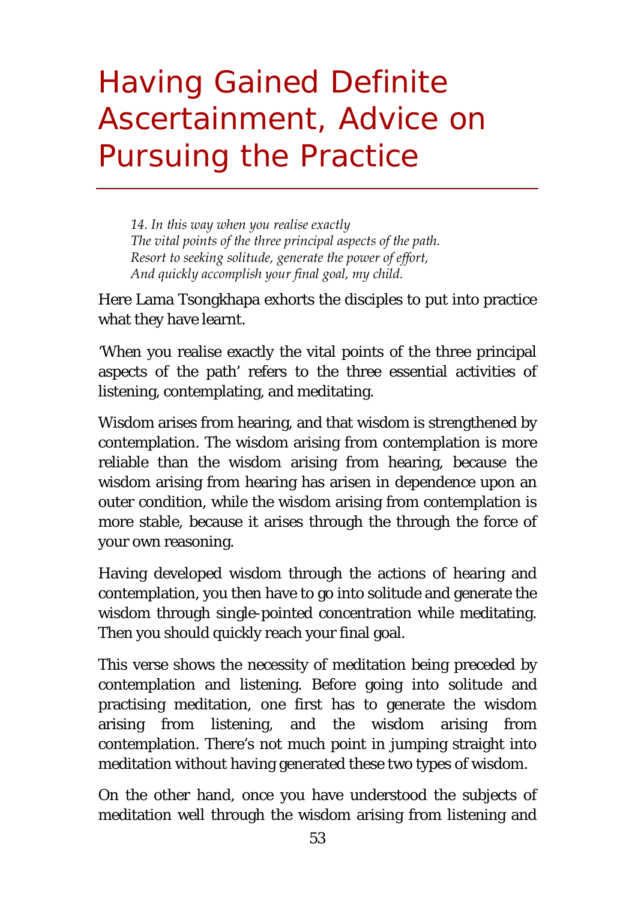# Having Gained Definite Ascertainment, Advice on Pursuing the Practice

*14. In this way when you realise exactly*
*The vital points of the three principal aspects of the path.*
*Resort to seeking solitude, generate the power of effort,*
*And quickly accomplish your final goal, my child.*

Here Lama Tsongkhapa exhorts the disciples to put into practice what they have learnt.

'When you realise exactly the vital points of the three principal aspects of the path' refers to the three essential activities of listening, contemplating, and meditating.

Wisdom arises from hearing, and that wisdom is strengthened by contemplation. The wisdom arising from contemplation is more reliable than the wisdom arising from hearing, because the wisdom arising from hearing has arisen in dependence upon an outer condition, while the wisdom arising from contemplation is more stable, because it arises through the through the force of your own reasoning.

Having developed wisdom through the actions of hearing and contemplation, you then have to go into solitude and generate the wisdom through single-pointed concentration while meditating. Then you should quickly reach your final goal.

This verse shows the necessity of meditation being preceded by contemplation and listening. Before going into solitude and practising meditation, one first has to generate the wisdom arising from listening, and the wisdom arising from contemplation. There's not much point in jumping straight into meditation without having generated these two types of wisdom.

On the other hand, once you have understood the subjects of meditation well through the wisdom arising from listening and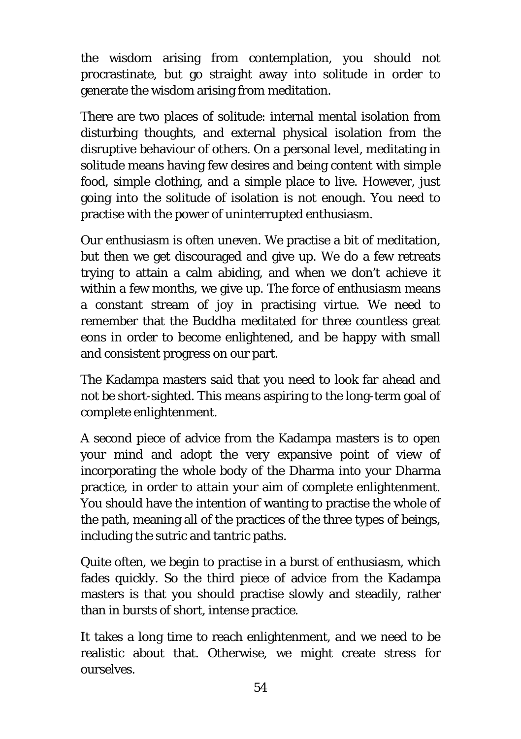the wisdom arising from contemplation, you should not procrastinate, but go straight away into solitude in order to generate the wisdom arising from meditation.

There are two places of solitude: internal mental isolation from disturbing thoughts, and external physical isolation from the disruptive behaviour of others. On a personal level, meditating in solitude means having few desires and being content with simple food, simple clothing, and a simple place to live. However, just going into the solitude of isolation is not enough. You need to practise with the power of uninterrupted enthusiasm.

Our enthusiasm is often uneven. We practise a bit of meditation, but then we get discouraged and give up. We do a few retreats trying to attain a calm abiding, and when we don't achieve it within a few months, we give up. The force of enthusiasm means a constant stream of joy in practising virtue. We need to remember that the Buddha meditated for three countless great eons in order to become enlightened, and be happy with small and consistent progress on our part.

The Kadampa masters said that you need to look far ahead and not be short-sighted. This means aspiring to the long-term goal of complete enlightenment.

A second piece of advice from the Kadampa masters is to open your mind and adopt the very expansive point of view of incorporating the whole body of the Dharma into your Dharma practice, in order to attain your aim of complete enlightenment. You should have the intention of wanting to practise the whole of the path, meaning all of the practices of the three types of beings, including the sutric and tantric paths.

Quite often, we begin to practise in a burst of enthusiasm, which fades quickly. So the third piece of advice from the Kadampa masters is that you should practise slowly and steadily, rather than in bursts of short, intense practice.

It takes a long time to reach enlightenment, and we need to be realistic about that. Otherwise, we might create stress for ourselves.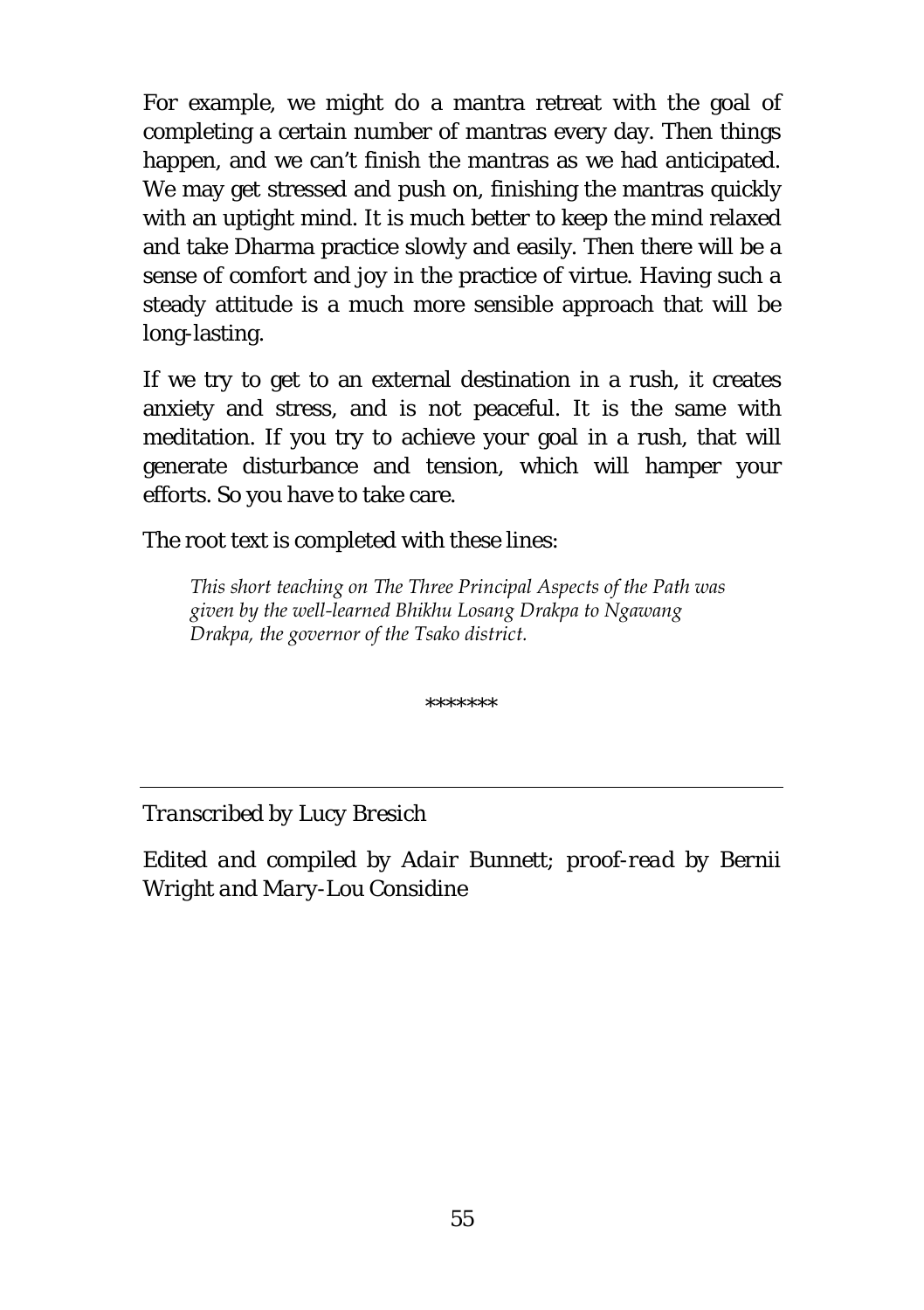For example, we might do a mantra retreat with the goal of completing a certain number of mantras every day. Then things happen, and we can't finish the mantras as we had anticipated. We may get stressed and push on, finishing the mantras quickly with an uptight mind. It is much better to keep the mind relaxed and take Dharma practice slowly and easily. Then there will be a sense of comfort and joy in the practice of virtue. Having such a steady attitude is a much more sensible approach that will be long-lasting.

If we try to get to an external destination in a rush, it creates anxiety and stress, and is not peaceful. It is the same with meditation. If you try to achieve your goal in a rush, that will generate disturbance and tension, which will hamper your efforts. So you have to take care.

The root text is completed with these lines:

> *This short teaching on The Three Principal Aspects of the Path was given by the well-learned Bhikhu Losang Drakpa to Ngawang Drakpa, the governor of the Tsako district.*

*******

---

*Transcribed by Lucy Bresich*

*Edited and compiled by Adair Bunnett; proof-read by Bernii Wright and Mary-Lou Considine*